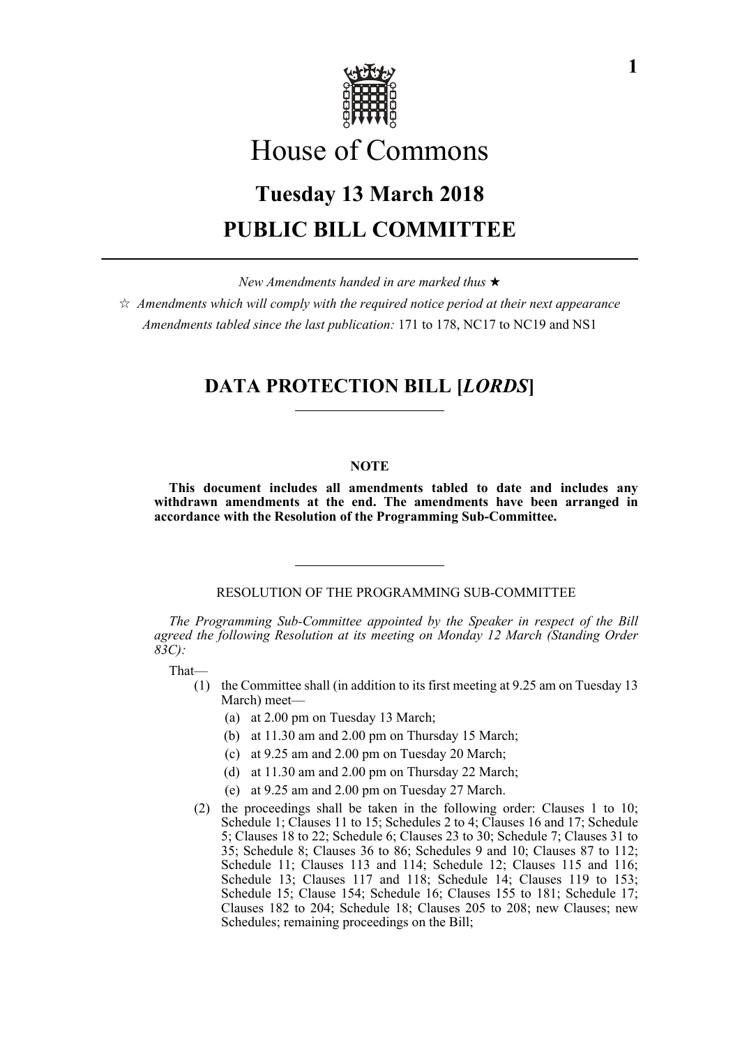# House of Commons

## Tuesday 13 March 2018

## PUBLIC BILL COMMITTEE

*New Amendments handed in are marked thus* ★

☆ *Amendments which will comply with the required notice period at their next appearance*

*Amendments tabled since the last publication:* 171 to 178, NC17 to NC19 and NS1

## DATA PROTECTION BILL [*LORDS*]

**NOTE**

**This document includes all amendments tabled to date and includes any withdrawn amendments at the end. The amendments have been arranged in accordance with the Resolution of the Programming Sub-Committee.**

RESOLUTION OF THE PROGRAMMING SUB-COMMITTEE

*The Programming Sub-Committee appointed by the Speaker in respect of the Bill agreed the following Resolution at its meeting on Monday 12 March (Standing Order 83C):*

That—

(1) the Committee shall (in addition to its first meeting at 9.25 am on Tuesday 13 March) meet—

(a) at 2.00 pm on Tuesday 13 March;

(b) at 11.30 am and 2.00 pm on Thursday 15 March;

(c) at 9.25 am and 2.00 pm on Tuesday 20 March;

(d) at 11.30 am and 2.00 pm on Thursday 22 March;

(e) at 9.25 am and 2.00 pm on Tuesday 27 March.

(2) the proceedings shall be taken in the following order: Clauses 1 to 10; Schedule 1; Clauses 11 to 15; Schedules 2 to 4; Clauses 16 and 17; Schedule 5; Clauses 18 to 22; Schedule 6; Clauses 23 to 30; Schedule 7; Clauses 31 to 35; Schedule 8; Clauses 36 to 86; Schedules 9 and 10; Clauses 87 to 112; Schedule 11; Clauses 113 and 114; Schedule 12; Clauses 115 and 116; Schedule 13; Clauses 117 and 118; Schedule 14; Clauses 119 to 153; Schedule 15; Clause 154; Schedule 16; Clauses 155 to 181; Schedule 17; Clauses 182 to 204; Schedule 18; Clauses 205 to 208; new Clauses; new Schedules; remaining proceedings on the Bill;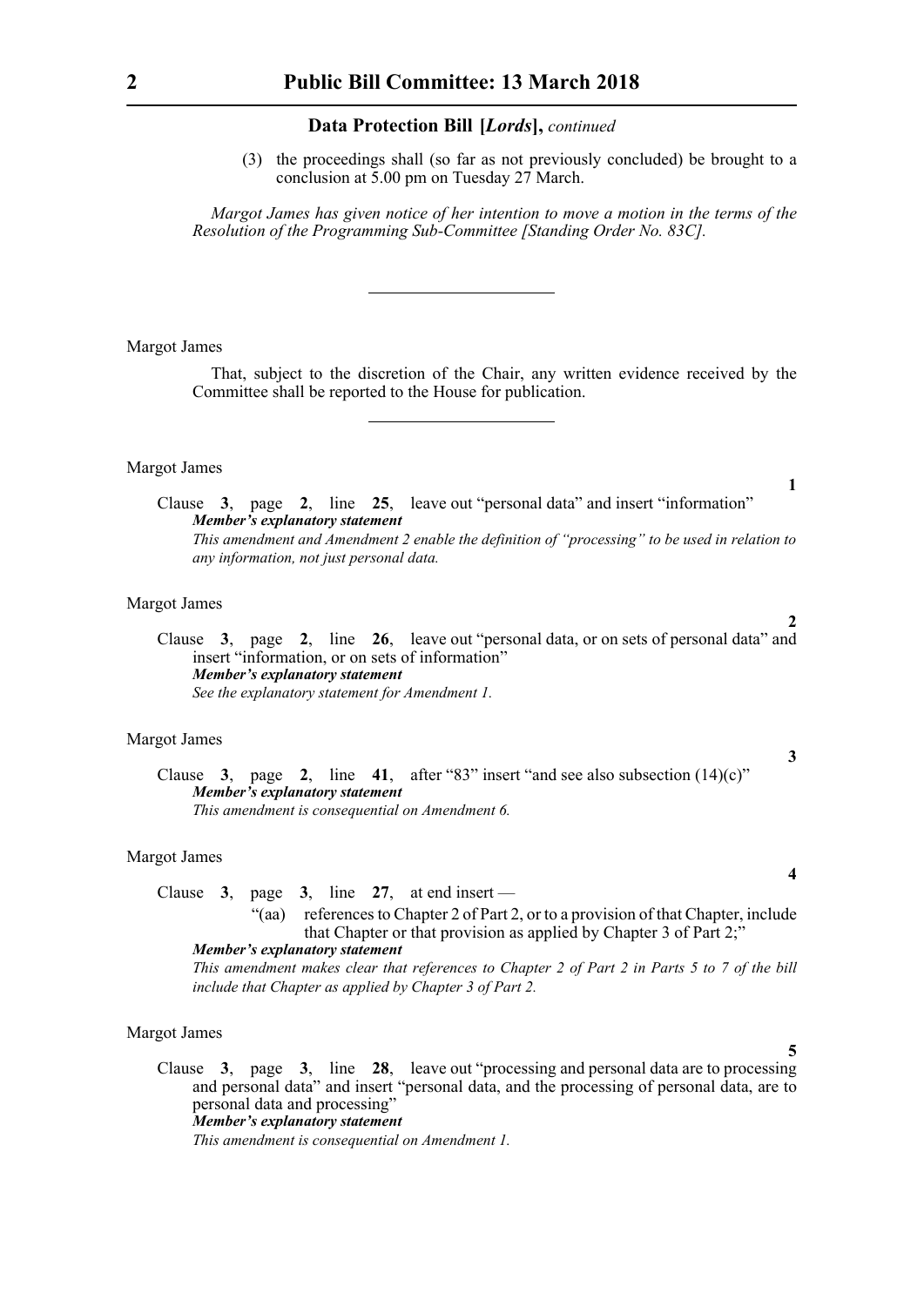(3) the proceedings shall (so far as not previously concluded) be brought to a conclusion at 5.00 pm on Tuesday 27 March.

*Margot James has given notice of her intention to move a motion in the terms of the Resolution of the Programming Sub-Committee [Standing Order No. 83C].*

---

Margot James

That, subject to the discretion of the Chair, any written evidence received by the Committee shall be reported to the House for publication.

---

Margot James

**1**

Clause **3**, page **2**, line **25**, leave out "personal data" and insert "information"

***Member's explanatory statement***

*This amendment and Amendment 2 enable the definition of "processing" to be used in relation to any information, not just personal data.*

Margot James

**2**

Clause **3**, page **2**, line **26**, leave out "personal data, or on sets of personal data" and insert "information, or on sets of information"

***Member's explanatory statement***

*See the explanatory statement for Amendment 1.*

Margot James

**3**

Clause **3**, page **2**, line **41**, after "83" insert "and see also subsection (14)(c)"

***Member's explanatory statement***

*This amendment is consequential on Amendment 6.*

Margot James

**4**

Clause **3**, page **3**, line **27**, at end insert —

"(aa) references to Chapter 2 of Part 2, or to a provision of that Chapter, include that Chapter or that provision as applied by Chapter 3 of Part 2;"

***Member's explanatory statement***

*This amendment makes clear that references to Chapter 2 of Part 2 in Parts 5 to 7 of the bill include that Chapter as applied by Chapter 3 of Part 2.*

Margot James

**5**

Clause **3**, page **3**, line **28**, leave out "processing and personal data are to processing and personal data" and insert "personal data, and the processing of personal data, are to personal data and processing"

***Member's explanatory statement***

*This amendment is consequential on Amendment 1.*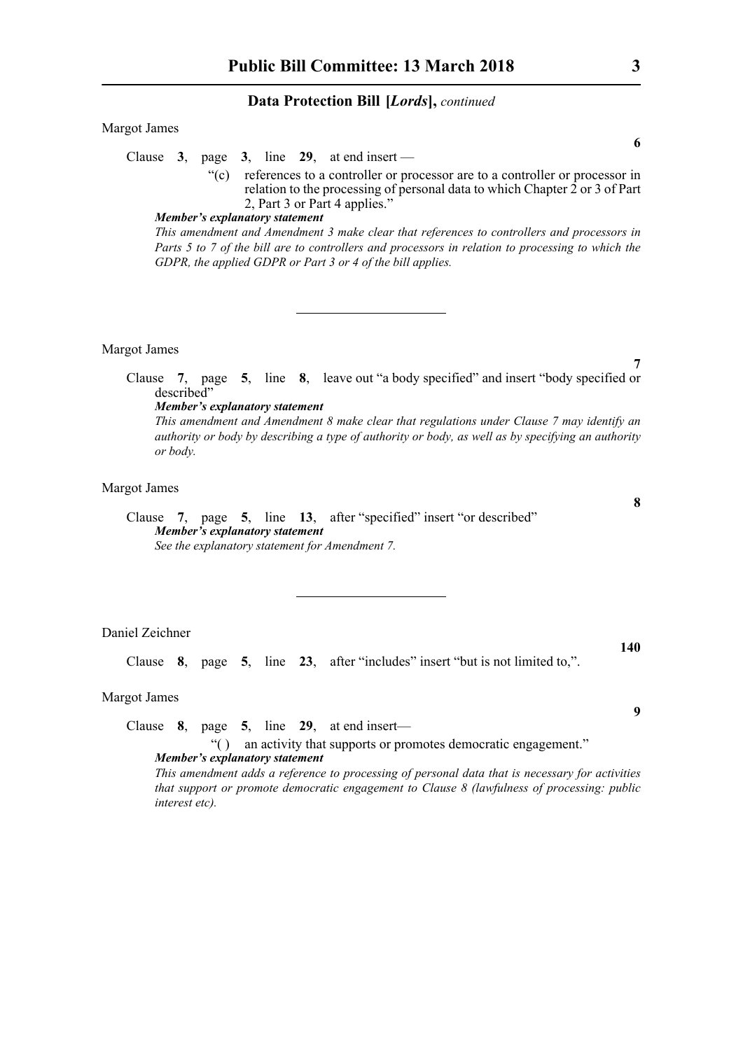Margot James

**6**

Clause **3**, page **3**, line **29**, at end insert —

"(c) references to a controller or processor are to a controller or processor in relation to the processing of personal data to which Chapter 2 or 3 of Part 2, Part 3 or Part 4 applies."

***Member's explanatory statement***

*This amendment and Amendment 3 make clear that references to controllers and processors in Parts 5 to 7 of the bill are to controllers and processors in relation to processing to which the GDPR, the applied GDPR or Part 3 or 4 of the bill applies.*

---

Margot James

**7**

Clause **7**, page **5**, line **8**, leave out "a body specified" and insert "body specified or described"

***Member's explanatory statement***

*This amendment and Amendment 8 make clear that regulations under Clause 7 may identify an authority or body by describing a type of authority or body, as well as by specifying an authority or body.*

Margot James

**8**

Clause **7**, page **5**, line **13**, after "specified" insert "or described"

***Member's explanatory statement***

*See the explanatory statement for Amendment 7.*

---

Daniel Zeichner

**140**

Clause **8**, page **5**, line **23**, after "includes" insert "but is not limited to,".

Margot James

**9**

Clause **8**, page **5**, line **29**, at end insert—

"( ) an activity that supports or promotes democratic engagement."

***Member's explanatory statement***

*This amendment adds a reference to processing of personal data that is necessary for activities that support or promote democratic engagement to Clause 8 (lawfulness of processing: public interest etc).*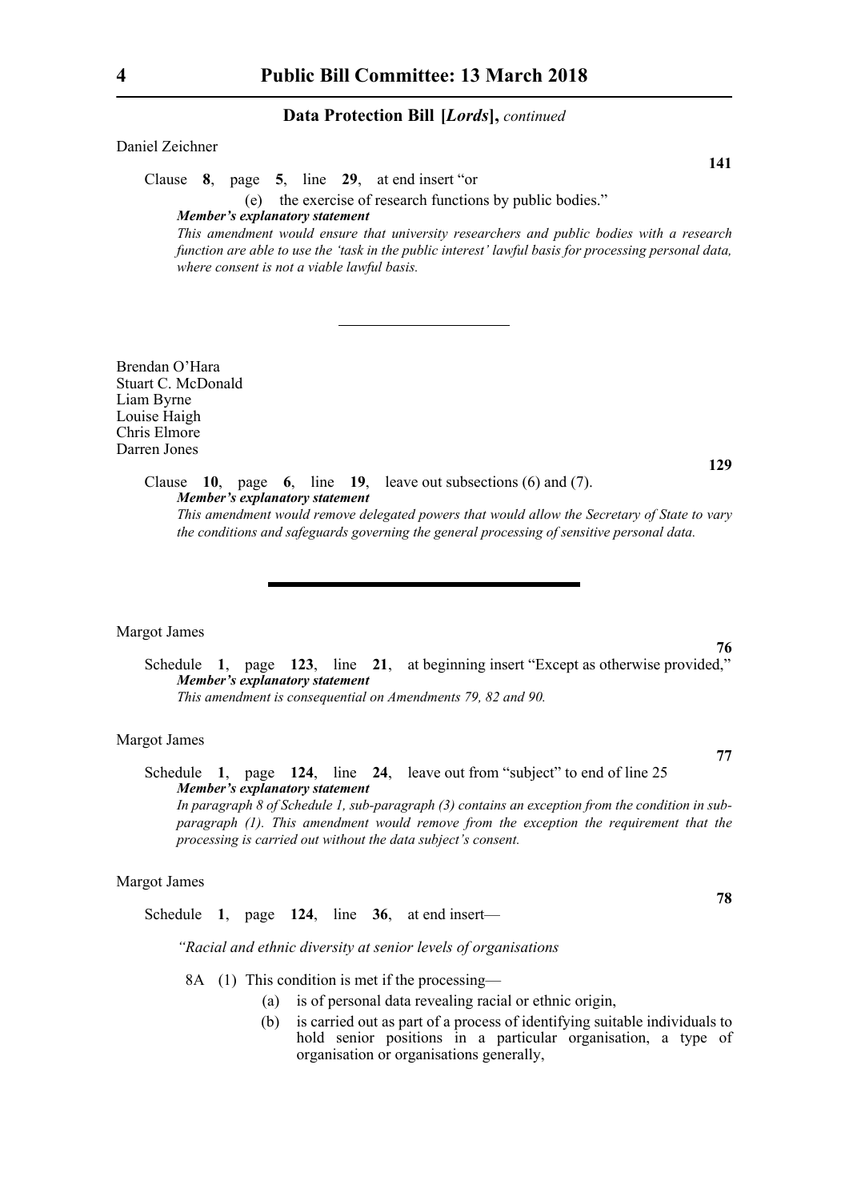**Data Protection Bill [*Lords*],** *continued*

Daniel Zeichner

**141**

Clause **8**, page **5**, line **29**, at end insert "or

(e) the exercise of research functions by public bodies."

***Member's explanatory statement***

*This amendment would ensure that university researchers and public bodies with a research function are able to use the 'task in the public interest' lawful basis for processing personal data, where consent is not a viable lawful basis.*

---

Brendan O'Hara
Stuart C. McDonald
Liam Byrne
Louise Haigh
Chris Elmore
Darren Jones

**129**

Clause **10**, page **6**, line **19**, leave out subsections (6) and (7).

***Member's explanatory statement***

*This amendment would remove delegated powers that would allow the Secretary of State to vary the conditions and safeguards governing the general processing of sensitive personal data.*

---

Margot James

**76**

Schedule **1**, page **123**, line **21**, at beginning insert "Except as otherwise provided,"

***Member's explanatory statement***

*This amendment is consequential on Amendments 79, 82 and 90.*

Margot James

**77**

Schedule **1**, page **124**, line **24**, leave out from "subject" to end of line 25

***Member's explanatory statement***

*In paragraph 8 of Schedule 1, sub-paragraph (3) contains an exception from the condition in sub-paragraph (1). This amendment would remove from the exception the requirement that the processing is carried out without the data subject's consent.*

Margot James

**78**

Schedule **1**, page **124**, line **36**, at end insert—

*"Racial and ethnic diversity at senior levels of organisations*

8A (1) This condition is met if the processing—

(a) is of personal data revealing racial or ethnic origin,

(b) is carried out as part of a process of identifying suitable individuals to hold senior positions in a particular organisation, a type of organisation or organisations generally,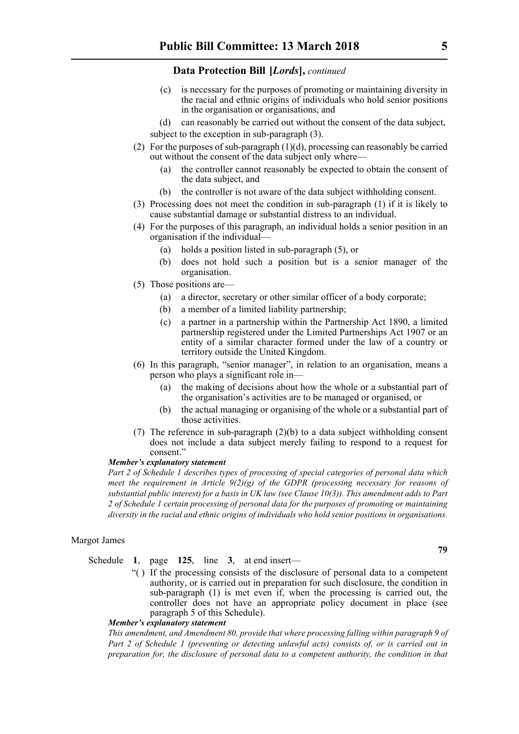**Data Protection Bill [*Lords*],** *continued*

(c) is necessary for the purposes of promoting or maintaining diversity in the racial and ethnic origins of individuals who hold senior positions in the organisation or organisations, and

(d) can reasonably be carried out without the consent of the data subject,

subject to the exception in sub-paragraph (3).

(2) For the purposes of sub-paragraph (1)(d), processing can reasonably be carried out without the consent of the data subject only where—

(a) the controller cannot reasonably be expected to obtain the consent of the data subject, and

(b) the controller is not aware of the data subject withholding consent.

(3) Processing does not meet the condition in sub-paragraph (1) if it is likely to cause substantial damage or substantial distress to an individual.

(4) For the purposes of this paragraph, an individual holds a senior position in an organisation if the individual—

(a) holds a position listed in sub-paragraph (5), or

(b) does not hold such a position but is a senior manager of the organisation.

(5) Those positions are—

(a) a director, secretary or other similar officer of a body corporate;

(b) a member of a limited liability partnership;

(c) a partner in a partnership within the Partnership Act 1890, a limited partnership registered under the Limited Partnerships Act 1907 or an entity of a similar character formed under the law of a country or territory outside the United Kingdom.

(6) In this paragraph, "senior manager", in relation to an organisation, means a person who plays a significant role in—

(a) the making of decisions about how the whole or a substantial part of the organisation's activities are to be managed or organised, or

(b) the actual managing or organising of the whole or a substantial part of those activities.

(7) The reference in sub-paragraph (2)(b) to a data subject withholding consent does not include a data subject merely failing to respond to a request for consent."

***Member's explanatory statement***

*Part 2 of Schedule 1 describes types of processing of special categories of personal data which meet the requirement in Article 9(2)(g) of the GDPR (processing necessary for reasons of substantial public interest) for a basis in UK law (see Clause 10(3)). This amendment adds to Part 2 of Schedule 1 certain processing of personal data for the purposes of promoting or maintaining diversity in the racial and ethnic origins of individuals who hold senior positions in organisations.*

Margot James

**79**

Schedule **1**, page **125**, line **3**, at end insert—

"( ) If the processing consists of the disclosure of personal data to a competent authority, or is carried out in preparation for such disclosure, the condition in sub-paragraph (1) is met even if, when the processing is carried out, the controller does not have an appropriate policy document in place (see paragraph 5 of this Schedule).

***Member's explanatory statement***

*This amendment, and Amendment 80, provide that where processing falling within paragraph 9 of Part 2 of Schedule 1 (preventing or detecting unlawful acts) consists of, or is carried out in preparation for, the disclosure of personal data to a competent authority, the condition in that*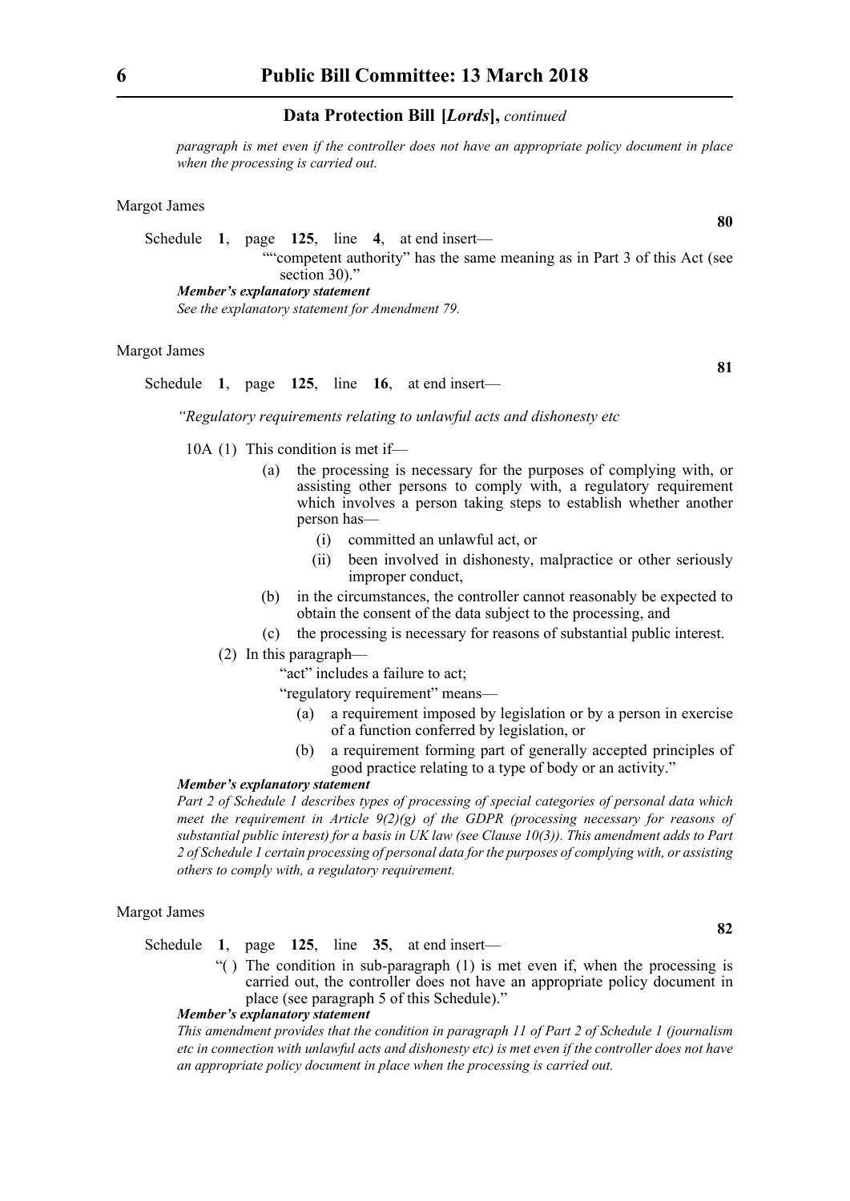*paragraph is met even if the controller does not have an appropriate policy document in place when the processing is carried out.*

Margot James

**80**

Schedule **1**, page **125**, line **4**, at end insert—

""competent authority" has the same meaning as in Part 3 of this Act (see section 30)."

***Member's explanatory statement***

*See the explanatory statement for Amendment 79.*

Margot James

**81**

Schedule **1**, page **125**, line **16**, at end insert—

*"Regulatory requirements relating to unlawful acts and dishonesty etc*

10A (1) This condition is met if—

(a) the processing is necessary for the purposes of complying with, or assisting other persons to comply with, a regulatory requirement which involves a person taking steps to establish whether another person has—

(i) committed an unlawful act, or

(ii) been involved in dishonesty, malpractice or other seriously improper conduct,

(b) in the circumstances, the controller cannot reasonably be expected to obtain the consent of the data subject to the processing, and

(c) the processing is necessary for reasons of substantial public interest.

(2) In this paragraph—

"act" includes a failure to act;

"regulatory requirement" means—

(a) a requirement imposed by legislation or by a person in exercise of a function conferred by legislation, or

(b) a requirement forming part of generally accepted principles of good practice relating to a type of body or an activity."

***Member's explanatory statement***

*Part 2 of Schedule 1 describes types of processing of special categories of personal data which meet the requirement in Article 9(2)(g) of the GDPR (processing necessary for reasons of substantial public interest) for a basis in UK law (see Clause 10(3)). This amendment adds to Part 2 of Schedule 1 certain processing of personal data for the purposes of complying with, or assisting others to comply with, a regulatory requirement.*

Margot James

**82**

Schedule **1**, page **125**, line **35**, at end insert—

"( ) The condition in sub-paragraph (1) is met even if, when the processing is carried out, the controller does not have an appropriate policy document in place (see paragraph 5 of this Schedule)."

***Member's explanatory statement***

*This amendment provides that the condition in paragraph 11 of Part 2 of Schedule 1 (journalism etc in connection with unlawful acts and dishonesty etc) is met even if the controller does not have an appropriate policy document in place when the processing is carried out.*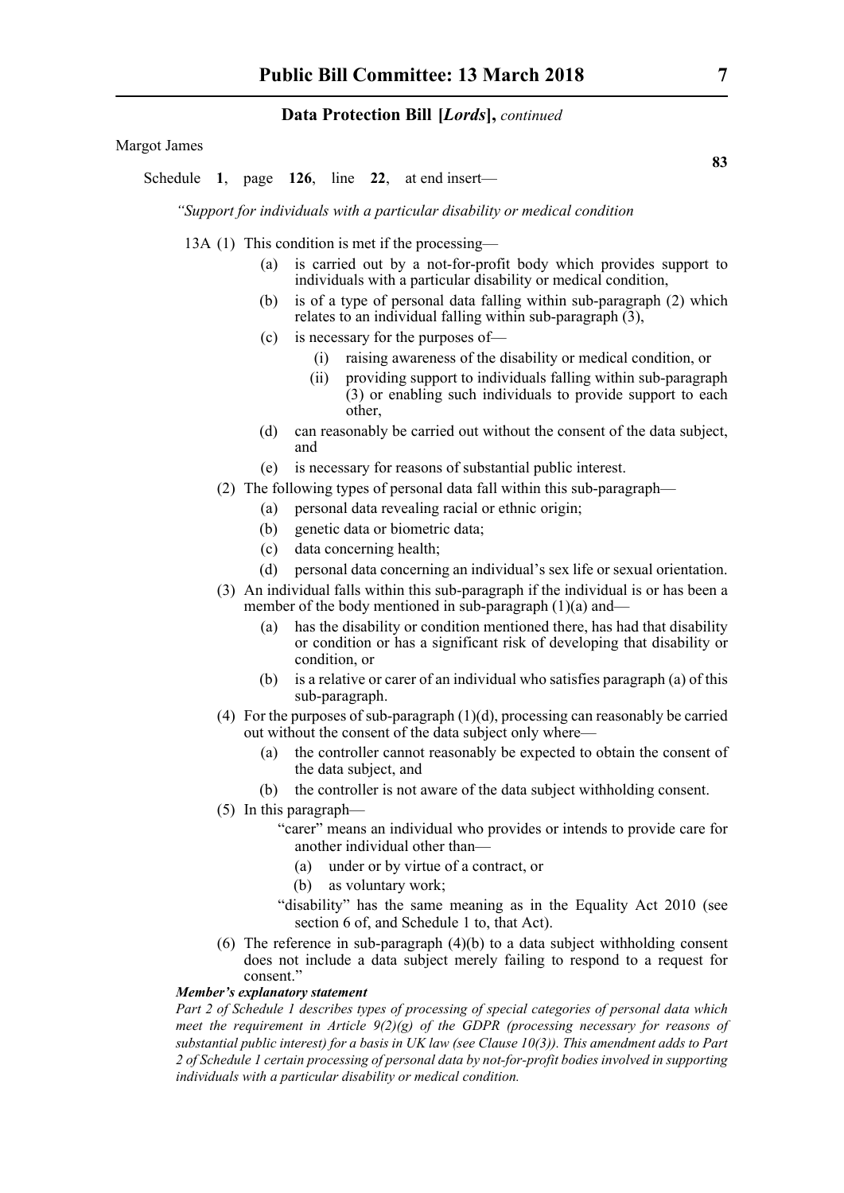Margot James

**83**

Schedule **1**, page **126**, line **22**, at end insert—

*"Support for individuals with a particular disability or medical condition*

13A (1) This condition is met if the processing—

(a) is carried out by a not-for-profit body which provides support to individuals with a particular disability or medical condition,

(b) is of a type of personal data falling within sub-paragraph (2) which relates to an individual falling within sub-paragraph (3),

(c) is necessary for the purposes of—

(i) raising awareness of the disability or medical condition, or

(ii) providing support to individuals falling within sub-paragraph (3) or enabling such individuals to provide support to each other,

(d) can reasonably be carried out without the consent of the data subject, and

(e) is necessary for reasons of substantial public interest.

(2) The following types of personal data fall within this sub-paragraph—

(a) personal data revealing racial or ethnic origin;

(b) genetic data or biometric data;

(c) data concerning health;

(d) personal data concerning an individual's sex life or sexual orientation.

(3) An individual falls within this sub-paragraph if the individual is or has been a member of the body mentioned in sub-paragraph (1)(a) and—

(a) has the disability or condition mentioned there, has had that disability or condition or has a significant risk of developing that disability or condition, or

(b) is a relative or carer of an individual who satisfies paragraph (a) of this sub-paragraph.

(4) For the purposes of sub-paragraph (1)(d), processing can reasonably be carried out without the consent of the data subject only where—

(a) the controller cannot reasonably be expected to obtain the consent of the data subject, and

(b) the controller is not aware of the data subject withholding consent.

(5) In this paragraph—

"carer" means an individual who provides or intends to provide care for another individual other than—

(a) under or by virtue of a contract, or

(b) as voluntary work;

"disability" has the same meaning as in the Equality Act 2010 (see section 6 of, and Schedule 1 to, that Act).

(6) The reference in sub-paragraph (4)(b) to a data subject withholding consent does not include a data subject merely failing to respond to a request for consent."

***Member's explanatory statement***

*Part 2 of Schedule 1 describes types of processing of special categories of personal data which meet the requirement in Article 9(2)(g) of the GDPR (processing necessary for reasons of substantial public interest) for a basis in UK law (see Clause 10(3)). This amendment adds to Part 2 of Schedule 1 certain processing of personal data by not-for-profit bodies involved in supporting individuals with a particular disability or medical condition.*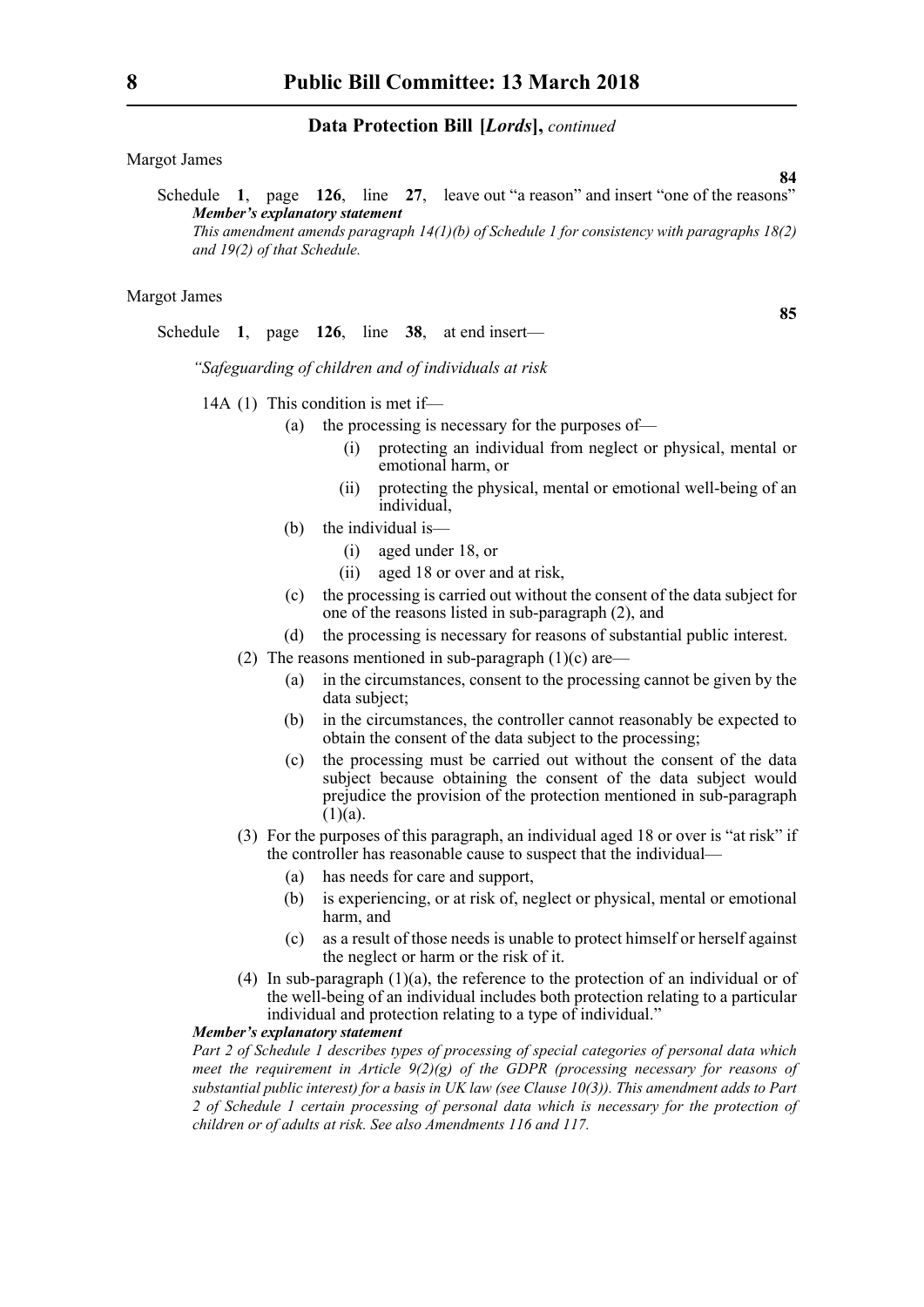Margot James

**84**

Schedule **1**, page **126**, line **27**, leave out "a reason" and insert "one of the reasons"

***Member's explanatory statement***

*This amendment amends paragraph 14(1)(b) of Schedule 1 for consistency with paragraphs 18(2) and 19(2) of that Schedule.*

Margot James

**85**

Schedule **1**, page **126**, line **38**, at end insert—

*"Safeguarding of children and of individuals at risk*

14A (1) This condition is met if—

- (a) the processing is necessary for the purposes of—
  - (i) protecting an individual from neglect or physical, mental or emotional harm, or
  - (ii) protecting the physical, mental or emotional well-being of an individual,
- (b) the individual is—
  - (i) aged under 18, or
  - (ii) aged 18 or over and at risk,
- (c) the processing is carried out without the consent of the data subject for one of the reasons listed in sub-paragraph (2), and
- (d) the processing is necessary for reasons of substantial public interest.

(2) The reasons mentioned in sub-paragraph (1)(c) are—

- (a) in the circumstances, consent to the processing cannot be given by the data subject;
- (b) in the circumstances, the controller cannot reasonably be expected to obtain the consent of the data subject to the processing;
- (c) the processing must be carried out without the consent of the data subject because obtaining the consent of the data subject would prejudice the provision of the protection mentioned in sub-paragraph (1)(a).

(3) For the purposes of this paragraph, an individual aged 18 or over is "at risk" if the controller has reasonable cause to suspect that the individual—

- (a) has needs for care and support,
- (b) is experiencing, or at risk of, neglect or physical, mental or emotional harm, and
- (c) as a result of those needs is unable to protect himself or herself against the neglect or harm or the risk of it.

(4) In sub-paragraph (1)(a), the reference to the protection of an individual or of the well-being of an individual includes both protection relating to a particular individual and protection relating to a type of individual."

***Member's explanatory statement***

*Part 2 of Schedule 1 describes types of processing of special categories of personal data which meet the requirement in Article 9(2)(g) of the GDPR (processing necessary for reasons of substantial public interest) for a basis in UK law (see Clause 10(3)). This amendment adds to Part 2 of Schedule 1 certain processing of personal data which is necessary for the protection of children or of adults at risk. See also Amendments 116 and 117.*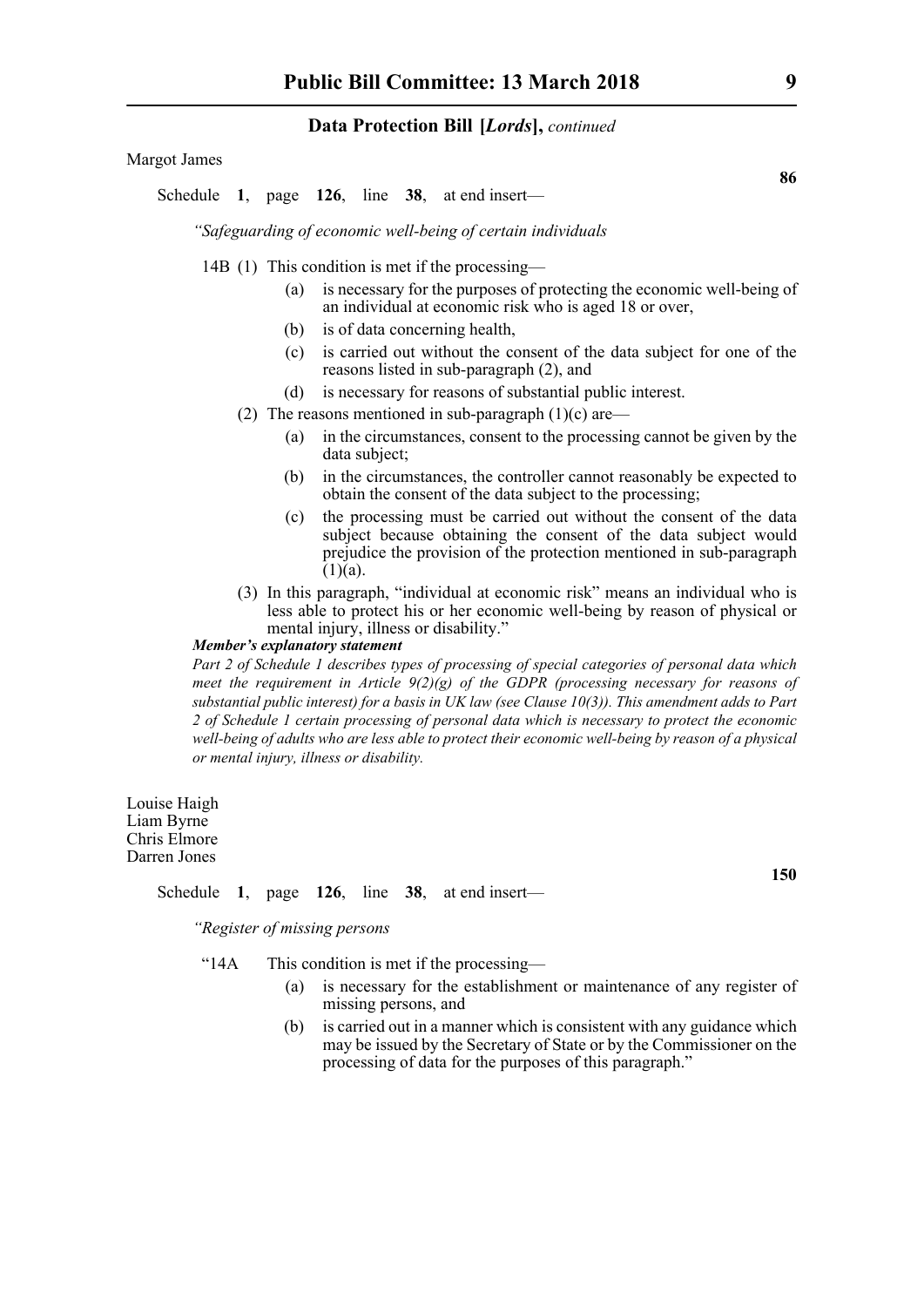**Data Protection Bill [*Lords*],** *continued*

Margot James

**86**

Schedule **1**, page **126**, line **38**, at end insert—

*"Safeguarding of economic well-being of certain individuals*

14B (1) This condition is met if the processing—

(a) is necessary for the purposes of protecting the economic well-being of an individual at economic risk who is aged 18 or over,

(b) is of data concerning health,

(c) is carried out without the consent of the data subject for one of the reasons listed in sub-paragraph (2), and

(d) is necessary for reasons of substantial public interest.

(2) The reasons mentioned in sub-paragraph (1)(c) are—

(a) in the circumstances, consent to the processing cannot be given by the data subject;

(b) in the circumstances, the controller cannot reasonably be expected to obtain the consent of the data subject to the processing;

(c) the processing must be carried out without the consent of the data subject because obtaining the consent of the data subject would prejudice the provision of the protection mentioned in sub-paragraph (1)(a).

(3) In this paragraph, "individual at economic risk" means an individual who is less able to protect his or her economic well-being by reason of physical or mental injury, illness or disability."

***Member's explanatory statement***

*Part 2 of Schedule 1 describes types of processing of special categories of personal data which meet the requirement in Article 9(2)(g) of the GDPR (processing necessary for reasons of substantial public interest) for a basis in UK law (see Clause 10(3)). This amendment adds to Part 2 of Schedule 1 certain processing of personal data which is necessary to protect the economic well-being of adults who are less able to protect their economic well-being by reason of a physical or mental injury, illness or disability.*

Louise Haigh
Liam Byrne
Chris Elmore
Darren Jones

**150**

Schedule **1**, page **126**, line **38**, at end insert—

*"Register of missing persons*

"14A This condition is met if the processing—

(a) is necessary for the establishment or maintenance of any register of missing persons, and

(b) is carried out in a manner which is consistent with any guidance which may be issued by the Secretary of State or by the Commissioner on the processing of data for the purposes of this paragraph."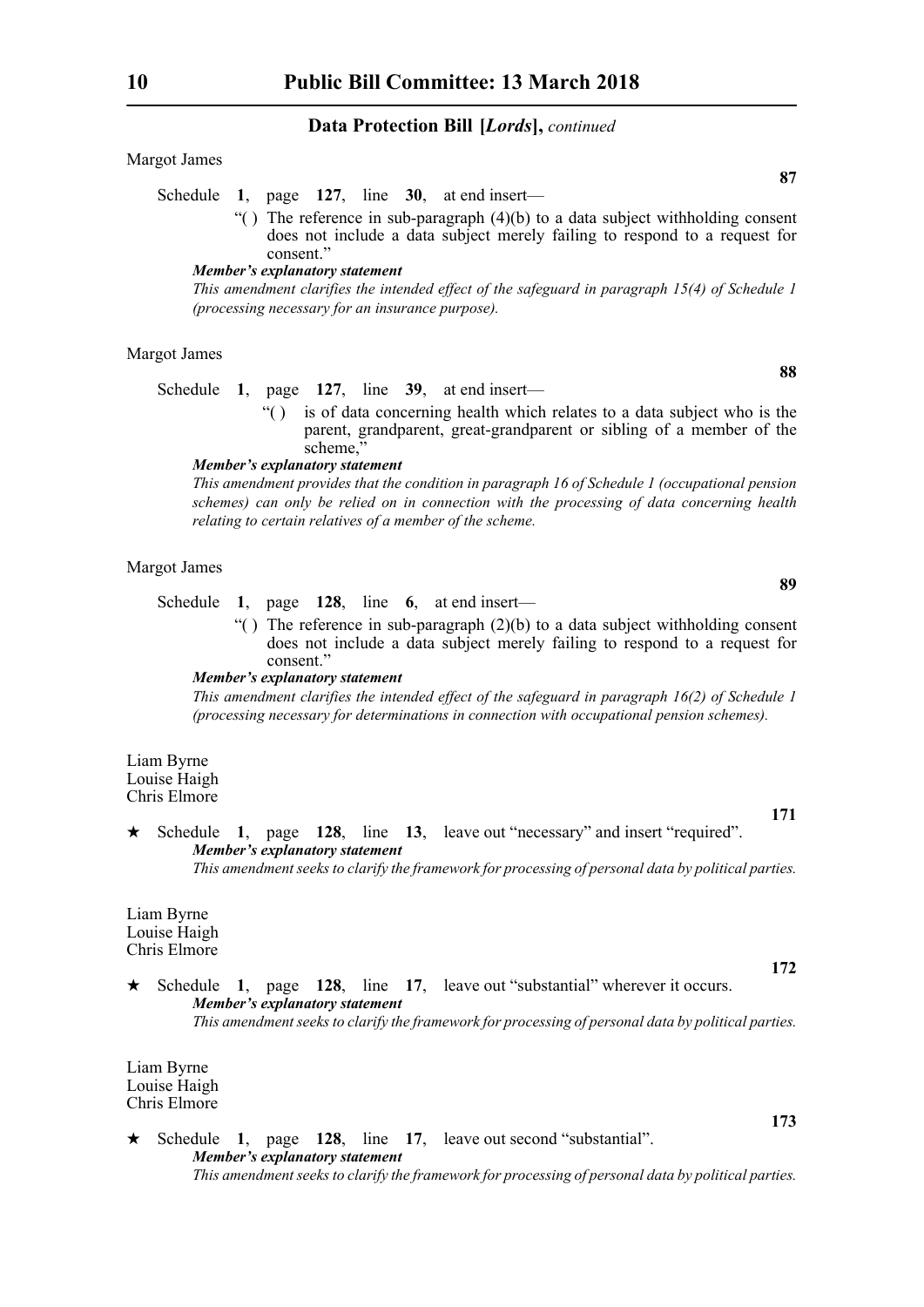**Data Protection Bill [*Lords*],** *continued*

Margot James

**87**

Schedule **1**, page **127**, line **30**, at end insert—

"( ) The reference in sub-paragraph (4)(b) to a data subject withholding consent does not include a data subject merely failing to respond to a request for consent."

***Member's explanatory statement***

*This amendment clarifies the intended effect of the safeguard in paragraph 15(4) of Schedule 1 (processing necessary for an insurance purpose).*

Margot James

**88**

Schedule **1**, page **127**, line **39**, at end insert—

"( ) is of data concerning health which relates to a data subject who is the parent, grandparent, great-grandparent or sibling of a member of the scheme,"

***Member's explanatory statement***

*This amendment provides that the condition in paragraph 16 of Schedule 1 (occupational pension schemes) can only be relied on in connection with the processing of data concerning health relating to certain relatives of a member of the scheme.*

Margot James

**89**

Schedule **1**, page **128**, line **6**, at end insert—

"( ) The reference in sub-paragraph (2)(b) to a data subject withholding consent does not include a data subject merely failing to respond to a request for consent."

***Member's explanatory statement***

*This amendment clarifies the intended effect of the safeguard in paragraph 16(2) of Schedule 1 (processing necessary for determinations in connection with occupational pension schemes).*

Liam Byrne
Louise Haigh
Chris Elmore

**171**

★ Schedule **1**, page **128**, line **13**, leave out "necessary" and insert "required".

***Member's explanatory statement***

*This amendment seeks to clarify the framework for processing of personal data by political parties.*

Liam Byrne
Louise Haigh
Chris Elmore

**172**

★ Schedule **1**, page **128**, line **17**, leave out "substantial" wherever it occurs.

***Member's explanatory statement***

*This amendment seeks to clarify the framework for processing of personal data by political parties.*

Liam Byrne
Louise Haigh
Chris Elmore

**173**

★ Schedule **1**, page **128**, line **17**, leave out second "substantial".

***Member's explanatory statement***

*This amendment seeks to clarify the framework for processing of personal data by political parties.*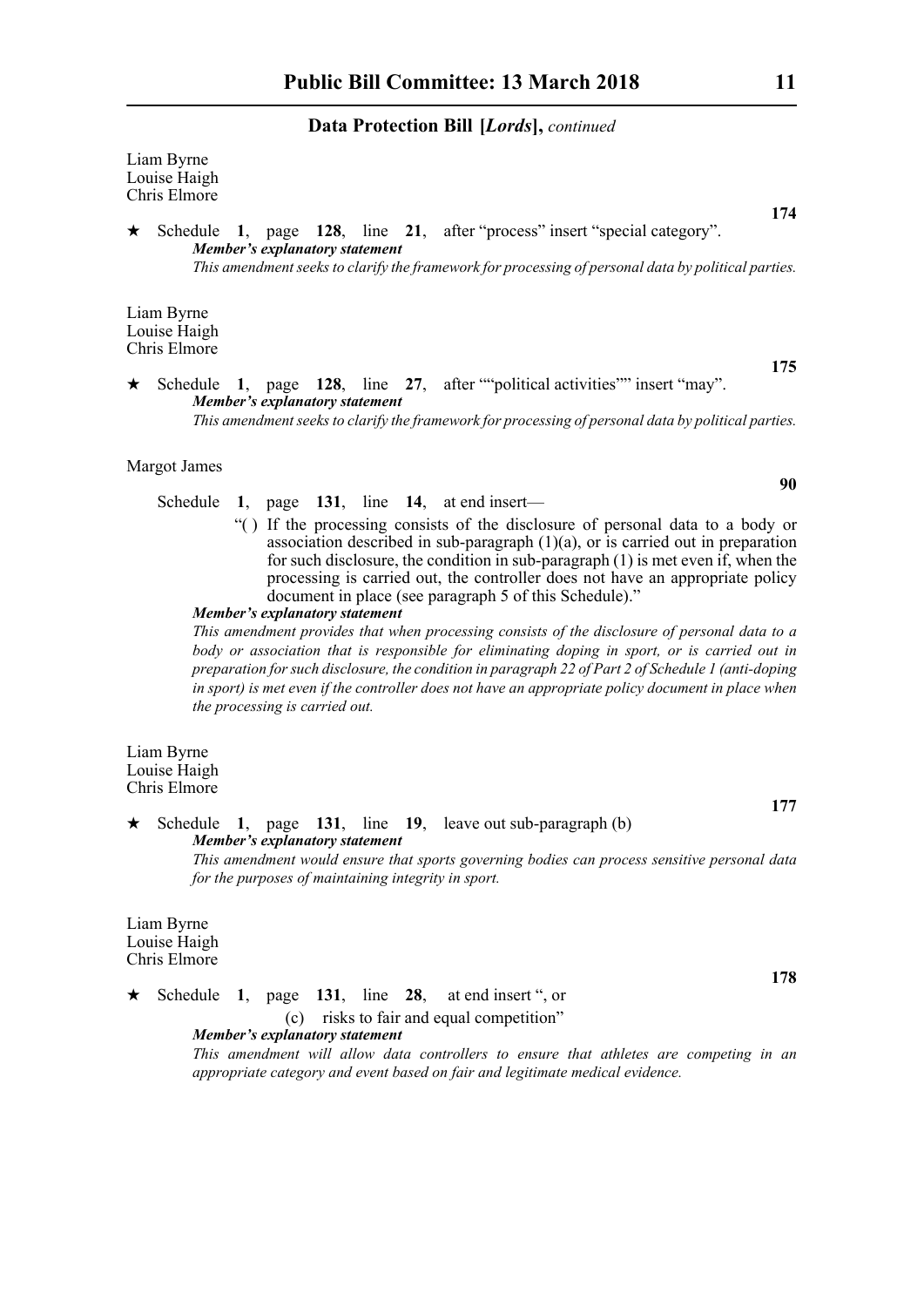Liam Byrne
Louise Haigh
Chris Elmore

**174**

★ Schedule **1**, page **128**, line **21**, after "process" insert "special category".

***Member's explanatory statement***

*This amendment seeks to clarify the framework for processing of personal data by political parties.*

Liam Byrne
Louise Haigh
Chris Elmore

**175**

★ Schedule **1**, page **128**, line **27**, after ""political activities"" insert "may".

***Member's explanatory statement***

*This amendment seeks to clarify the framework for processing of personal data by political parties.*

Margot James

**90**

Schedule **1**, page **131**, line **14**, at end insert—

"( ) If the processing consists of the disclosure of personal data to a body or association described in sub-paragraph (1)(a), or is carried out in preparation for such disclosure, the condition in sub-paragraph (1) is met even if, when the processing is carried out, the controller does not have an appropriate policy document in place (see paragraph 5 of this Schedule)."

***Member's explanatory statement***

*This amendment provides that when processing consists of the disclosure of personal data to a body or association that is responsible for eliminating doping in sport, or is carried out in preparation for such disclosure, the condition in paragraph 22 of Part 2 of Schedule 1 (anti-doping in sport) is met even if the controller does not have an appropriate policy document in place when the processing is carried out.*

Liam Byrne
Louise Haigh
Chris Elmore

**177**

★ Schedule **1**, page **131**, line **19**, leave out sub-paragraph (b)

***Member's explanatory statement***

*This amendment would ensure that sports governing bodies can process sensitive personal data for the purposes of maintaining integrity in sport.*

Liam Byrne
Louise Haigh
Chris Elmore

**178**

★ Schedule **1**, page **131**, line **28**, at end insert ", or

(c) risks to fair and equal competition"

***Member's explanatory statement***

*This amendment will allow data controllers to ensure that athletes are competing in an appropriate category and event based on fair and legitimate medical evidence.*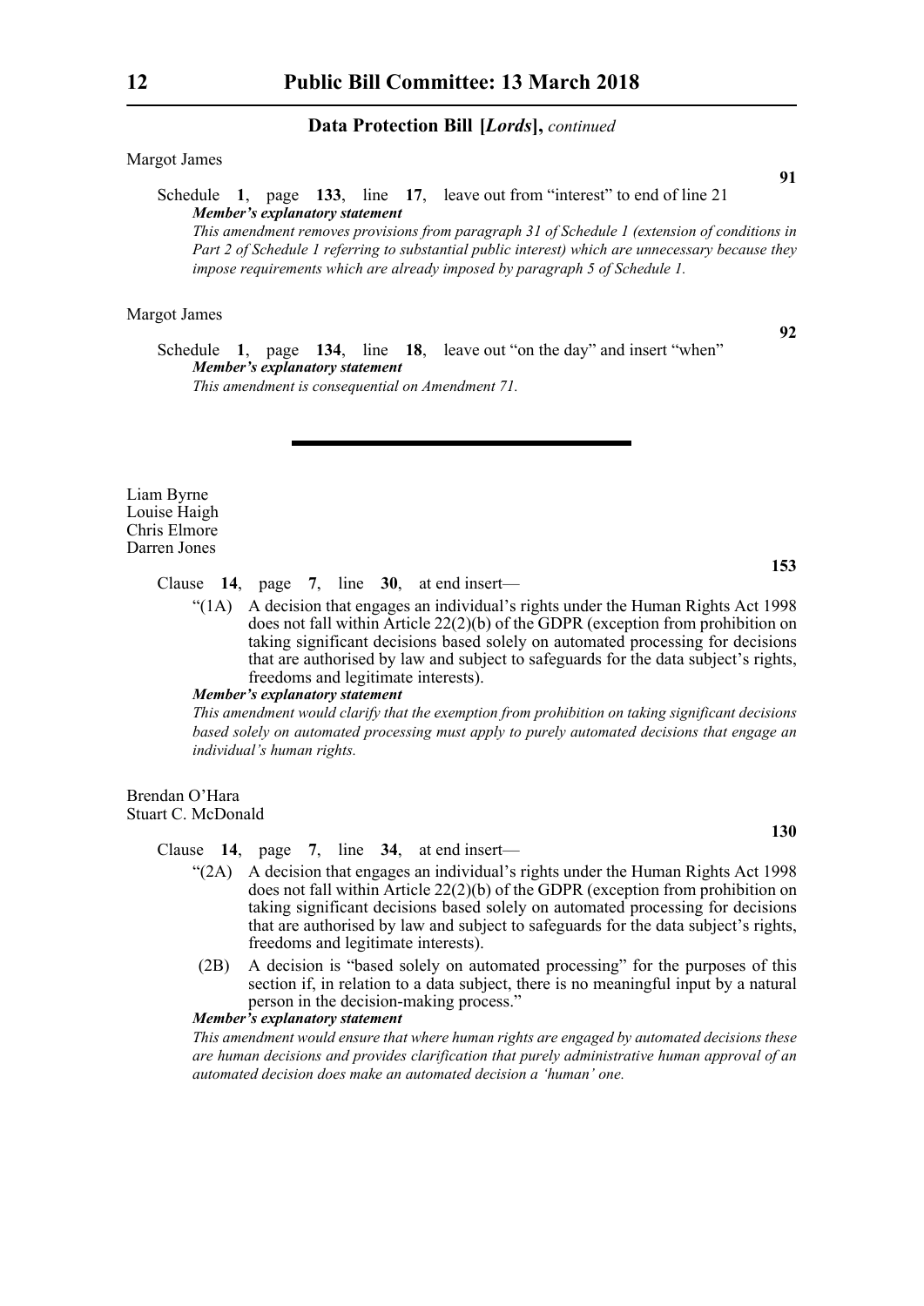Margot James

**91**

Schedule **1**, page **133**, line **17**, leave out from "interest" to end of line 21

***Member's explanatory statement***

*This amendment removes provisions from paragraph 31 of Schedule 1 (extension of conditions in Part 2 of Schedule 1 referring to substantial public interest) which are unnecessary because they impose requirements which are already imposed by paragraph 5 of Schedule 1.*

Margot James

**92**

Schedule **1**, page **134**, line **18**, leave out "on the day" and insert "when"

***Member's explanatory statement***

*This amendment is consequential on Amendment 71.*

---

Liam Byrne
Louise Haigh
Chris Elmore
Darren Jones

**153**

Clause **14**, page **7**, line **30**, at end insert—

"(1A) A decision that engages an individual's rights under the Human Rights Act 1998 does not fall within Article 22(2)(b) of the GDPR (exception from prohibition on taking significant decisions based solely on automated processing for decisions that are authorised by law and subject to safeguards for the data subject's rights, freedoms and legitimate interests).

***Member's explanatory statement***

*This amendment would clarify that the exemption from prohibition on taking significant decisions based solely on automated processing must apply to purely automated decisions that engage an individual's human rights.*

Brendan O'Hara
Stuart C. McDonald

**130**

Clause **14**, page **7**, line **34**, at end insert—

"(2A) A decision that engages an individual's rights under the Human Rights Act 1998 does not fall within Article 22(2)(b) of the GDPR (exception from prohibition on taking significant decisions based solely on automated processing for decisions that are authorised by law and subject to safeguards for the data subject's rights, freedoms and legitimate interests).

(2B) A decision is "based solely on automated processing" for the purposes of this section if, in relation to a data subject, there is no meaningful input by a natural person in the decision-making process."

***Member's explanatory statement***

*This amendment would ensure that where human rights are engaged by automated decisions these are human decisions and provides clarification that purely administrative human approval of an automated decision does make an automated decision a 'human' one.*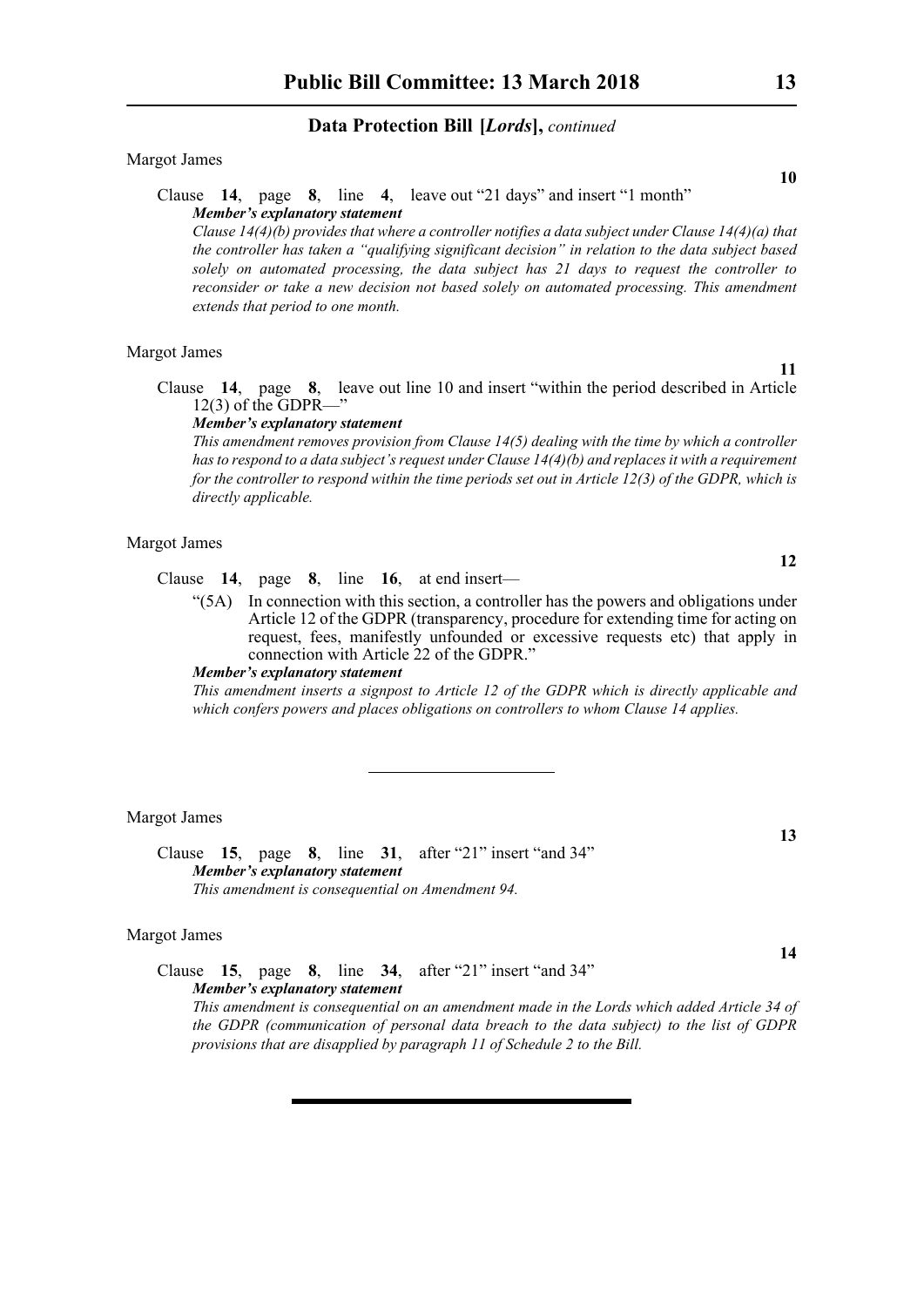Margot James

**10**

Clause **14**, page **8**, line **4**, leave out "21 days" and insert "1 month"

***Member's explanatory statement***

*Clause 14(4)(b) provides that where a controller notifies a data subject under Clause 14(4)(a) that the controller has taken a "qualifying significant decision" in relation to the data subject based solely on automated processing, the data subject has 21 days to request the controller to reconsider or take a new decision not based solely on automated processing. This amendment extends that period to one month.*

Margot James

**11**

Clause **14**, page **8**, leave out line 10 and insert "within the period described in Article 12(3) of the GDPR—"

***Member's explanatory statement***

*This amendment removes provision from Clause 14(5) dealing with the time by which a controller has to respond to a data subject's request under Clause 14(4)(b) and replaces it with a requirement for the controller to respond within the time periods set out in Article 12(3) of the GDPR, which is directly applicable.*

Margot James

**12**

Clause **14**, page **8**, line **16**, at end insert—

"(5A) In connection with this section, a controller has the powers and obligations under Article 12 of the GDPR (transparency, procedure for extending time for acting on request, fees, manifestly unfounded or excessive requests etc) that apply in connection with Article 22 of the GDPR."

***Member's explanatory statement***

*This amendment inserts a signpost to Article 12 of the GDPR which is directly applicable and which confers powers and places obligations on controllers to whom Clause 14 applies.*

---

Margot James

**13**

Clause **15**, page **8**, line **31**, after "21" insert "and 34"

***Member's explanatory statement***

*This amendment is consequential on Amendment 94.*

Margot James

**14**

Clause **15**, page **8**, line **34**, after "21" insert "and 34"

***Member's explanatory statement***

*This amendment is consequential on an amendment made in the Lords which added Article 34 of the GDPR (communication of personal data breach to the data subject) to the list of GDPR provisions that are disapplied by paragraph 11 of Schedule 2 to the Bill.*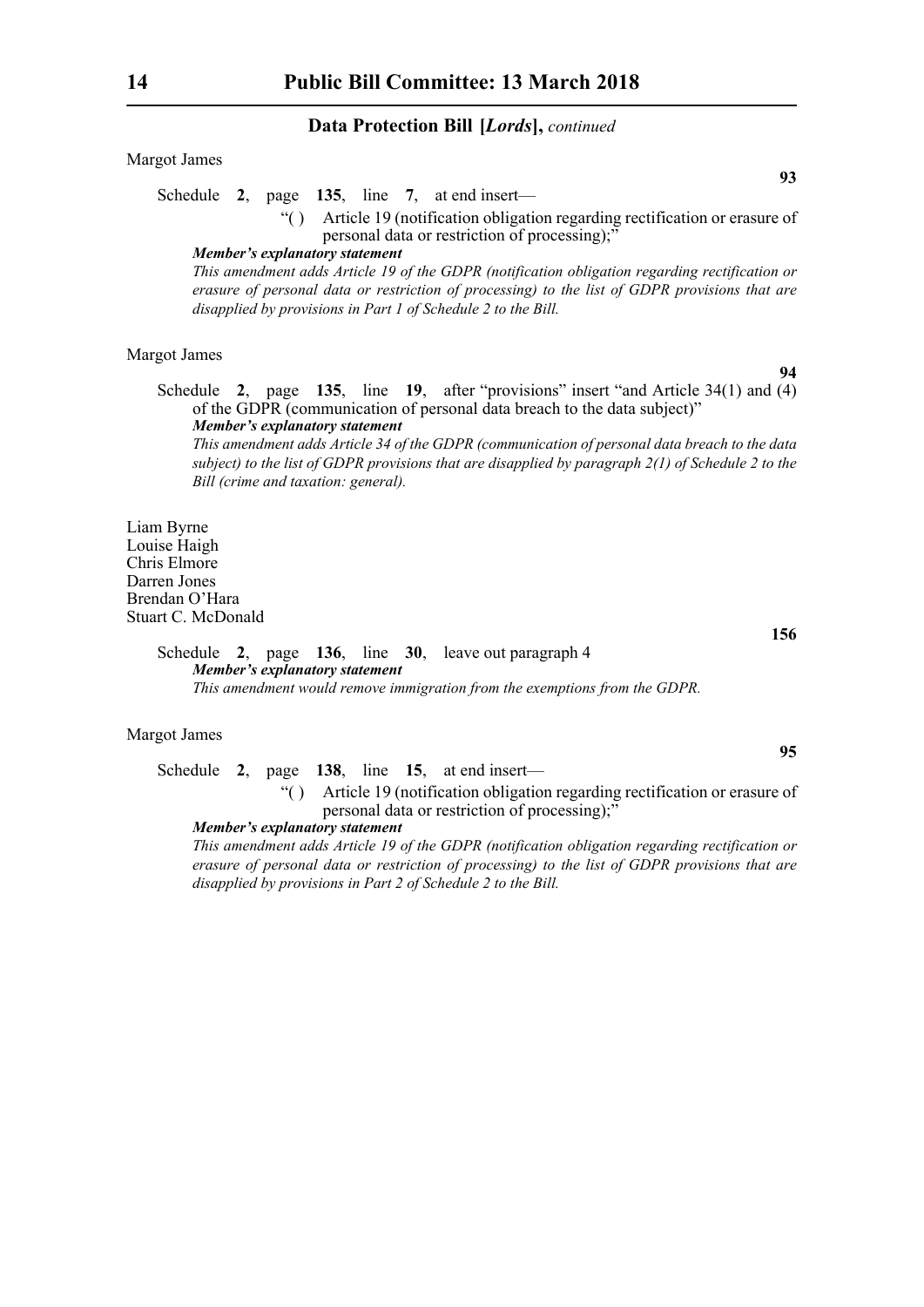**Data Protection Bill [*Lords*],** *continued*

Margot James

**93**

Schedule **2**, page **135**, line **7**, at end insert—

"( ) Article 19 (notification obligation regarding rectification or erasure of personal data or restriction of processing);"

***Member's explanatory statement***

*This amendment adds Article 19 of the GDPR (notification obligation regarding rectification or erasure of personal data or restriction of processing) to the list of GDPR provisions that are disapplied by provisions in Part 1 of Schedule 2 to the Bill.*

Margot James

**94**

Schedule **2**, page **135**, line **19**, after "provisions" insert "and Article 34(1) and (4) of the GDPR (communication of personal data breach to the data subject)"

***Member's explanatory statement***

*This amendment adds Article 34 of the GDPR (communication of personal data breach to the data subject) to the list of GDPR provisions that are disapplied by paragraph 2(1) of Schedule 2 to the Bill (crime and taxation: general).*

Liam Byrne
Louise Haigh
Chris Elmore
Darren Jones
Brendan O'Hara
Stuart C. McDonald

**156**

Schedule **2**, page **136**, line **30**, leave out paragraph 4

***Member's explanatory statement***

*This amendment would remove immigration from the exemptions from the GDPR.*

Margot James

**95**

Schedule **2**, page **138**, line **15**, at end insert—

"( ) Article 19 (notification obligation regarding rectification or erasure of personal data or restriction of processing);"

***Member's explanatory statement***

*This amendment adds Article 19 of the GDPR (notification obligation regarding rectification or erasure of personal data or restriction of processing) to the list of GDPR provisions that are disapplied by provisions in Part 2 of Schedule 2 to the Bill.*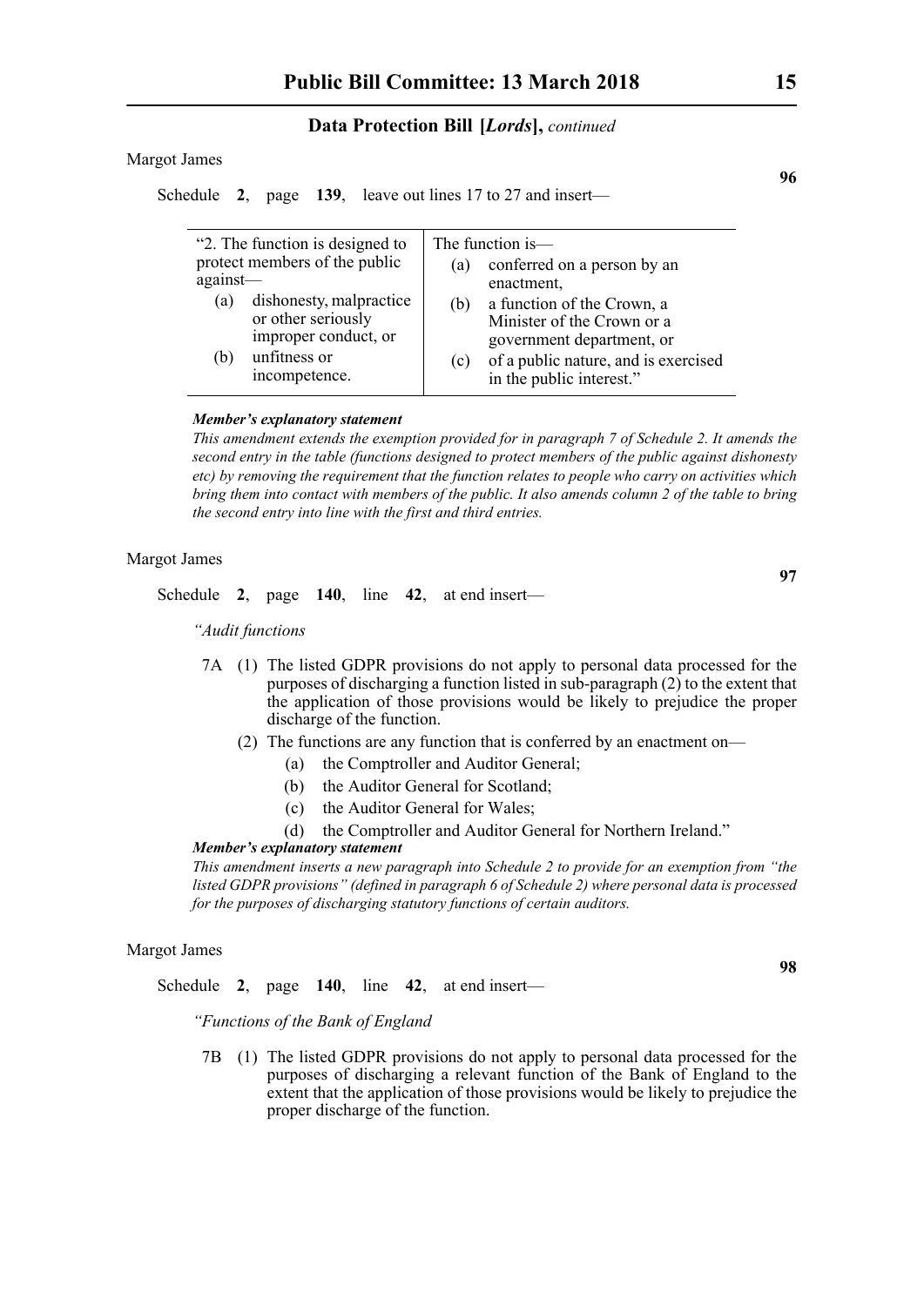**Data Protection Bill [*Lords*],** *continued*

Margot James

**96**

Schedule **2**, page **139**, leave out lines 17 to 27 and insert—

| “2. The function is designed to protect members of the public against— | The function is— |
|---|---|
| (a) dishonesty, malpractice or other seriously improper conduct, or | (a) conferred on a person by an enactment, |
| (b) unfitness or incompetence. | (b) a function of the Crown, a Minister of the Crown or a government department, or |
| | (c) of a public nature, and is exercised in the public interest.” |

***Member’s explanatory statement***

*This amendment extends the exemption provided for in paragraph 7 of Schedule 2. It amends the second entry in the table (functions designed to protect members of the public against dishonesty etc) by removing the requirement that the function relates to people who carry on activities which bring them into contact with members of the public. It also amends column 2 of the table to bring the second entry into line with the first and third entries.*

Margot James

**97**

Schedule **2**, page **140**, line **42**, at end insert—

*“Audit functions*

7A (1) The listed GDPR provisions do not apply to personal data processed for the purposes of discharging a function listed in sub-paragraph (2) to the extent that the application of those provisions would be likely to prejudice the proper discharge of the function.

(2) The functions are any function that is conferred by an enactment on—

(a) the Comptroller and Auditor General;

(b) the Auditor General for Scotland;

(c) the Auditor General for Wales;

(d) the Comptroller and Auditor General for Northern Ireland.”

***Member’s explanatory statement***

*This amendment inserts a new paragraph into Schedule 2 to provide for an exemption from “the listed GDPR provisions” (defined in paragraph 6 of Schedule 2) where personal data is processed for the purposes of discharging statutory functions of certain auditors.*

Margot James

**98**

Schedule **2**, page **140**, line **42**, at end insert—

*“Functions of the Bank of England*

7B (1) The listed GDPR provisions do not apply to personal data processed for the purposes of discharging a relevant function of the Bank of England to the extent that the application of those provisions would be likely to prejudice the proper discharge of the function.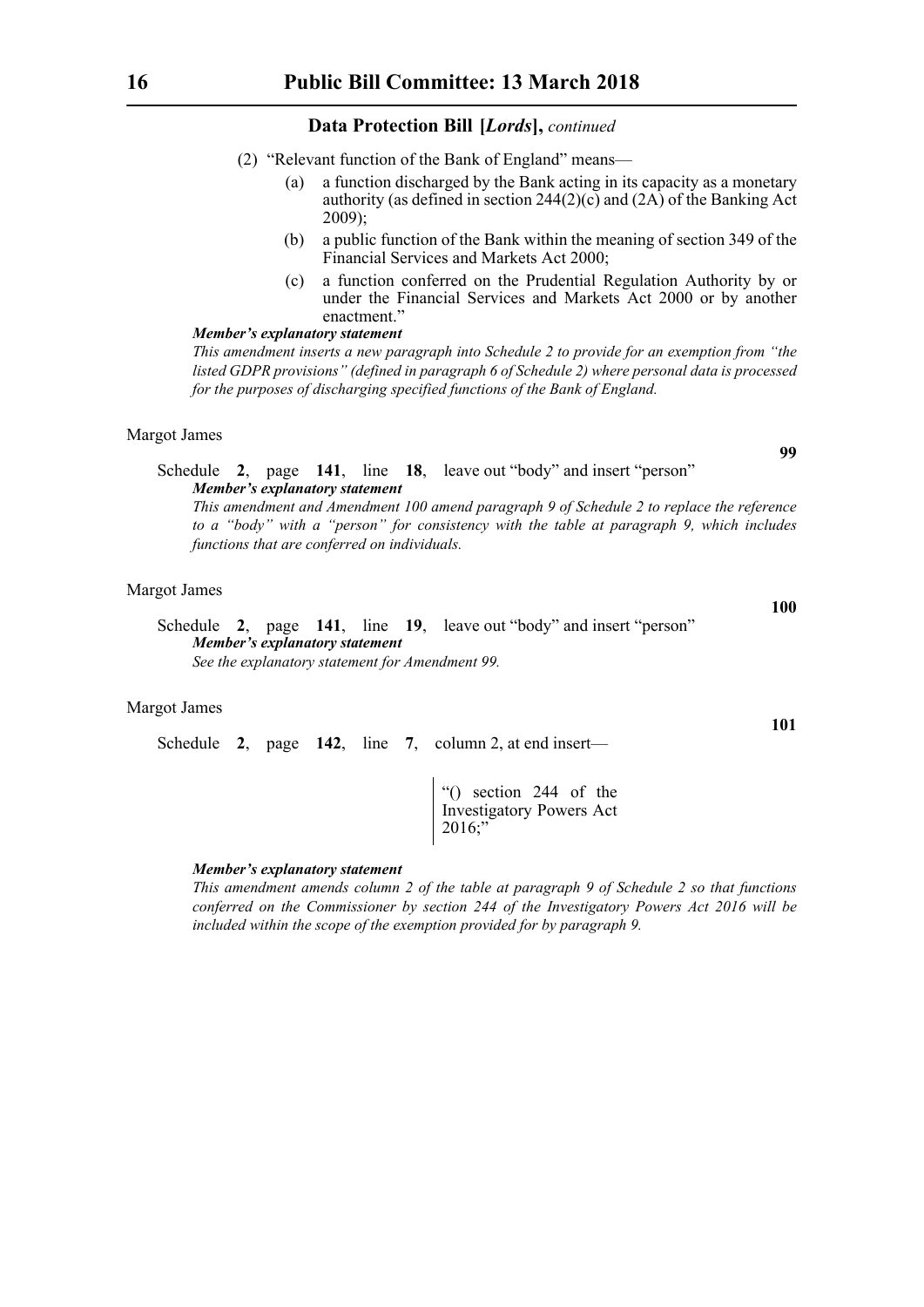**Data Protection Bill [*Lords*],** *continued*

(2) "Relevant function of the Bank of England" means—

(a) a function discharged by the Bank acting in its capacity as a monetary authority (as defined in section 244(2)(c) and (2A) of the Banking Act 2009);

(b) a public function of the Bank within the meaning of section 349 of the Financial Services and Markets Act 2000;

(c) a function conferred on the Prudential Regulation Authority by or under the Financial Services and Markets Act 2000 or by another enactment."

***Member's explanatory statement***

*This amendment inserts a new paragraph into Schedule 2 to provide for an exemption from "the listed GDPR provisions" (defined in paragraph 6 of Schedule 2) where personal data is processed for the purposes of discharging specified functions of the Bank of England.*

Margot James

**99**

Schedule **2**, page **141**, line **18**, leave out "body" and insert "person"

***Member's explanatory statement***

*This amendment and Amendment 100 amend paragraph 9 of Schedule 2 to replace the reference to a "body" with a "person" for consistency with the table at paragraph 9, which includes functions that are conferred on individuals.*

Margot James

**100**

Schedule **2**, page **141**, line **19**, leave out "body" and insert "person"

***Member's explanatory statement***

*See the explanatory statement for Amendment 99.*

Margot James

**101**

Schedule **2**, page **142**, line **7**, column 2, at end insert—

"() section 244 of the Investigatory Powers Act 2016;"

***Member's explanatory statement***

*This amendment amends column 2 of the table at paragraph 9 of Schedule 2 so that functions conferred on the Commissioner by section 244 of the Investigatory Powers Act 2016 will be included within the scope of the exemption provided for by paragraph 9.*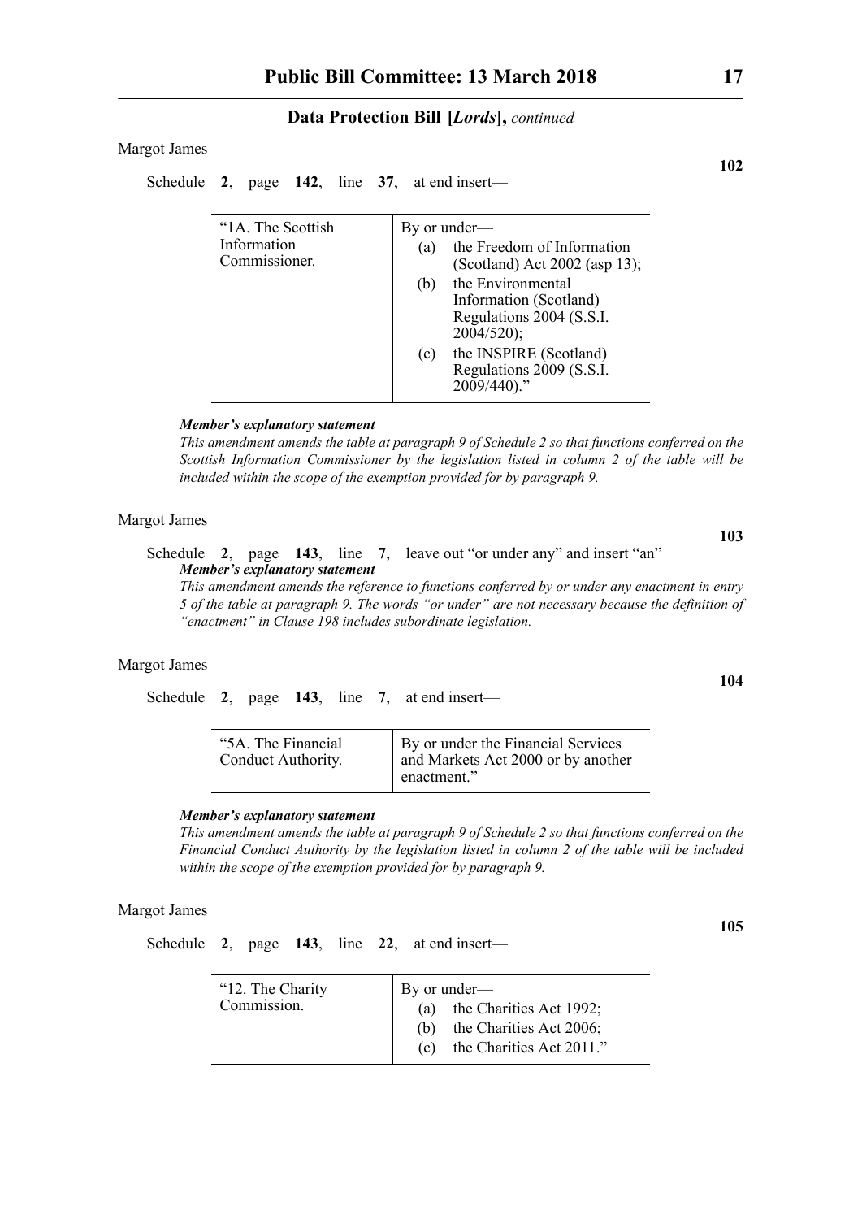Margot James

**102**

Schedule **2**, page **142**, line **37**, at end insert—

| “1A. The Scottish Information Commissioner. | By or under—<br>(a) the Freedom of Information (Scotland) Act 2002 (asp 13);<br>(b) the Environmental Information (Scotland) Regulations 2004 (S.S.I. 2004/520);<br>(c) the INSPIRE (Scotland) Regulations 2009 (S.S.I. 2009/440).” |
|---|---|

***Member’s explanatory statement***

*This amendment amends the table at paragraph 9 of Schedule 2 so that functions conferred on the Scottish Information Commissioner by the legislation listed in column 2 of the table will be included within the scope of the exemption provided for by paragraph 9.*

Margot James

**103**

Schedule **2**, page **143**, line **7**, leave out “or under any” and insert “an”

***Member’s explanatory statement***

*This amendment amends the reference to functions conferred by or under any enactment in entry 5 of the table at paragraph 9. The words “or under” are not necessary because the definition of “enactment” in Clause 198 includes subordinate legislation.*

Margot James

**104**

Schedule **2**, page **143**, line **7**, at end insert—

| “5A. The Financial Conduct Authority. | By or under the Financial Services and Markets Act 2000 or by another enactment.” |
|---|---|

***Member’s explanatory statement***

*This amendment amends the table at paragraph 9 of Schedule 2 so that functions conferred on the Financial Conduct Authority by the legislation listed in column 2 of the table will be included within the scope of the exemption provided for by paragraph 9.*

Margot James

**105**

Schedule **2**, page **143**, line **22**, at end insert—

| “12. The Charity Commission. | By or under—<br>(a) the Charities Act 1992;<br>(b) the Charities Act 2006;<br>(c) the Charities Act 2011.” |
|---|---|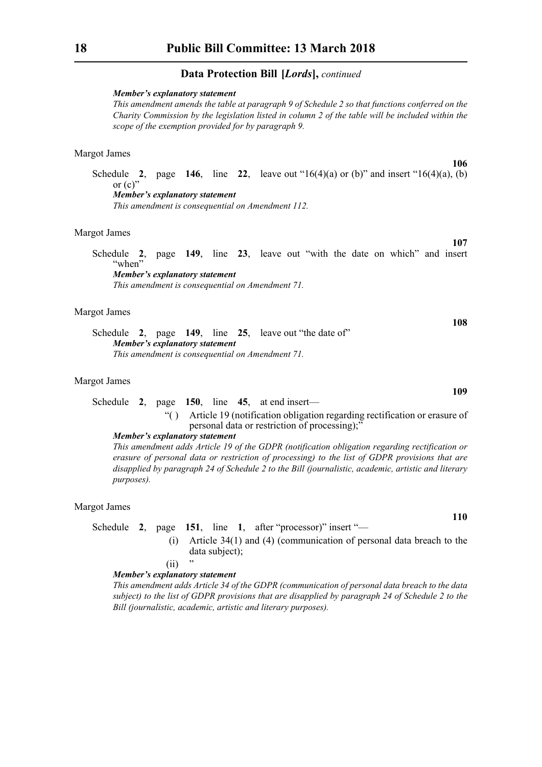**Data Protection Bill [*Lords*],** *continued*

***Member's explanatory statement***

*This amendment amends the table at paragraph 9 of Schedule 2 so that functions conferred on the Charity Commission by the legislation listed in column 2 of the table will be included within the scope of the exemption provided for by paragraph 9.*

Margot James

**106**

Schedule **2**, page **146**, line **22**, leave out "16(4)(a) or (b)" and insert "16(4)(a), (b) or (c)"

***Member's explanatory statement***

*This amendment is consequential on Amendment 112.*

Margot James

**107**

Schedule **2**, page **149**, line **23**, leave out "with the date on which" and insert "when"

***Member's explanatory statement***

*This amendment is consequential on Amendment 71.*

Margot James

**108**

Schedule **2**, page **149**, line **25**, leave out "the date of"

***Member's explanatory statement***

*This amendment is consequential on Amendment 71.*

Margot James

**109**

Schedule **2**, page **150**, line **45**, at end insert—

"( ) Article 19 (notification obligation regarding rectification or erasure of personal data or restriction of processing);"

***Member's explanatory statement***

*This amendment adds Article 19 of the GDPR (notification obligation regarding rectification or erasure of personal data or restriction of processing) to the list of GDPR provisions that are disapplied by paragraph 24 of Schedule 2 to the Bill (journalistic, academic, artistic and literary purposes).*

Margot James

**110**

Schedule **2**, page **151**, line **1**, after "processor)" insert "—

(i) Article 34(1) and (4) (communication of personal data breach to the data subject);

(ii) "

***Member's explanatory statement***

*This amendment adds Article 34 of the GDPR (communication of personal data breach to the data subject) to the list of GDPR provisions that are disapplied by paragraph 24 of Schedule 2 to the Bill (journalistic, academic, artistic and literary purposes).*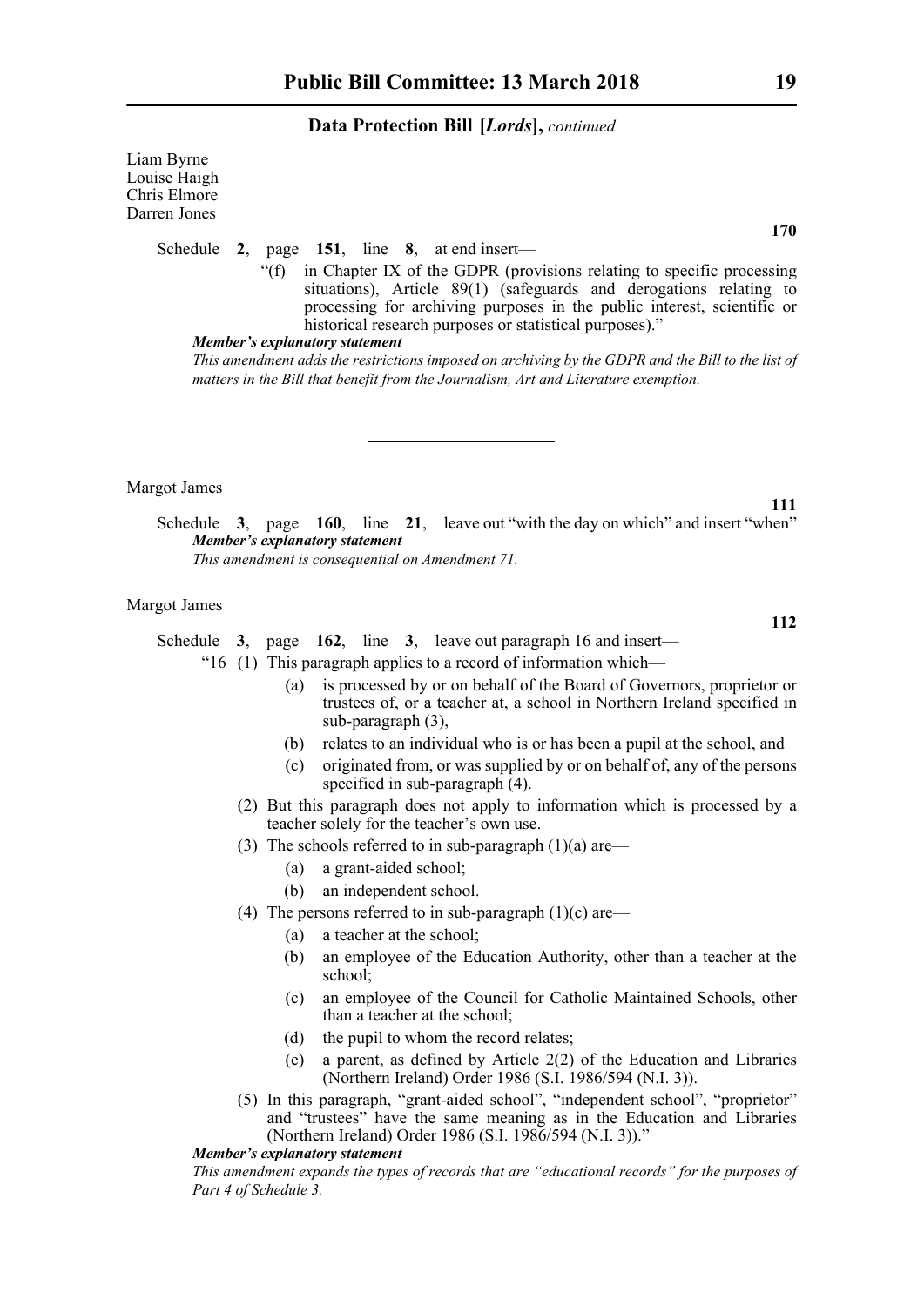Liam Byrne
Louise Haigh
Chris Elmore
Darren Jones

**170**

Schedule **2**, page **151**, line **8**, at end insert—

"(f) in Chapter IX of the GDPR (provisions relating to specific processing situations), Article 89(1) (safeguards and derogations relating to processing for archiving purposes in the public interest, scientific or historical research purposes or statistical purposes)."

***Member's explanatory statement***

*This amendment adds the restrictions imposed on archiving by the GDPR and the Bill to the list of matters in the Bill that benefit from the Journalism, Art and Literature exemption.*

---

Margot James

**111**

Schedule **3**, page **160**, line **21**, leave out "with the day on which" and insert "when"

***Member's explanatory statement***

*This amendment is consequential on Amendment 71.*

Margot James

**112**

Schedule **3**, page **162**, line **3**, leave out paragraph 16 and insert—

"16 (1) This paragraph applies to a record of information which—

(a) is processed by or on behalf of the Board of Governors, proprietor or trustees of, or a teacher at, a school in Northern Ireland specified in sub-paragraph (3),

(b) relates to an individual who is or has been a pupil at the school, and

(c) originated from, or was supplied by or on behalf of, any of the persons specified in sub-paragraph (4).

(2) But this paragraph does not apply to information which is processed by a teacher solely for the teacher's own use.

(3) The schools referred to in sub-paragraph (1)(a) are—

(a) a grant-aided school;

(b) an independent school.

(4) The persons referred to in sub-paragraph (1)(c) are—

(a) a teacher at the school;

(b) an employee of the Education Authority, other than a teacher at the school;

(c) an employee of the Council for Catholic Maintained Schools, other than a teacher at the school;

(d) the pupil to whom the record relates;

(e) a parent, as defined by Article 2(2) of the Education and Libraries (Northern Ireland) Order 1986 (S.I. 1986/594 (N.I. 3)).

(5) In this paragraph, "grant-aided school", "independent school", "proprietor" and "trustees" have the same meaning as in the Education and Libraries (Northern Ireland) Order 1986 (S.I. 1986/594 (N.I. 3))."

***Member's explanatory statement***

*This amendment expands the types of records that are "educational records" for the purposes of Part 4 of Schedule 3.*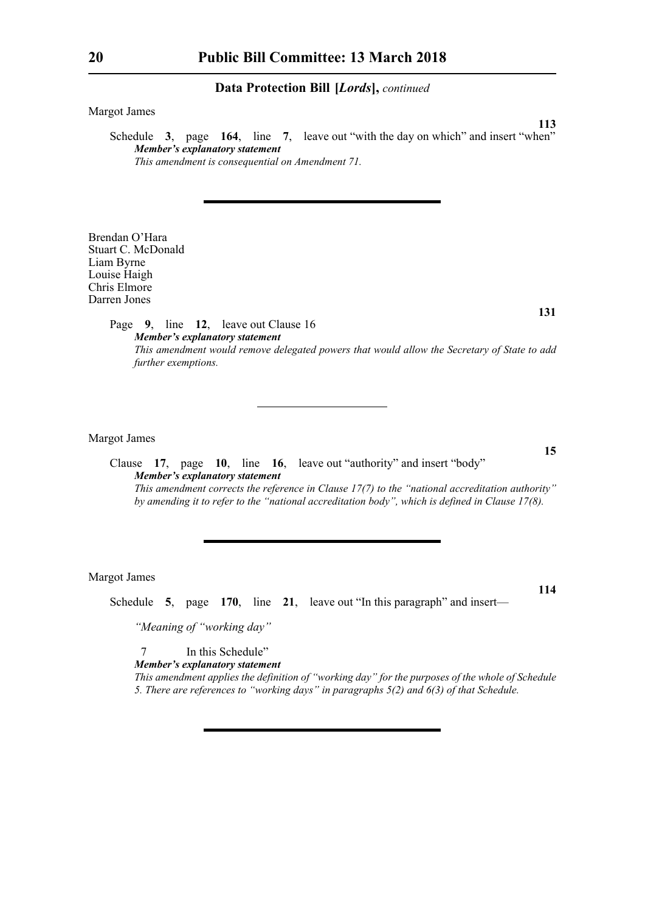Margot James

**113**

Schedule **3**, page **164**, line **7**, leave out "with the day on which" and insert "when"

***Member's explanatory statement***

*This amendment is consequential on Amendment 71.*

---

Brendan O'Hara
Stuart C. McDonald
Liam Byrne
Louise Haigh
Chris Elmore
Darren Jones

**131**

Page **9**, line **12**, leave out Clause 16

***Member's explanatory statement***

*This amendment would remove delegated powers that would allow the Secretary of State to add further exemptions.*

---

Margot James

**15**

Clause **17**, page **10**, line **16**, leave out "authority" and insert "body"

***Member's explanatory statement***

*This amendment corrects the reference in Clause 17(7) to the "national accreditation authority" by amending it to refer to the "national accreditation body", which is defined in Clause 17(8).*

---

Margot James

**114**

Schedule **5**, page **170**, line **21**, leave out "In this paragraph" and insert—

*"Meaning of "working day"*

7 In this Schedule"

***Member's explanatory statement***

*This amendment applies the definition of "working day" for the purposes of the whole of Schedule 5. There are references to "working days" in paragraphs 5(2) and 6(3) of that Schedule.*

---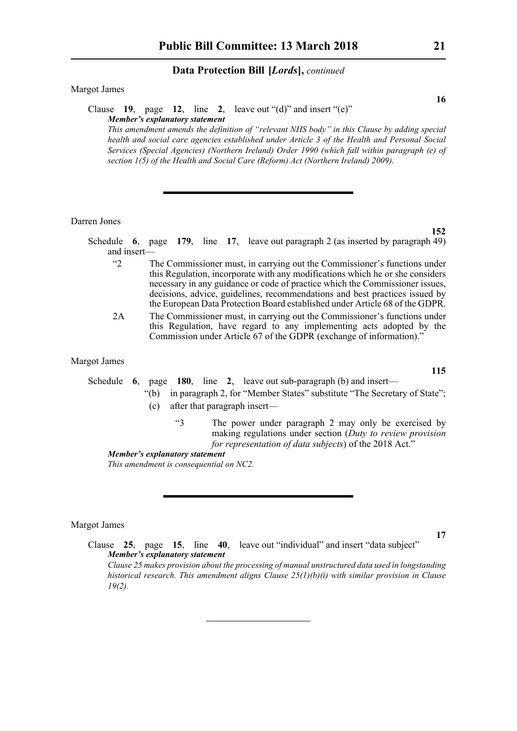Margot James

**16**

Clause **19**, page **12**, line **2**, leave out "(d)" and insert "(e)"

***Member's explanatory statement***

*This amendment amends the definition of "relevant NHS body" in this Clause by adding special health and social care agencies established under Article 3 of the Health and Personal Social Services (Special Agencies) (Northern Ireland) Order 1990 (which fall within paragraph (e) of section 1(5) of the Health and Social Care (Reform) Act (Northern Ireland) 2009).*

---

Darren Jones

**152**

Schedule **6**, page **179**, line **17**, leave out paragraph 2 (as inserted by paragraph 49) and insert—

"2 The Commissioner must, in carrying out the Commissioner's functions under this Regulation, incorporate with any modifications which he or she considers necessary in any guidance or code of practice which the Commissioner issues, decisions, advice, guidelines, recommendations and best practices issued by the European Data Protection Board established under Article 68 of the GDPR.

2A The Commissioner must, in carrying out the Commissioner's functions under this Regulation, have regard to any implementing acts adopted by the Commission under Article 67 of the GDPR (exchange of information)."

Margot James

**115**

Schedule **6**, page **180**, line **2**, leave out sub-paragraph (b) and insert—

"(b) in paragraph 2, for "Member States" substitute "The Secretary of State";

(c) after that paragraph insert—

"3 The power under paragraph 2 may only be exercised by making regulations under section (*Duty to review provision for representation of data subjects*) of the 2018 Act.""

***Member's explanatory statement***

*This amendment is consequential on NC2.*

---

Margot James

**17**

Clause **25**, page **15**, line **40**, leave out "individual" and insert "data subject"

***Member's explanatory statement***

*Clause 25 makes provision about the processing of manual unstructured data used in longstanding historical research. This amendment aligns Clause 25(1)(b)(i) with similar provision in Clause 19(2).*

---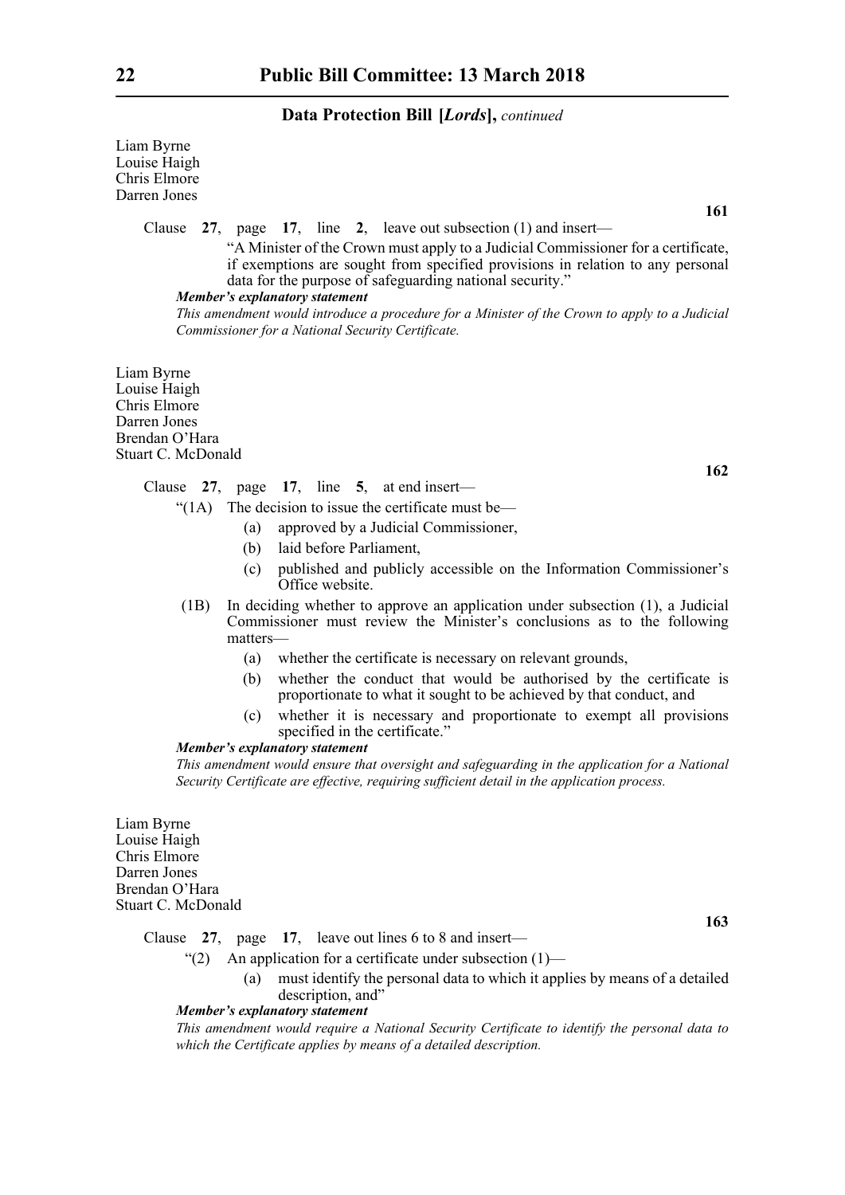Liam Byrne
Louise Haigh
Chris Elmore
Darren Jones

**161**

Clause **27**, page **17**, line **2**, leave out subsection (1) and insert—

"A Minister of the Crown must apply to a Judicial Commissioner for a certificate, if exemptions are sought from specified provisions in relation to any personal data for the purpose of safeguarding national security."

***Member's explanatory statement***

*This amendment would introduce a procedure for a Minister of the Crown to apply to a Judicial Commissioner for a National Security Certificate.*

Liam Byrne
Louise Haigh
Chris Elmore
Darren Jones
Brendan O'Hara
Stuart C. McDonald

**162**

Clause **27**, page **17**, line **5**, at end insert—

"(1A) The decision to issue the certificate must be—

(a) approved by a Judicial Commissioner,

(b) laid before Parliament,

(c) published and publicly accessible on the Information Commissioner's Office website.

(1B) In deciding whether to approve an application under subsection (1), a Judicial Commissioner must review the Minister's conclusions as to the following matters—

(a) whether the certificate is necessary on relevant grounds,

(b) whether the conduct that would be authorised by the certificate is proportionate to what it sought to be achieved by that conduct, and

(c) whether it is necessary and proportionate to exempt all provisions specified in the certificate."

***Member's explanatory statement***

*This amendment would ensure that oversight and safeguarding in the application for a National Security Certificate are effective, requiring sufficient detail in the application process.*

Liam Byrne
Louise Haigh
Chris Elmore
Darren Jones
Brendan O'Hara
Stuart C. McDonald

**163**

Clause **27**, page **17**, leave out lines 6 to 8 and insert—

"(2) An application for a certificate under subsection (1)—

(a) must identify the personal data to which it applies by means of a detailed description, and"

***Member's explanatory statement***

*This amendment would require a National Security Certificate to identify the personal data to which the Certificate applies by means of a detailed description.*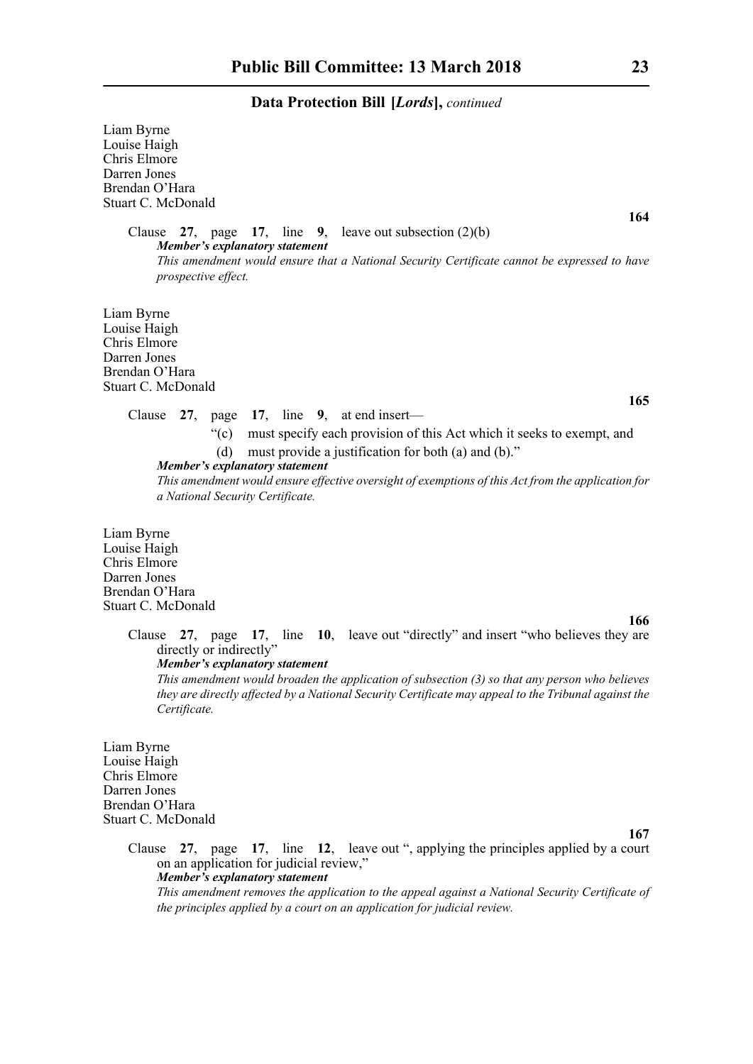Liam Byrne
Louise Haigh
Chris Elmore
Darren Jones
Brendan O'Hara
Stuart C. McDonald

**164**

Clause **27**, page **17**, line **9**, leave out subsection (2)(b)

***Member's explanatory statement***

*This amendment would ensure that a National Security Certificate cannot be expressed to have prospective effect.*

Liam Byrne
Louise Haigh
Chris Elmore
Darren Jones
Brendan O'Hara
Stuart C. McDonald

**165**

Clause **27**, page **17**, line **9**, at end insert—

"(c) must specify each provision of this Act which it seeks to exempt, and

(d) must provide a justification for both (a) and (b)."

***Member's explanatory statement***

*This amendment would ensure effective oversight of exemptions of this Act from the application for a National Security Certificate.*

Liam Byrne
Louise Haigh
Chris Elmore
Darren Jones
Brendan O'Hara
Stuart C. McDonald

**166**

Clause **27**, page **17**, line **10**, leave out "directly" and insert "who believes they are directly or indirectly"

***Member's explanatory statement***

*This amendment would broaden the application of subsection (3) so that any person who believes they are directly affected by a National Security Certificate may appeal to the Tribunal against the Certificate.*

Liam Byrne
Louise Haigh
Chris Elmore
Darren Jones
Brendan O'Hara
Stuart C. McDonald

**167**

Clause **27**, page **17**, line **12**, leave out ", applying the principles applied by a court on an application for judicial review,"

***Member's explanatory statement***

*This amendment removes the application to the appeal against a National Security Certificate of the principles applied by a court on an application for judicial review.*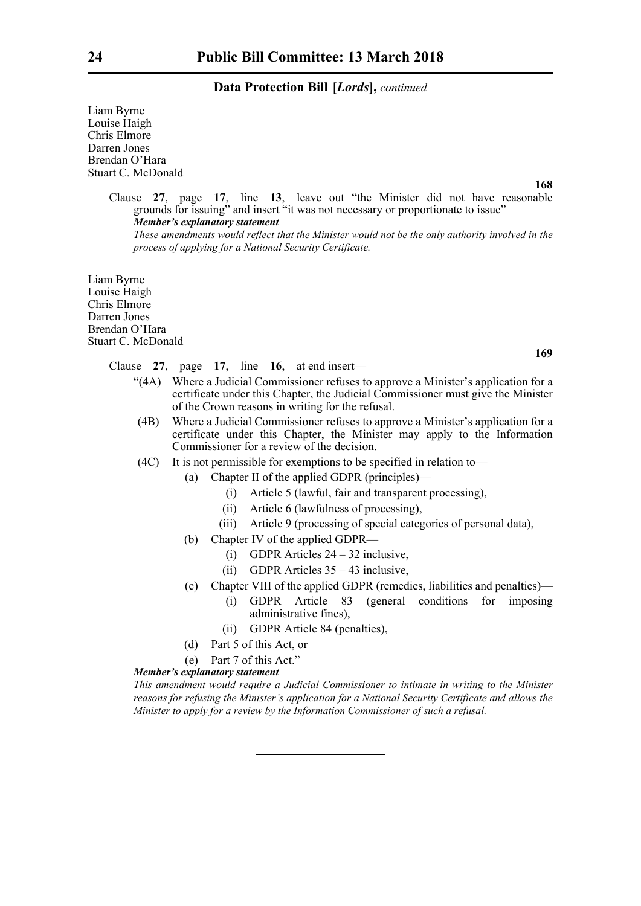**Data Protection Bill [*Lords*],** *continued*

Liam Byrne
Louise Haigh
Chris Elmore
Darren Jones
Brendan O'Hara
Stuart C. McDonald

**168**

Clause **27**, page **17**, line **13**, leave out "the Minister did not have reasonable grounds for issuing" and insert "it was not necessary or proportionate to issue"

***Member's explanatory statement***

*These amendments would reflect that the Minister would not be the only authority involved in the process of applying for a National Security Certificate.*

Liam Byrne
Louise Haigh
Chris Elmore
Darren Jones
Brendan O'Hara
Stuart C. McDonald

**169**

Clause **27**, page **17**, line **16**, at end insert—

"(4A) Where a Judicial Commissioner refuses to approve a Minister's application for a certificate under this Chapter, the Judicial Commissioner must give the Minister of the Crown reasons in writing for the refusal.

(4B) Where a Judicial Commissioner refuses to approve a Minister's application for a certificate under this Chapter, the Minister may apply to the Information Commissioner for a review of the decision.

(4C) It is not permissible for exemptions to be specified in relation to—

- (a) Chapter II of the applied GDPR (principles)—
  - (i) Article 5 (lawful, fair and transparent processing),
  - (ii) Article 6 (lawfulness of processing),
  - (iii) Article 9 (processing of special categories of personal data),
- (b) Chapter IV of the applied GDPR—
  - (i) GDPR Articles 24 – 32 inclusive,
  - (ii) GDPR Articles 35 – 43 inclusive,
- (c) Chapter VIII of the applied GDPR (remedies, liabilities and penalties)—
  - (i) GDPR Article 83 (general conditions for imposing administrative fines),
  - (ii) GDPR Article 84 (penalties),
- (d) Part 5 of this Act, or
- (e) Part 7 of this Act."

***Member's explanatory statement***

*This amendment would require a Judicial Commissioner to intimate in writing to the Minister reasons for refusing the Minister's application for a National Security Certificate and allows the Minister to apply for a review by the Information Commissioner of such a refusal.*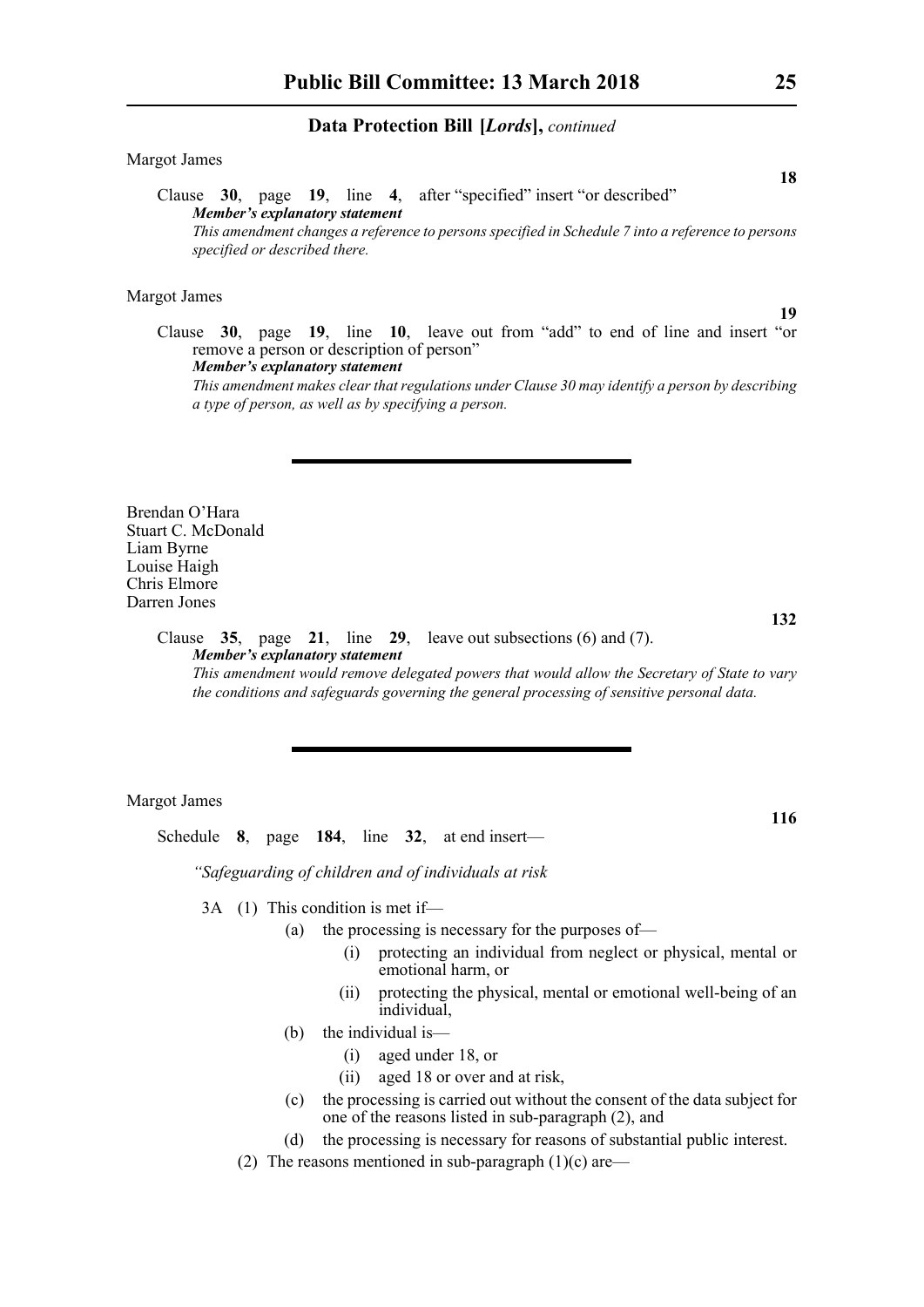**Data Protection Bill [*Lords*],** *continued*

Margot James

**18**

Clause **30**, page **19**, line **4**, after "specified" insert "or described"

***Member's explanatory statement***

*This amendment changes a reference to persons specified in Schedule 7 into a reference to persons specified or described there.*

Margot James

**19**

Clause **30**, page **19**, line **10**, leave out from "add" to end of line and insert "or remove a person or description of person"

***Member's explanatory statement***

*This amendment makes clear that regulations under Clause 30 may identify a person by describing a type of person, as well as by specifying a person.*

---

Brendan O'Hara
Stuart C. McDonald
Liam Byrne
Louise Haigh
Chris Elmore
Darren Jones

**132**

Clause **35**, page **21**, line **29**, leave out subsections (6) and (7).

***Member's explanatory statement***

*This amendment would remove delegated powers that would allow the Secretary of State to vary the conditions and safeguards governing the general processing of sensitive personal data.*

---

Margot James

**116**

Schedule **8**, page **184**, line **32**, at end insert—

*"Safeguarding of children and of individuals at risk*

3A (1) This condition is met if—

(a) the processing is necessary for the purposes of—

(i) protecting an individual from neglect or physical, mental or emotional harm, or

(ii) protecting the physical, mental or emotional well-being of an individual,

(b) the individual is—

(i) aged under 18, or

(ii) aged 18 or over and at risk,

(c) the processing is carried out without the consent of the data subject for one of the reasons listed in sub-paragraph (2), and

(d) the processing is necessary for reasons of substantial public interest.

(2) The reasons mentioned in sub-paragraph (1)(c) are—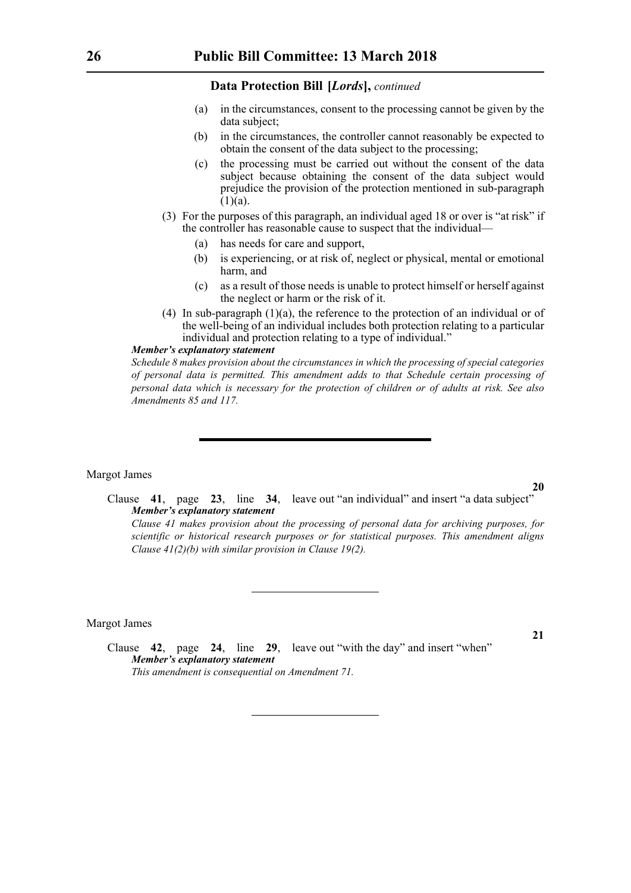**Data Protection Bill [*Lords*],** *continued*

(a) in the circumstances, consent to the processing cannot be given by the data subject;

(b) in the circumstances, the controller cannot reasonably be expected to obtain the consent of the data subject to the processing;

(c) the processing must be carried out without the consent of the data subject because obtaining the consent of the data subject would prejudice the provision of the protection mentioned in sub-paragraph (1)(a).

(3) For the purposes of this paragraph, an individual aged 18 or over is "at risk" if the controller has reasonable cause to suspect that the individual—

(a) has needs for care and support,

(b) is experiencing, or at risk of, neglect or physical, mental or emotional harm, and

(c) as a result of those needs is unable to protect himself or herself against the neglect or harm or the risk of it.

(4) In sub-paragraph (1)(a), the reference to the protection of an individual or of the well-being of an individual includes both protection relating to a particular individual and protection relating to a type of individual."

***Member's explanatory statement***

*Schedule 8 makes provision about the circumstances in which the processing of special categories of personal data is permitted. This amendment adds to that Schedule certain processing of personal data which is necessary for the protection of children or of adults at risk. See also Amendments 85 and 117.*

---

Margot James

**20**

Clause **41**, page **23**, line **34**, leave out "an individual" and insert "a data subject"

***Member's explanatory statement***

*Clause 41 makes provision about the processing of personal data for archiving purposes, for scientific or historical research purposes or for statistical purposes. This amendment aligns Clause 41(2)(b) with similar provision in Clause 19(2).*

---

Margot James

**21**

Clause **42**, page **24**, line **29**, leave out "with the day" and insert "when"

***Member's explanatory statement***

*This amendment is consequential on Amendment 71.*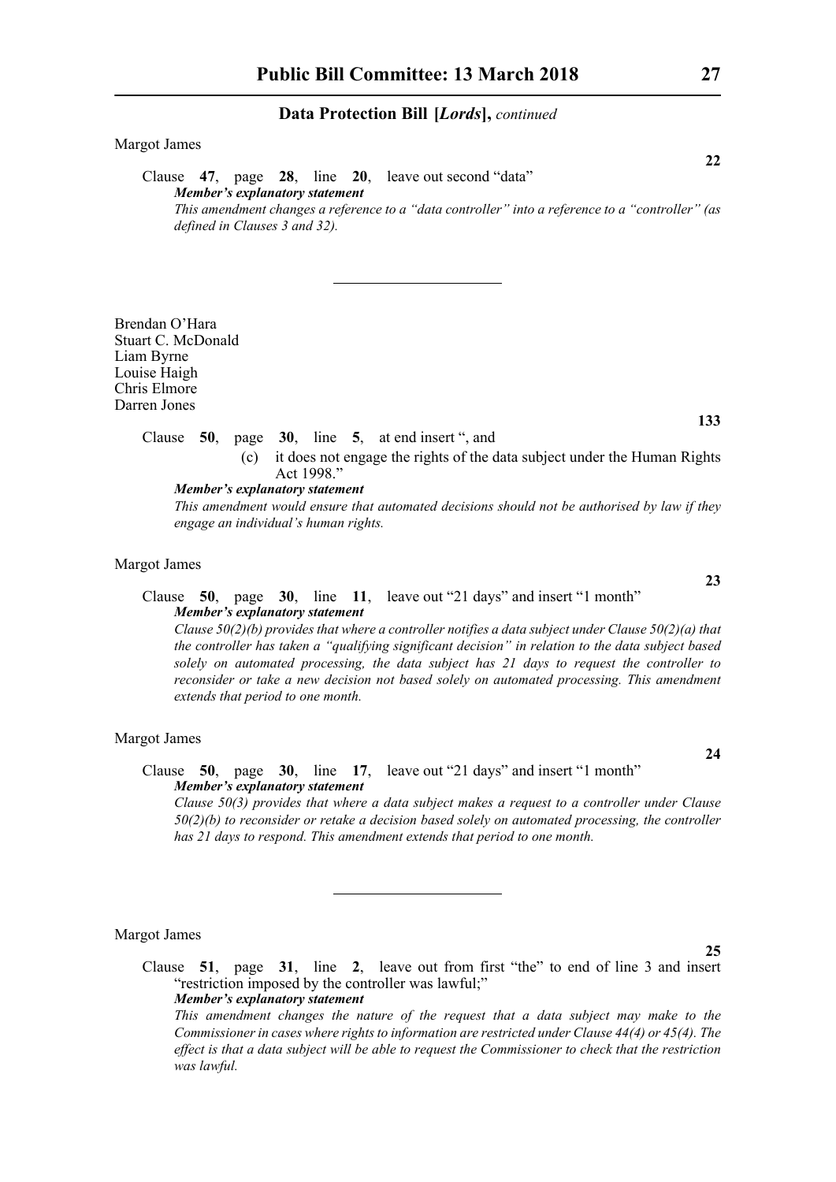Margot James

**22**

Clause **47**, page **28**, line **20**, leave out second "data"

***Member's explanatory statement***

*This amendment changes a reference to a "data controller" into a reference to a "controller" (as defined in Clauses 3 and 32).*

---

Brendan O'Hara
Stuart C. McDonald
Liam Byrne
Louise Haigh
Chris Elmore
Darren Jones

**133**

Clause **50**, page **30**, line **5**, at end insert ", and

(c) it does not engage the rights of the data subject under the Human Rights Act 1998."

***Member's explanatory statement***

*This amendment would ensure that automated decisions should not be authorised by law if they engage an individual's human rights.*

Margot James

**23**

Clause **50**, page **30**, line **11**, leave out "21 days" and insert "1 month"

***Member's explanatory statement***

*Clause 50(2)(b) provides that where a controller notifies a data subject under Clause 50(2)(a) that the controller has taken a "qualifying significant decision" in relation to the data subject based solely on automated processing, the data subject has 21 days to request the controller to reconsider or take a new decision not based solely on automated processing. This amendment extends that period to one month.*

Margot James

**24**

Clause **50**, page **30**, line **17**, leave out "21 days" and insert "1 month"

***Member's explanatory statement***

*Clause 50(3) provides that where a data subject makes a request to a controller under Clause 50(2)(b) to reconsider or retake a decision based solely on automated processing, the controller has 21 days to respond. This amendment extends that period to one month.*

---

Margot James

**25**

Clause **51**, page **31**, line **2**, leave out from first "the" to end of line 3 and insert "restriction imposed by the controller was lawful;"

***Member's explanatory statement***

*This amendment changes the nature of the request that a data subject may make to the Commissioner in cases where rights to information are restricted under Clause 44(4) or 45(4). The effect is that a data subject will be able to request the Commissioner to check that the restriction was lawful.*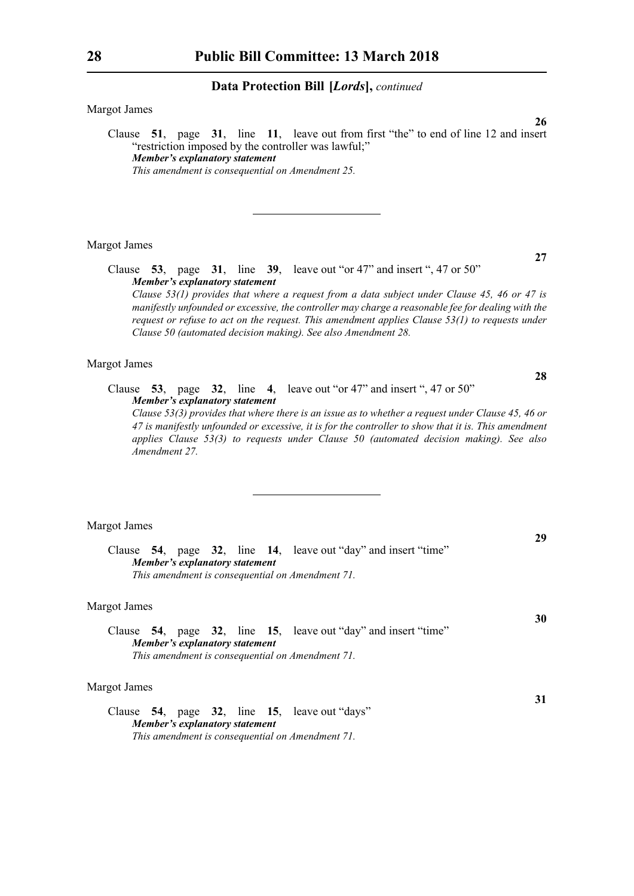**Data Protection Bill [*Lords*],** *continued*

Margot James

**26**

Clause **51**, page **31**, line **11**, leave out from first "the" to end of line 12 and insert "restriction imposed by the controller was lawful;"

***Member's explanatory statement***

*This amendment is consequential on Amendment 25.*

---

Margot James

**27**

Clause **53**, page **31**, line **39**, leave out "or 47" and insert ", 47 or 50"

***Member's explanatory statement***

*Clause 53(1) provides that where a request from a data subject under Clause 45, 46 or 47 is manifestly unfounded or excessive, the controller may charge a reasonable fee for dealing with the request or refuse to act on the request. This amendment applies Clause 53(1) to requests under Clause 50 (automated decision making). See also Amendment 28.*

Margot James

**28**

Clause **53**, page **32**, line **4**, leave out "or 47" and insert ", 47 or 50"

***Member's explanatory statement***

*Clause 53(3) provides that where there is an issue as to whether a request under Clause 45, 46 or 47 is manifestly unfounded or excessive, it is for the controller to show that it is. This amendment applies Clause 53(3) to requests under Clause 50 (automated decision making). See also Amendment 27.*

---

Margot James

**29**

Clause **54**, page **32**, line **14**, leave out "day" and insert "time"

***Member's explanatory statement***

*This amendment is consequential on Amendment 71.*

Margot James

**30**

Clause **54**, page **32**, line **15**, leave out "day" and insert "time"

***Member's explanatory statement***

*This amendment is consequential on Amendment 71.*

Margot James

**31**

Clause **54**, page **32**, line **15**, leave out "days"

***Member's explanatory statement***

*This amendment is consequential on Amendment 71.*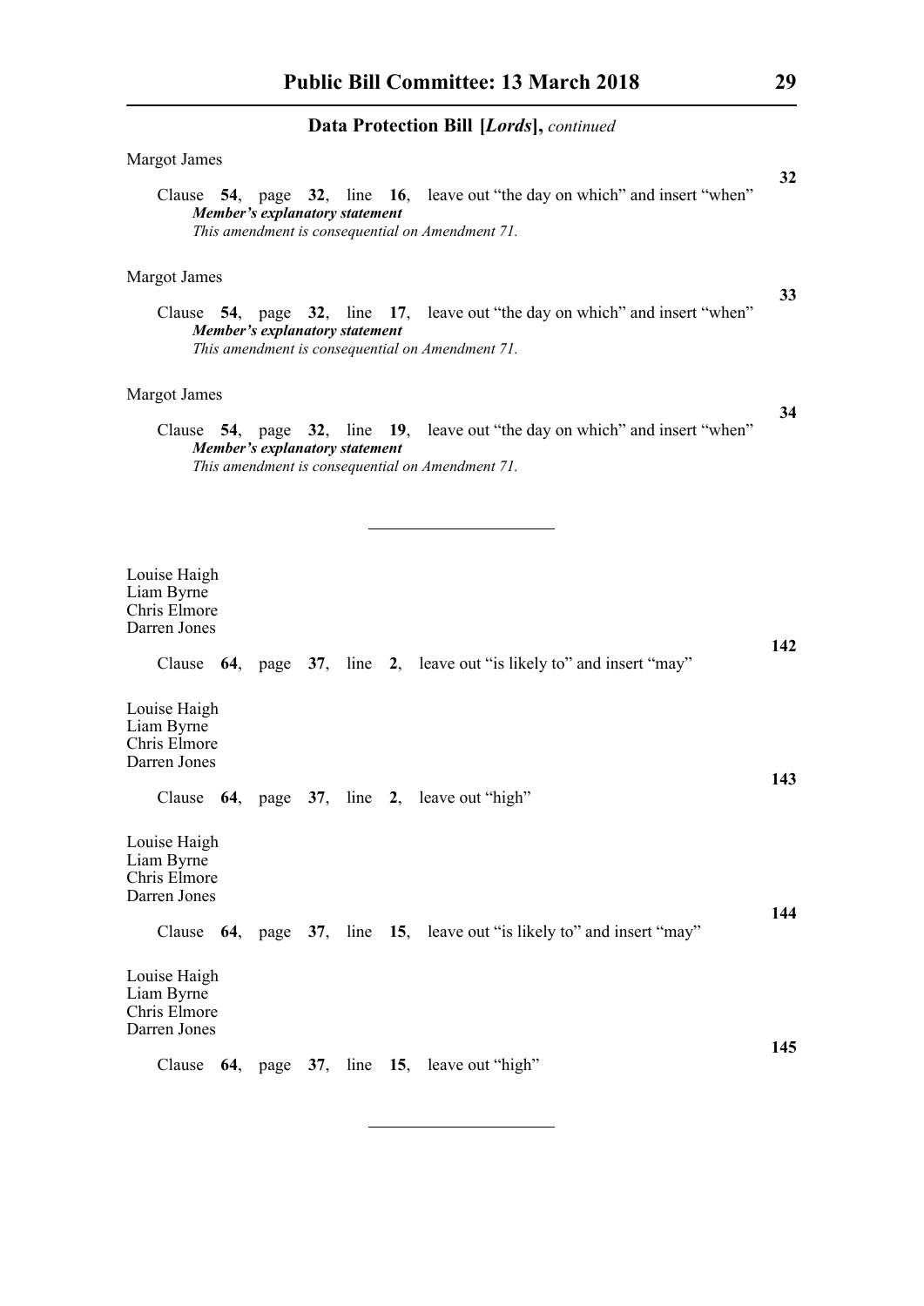**Data Protection Bill [*Lords*],** *continued*

Margot James

**32**

Clause **54**, page **32**, line **16**, leave out "the day on which" and insert "when"

***Member's explanatory statement***

*This amendment is consequential on Amendment 71.*

Margot James

**33**

Clause **54**, page **32**, line **17**, leave out "the day on which" and insert "when"

***Member's explanatory statement***

*This amendment is consequential on Amendment 71.*

Margot James

**34**

Clause **54**, page **32**, line **19**, leave out "the day on which" and insert "when"

***Member's explanatory statement***

*This amendment is consequential on Amendment 71.*

---

Louise Haigh
Liam Byrne
Chris Elmore
Darren Jones

**142**

Clause **64**, page **37**, line **2**, leave out "is likely to" and insert "may"

Louise Haigh
Liam Byrne
Chris Elmore
Darren Jones

**143**

Clause **64**, page **37**, line **2**, leave out "high"

Louise Haigh
Liam Byrne
Chris Elmore
Darren Jones

**144**

Clause **64**, page **37**, line **15**, leave out "is likely to" and insert "may"

Louise Haigh
Liam Byrne
Chris Elmore
Darren Jones

**145**

Clause **64**, page **37**, line **15**, leave out "high"

---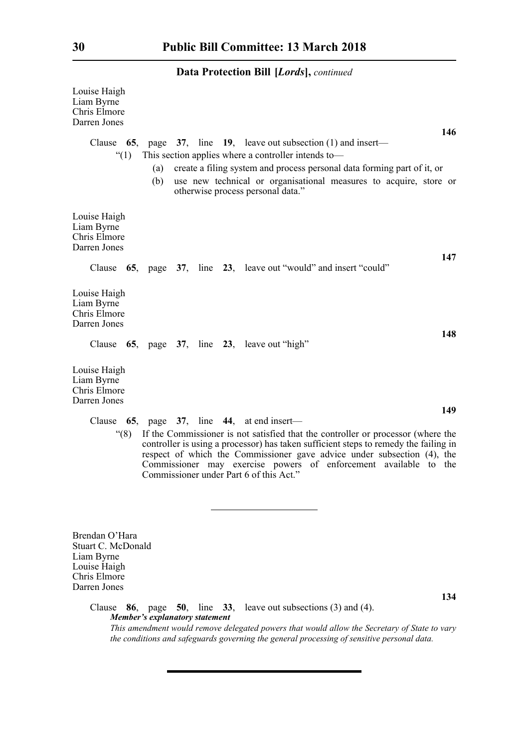**Data Protection Bill [*Lords*],** *continued*

Louise Haigh
Liam Byrne
Chris Elmore
Darren Jones

**146**

Clause **65**, page **37**, line **19**, leave out subsection (1) and insert—

"(1) This section applies where a controller intends to—

(a) create a filing system and process personal data forming part of it, or

(b) use new technical or organisational measures to acquire, store or otherwise process personal data."

Louise Haigh
Liam Byrne
Chris Elmore
Darren Jones

**147**

Clause **65**, page **37**, line **23**, leave out "would" and insert "could"

Louise Haigh
Liam Byrne
Chris Elmore
Darren Jones

**148**

Clause **65**, page **37**, line **23**, leave out "high"

Louise Haigh
Liam Byrne
Chris Elmore
Darren Jones

**149**

Clause **65**, page **37**, line **44**, at end insert—

"(8) If the Commissioner is not satisfied that the controller or processor (where the controller is using a processor) has taken sufficient steps to remedy the failing in respect of which the Commissioner gave advice under subsection (4), the Commissioner may exercise powers of enforcement available to the Commissioner under Part 6 of this Act."

---

Brendan O'Hara
Stuart C. McDonald
Liam Byrne
Louise Haigh
Chris Elmore
Darren Jones

**134**

Clause **86**, page **50**, line **33**, leave out subsections (3) and (4).

***Member's explanatory statement***

*This amendment would remove delegated powers that would allow the Secretary of State to vary the conditions and safeguards governing the general processing of sensitive personal data.*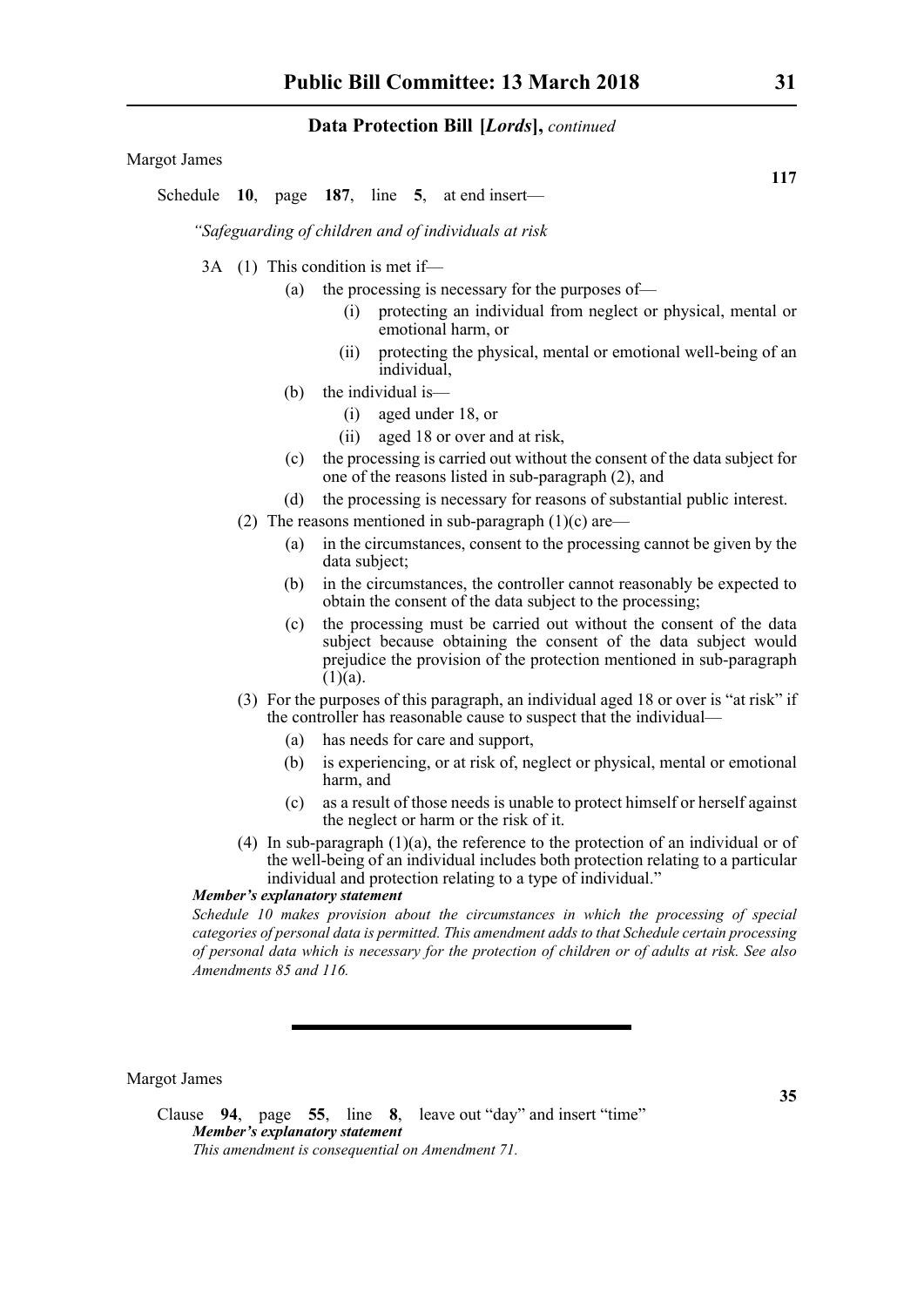Margot James

**117**

Schedule **10**, page **187**, line **5**, at end insert—

*"Safeguarding of children and of individuals at risk*

3A (1) This condition is met if—

(a) the processing is necessary for the purposes of—

(i) protecting an individual from neglect or physical, mental or emotional harm, or

(ii) protecting the physical, mental or emotional well-being of an individual,

(b) the individual is—

(i) aged under 18, or

(ii) aged 18 or over and at risk,

(c) the processing is carried out without the consent of the data subject for one of the reasons listed in sub-paragraph (2), and

(d) the processing is necessary for reasons of substantial public interest.

(2) The reasons mentioned in sub-paragraph (1)(c) are—

(a) in the circumstances, consent to the processing cannot be given by the data subject;

(b) in the circumstances, the controller cannot reasonably be expected to obtain the consent of the data subject to the processing;

(c) the processing must be carried out without the consent of the data subject because obtaining the consent of the data subject would prejudice the provision of the protection mentioned in sub-paragraph (1)(a).

(3) For the purposes of this paragraph, an individual aged 18 or over is "at risk" if the controller has reasonable cause to suspect that the individual—

(a) has needs for care and support,

(b) is experiencing, or at risk of, neglect or physical, mental or emotional harm, and

(c) as a result of those needs is unable to protect himself or herself against the neglect or harm or the risk of it.

(4) In sub-paragraph (1)(a), the reference to the protection of an individual or of the well-being of an individual includes both protection relating to a particular individual and protection relating to a type of individual."

***Member's explanatory statement***

*Schedule 10 makes provision about the circumstances in which the processing of special categories of personal data is permitted. This amendment adds to that Schedule certain processing of personal data which is necessary for the protection of children or of adults at risk. See also Amendments 85 and 116.*

---

Margot James

**35**

Clause **94**, page **55**, line **8**, leave out "day" and insert "time"

***Member's explanatory statement***

*This amendment is consequential on Amendment 71.*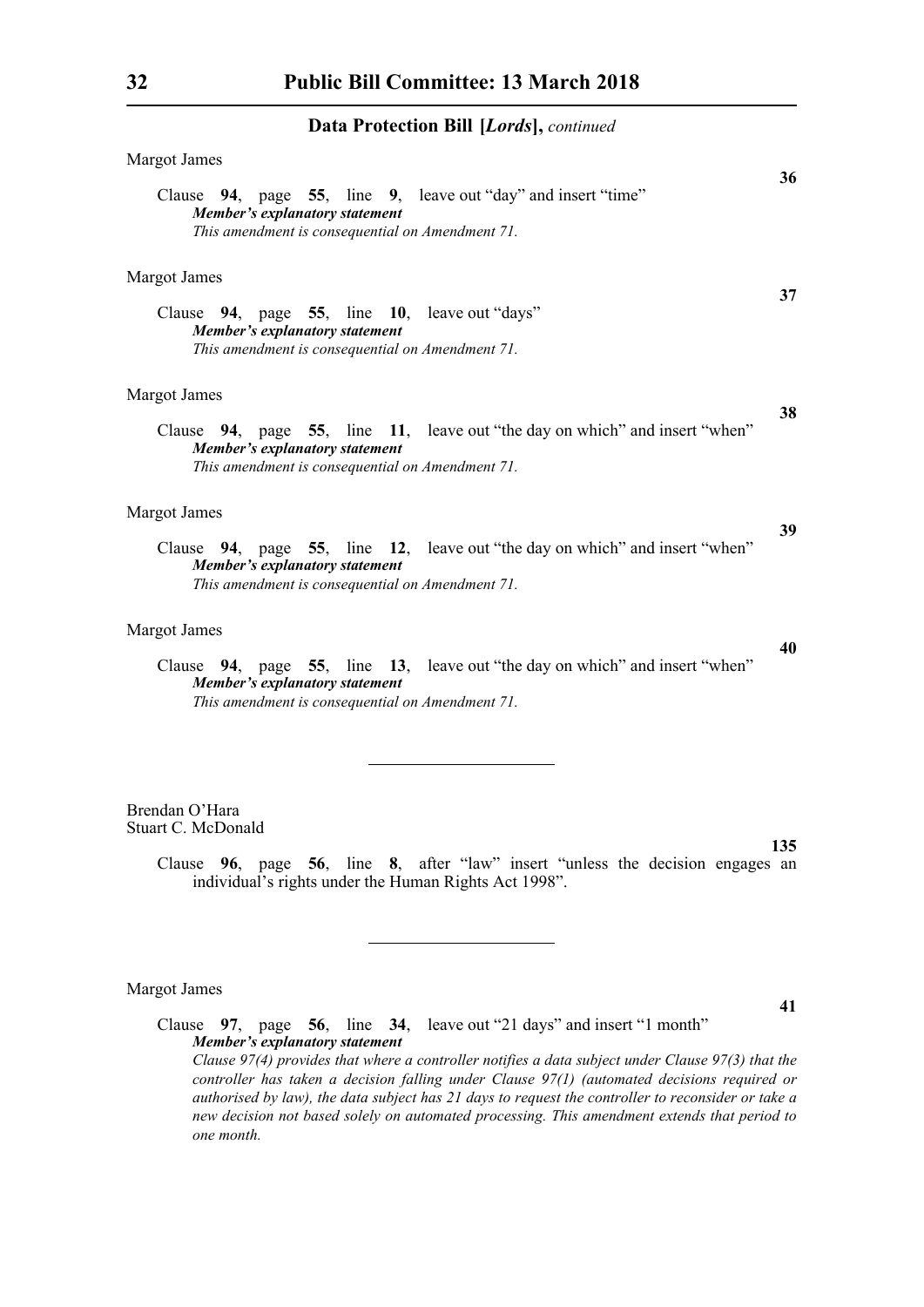**Data Protection Bill [*Lords*],** *continued*

Margot James

**36**

Clause **94**, page **55**, line **9**, leave out "day" and insert "time"

***Member's explanatory statement***

*This amendment is consequential on Amendment 71.*

Margot James

**37**

Clause **94**, page **55**, line **10**, leave out "days"

***Member's explanatory statement***

*This amendment is consequential on Amendment 71.*

Margot James

**38**

Clause **94**, page **55**, line **11**, leave out "the day on which" and insert "when"

***Member's explanatory statement***

*This amendment is consequential on Amendment 71.*

Margot James

**39**

Clause **94**, page **55**, line **12**, leave out "the day on which" and insert "when"

***Member's explanatory statement***

*This amendment is consequential on Amendment 71.*

Margot James

**40**

Clause **94**, page **55**, line **13**, leave out "the day on which" and insert "when"

***Member's explanatory statement***

*This amendment is consequential on Amendment 71.*

---

Brendan O'Hara
Stuart C. McDonald

**135**

Clause **96**, page **56**, line **8**, after "law" insert "unless the decision engages an individual's rights under the Human Rights Act 1998".

---

Margot James

**41**

Clause **97**, page **56**, line **34**, leave out "21 days" and insert "1 month"

***Member's explanatory statement***

*Clause 97(4) provides that where a controller notifies a data subject under Clause 97(3) that the controller has taken a decision falling under Clause 97(1) (automated decisions required or authorised by law), the data subject has 21 days to request the controller to reconsider or take a new decision not based solely on automated processing. This amendment extends that period to one month.*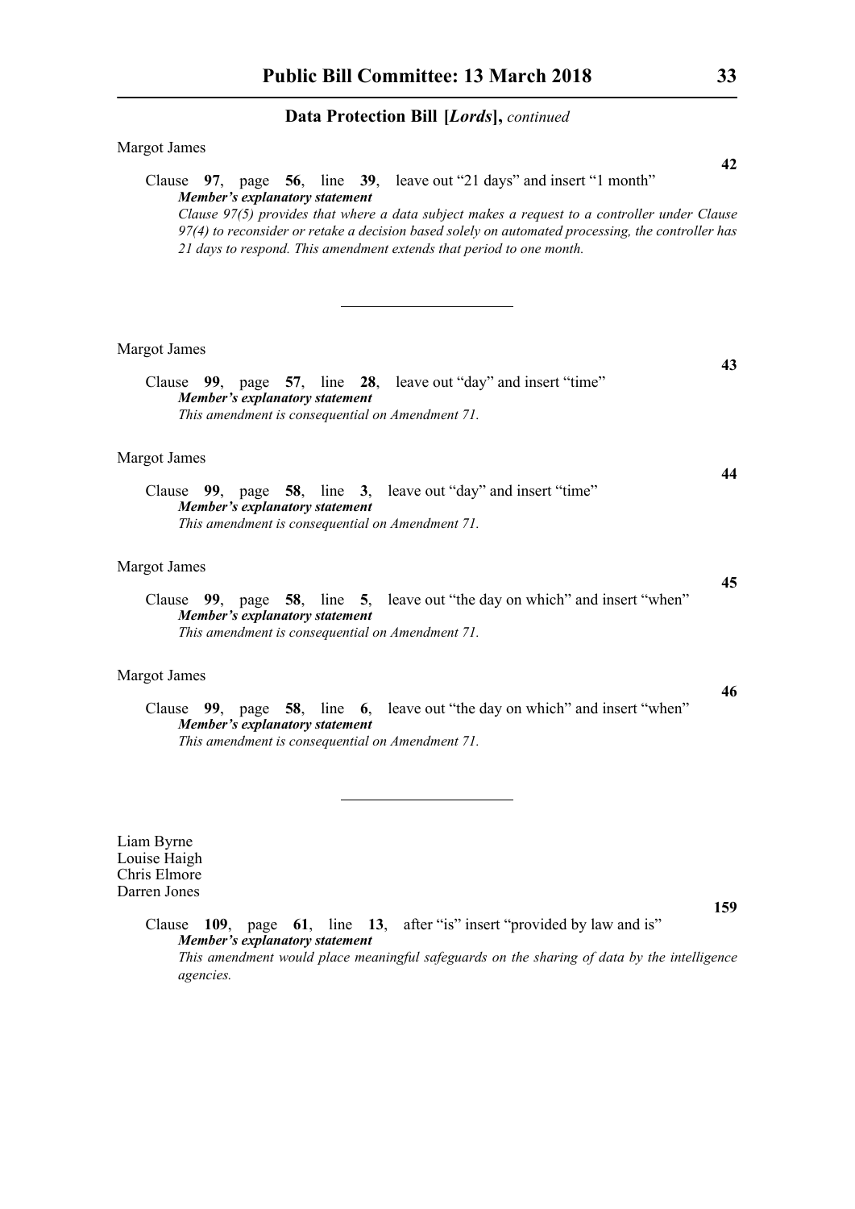Margot James

**42**

Clause **97**, page **56**, line **39**, leave out "21 days" and insert "1 month"

***Member's explanatory statement***

*Clause 97(5) provides that where a data subject makes a request to a controller under Clause 97(4) to reconsider or retake a decision based solely on automated processing, the controller has 21 days to respond. This amendment extends that period to one month.*

---

Margot James

**43**

Clause **99**, page **57**, line **28**, leave out "day" and insert "time"

***Member's explanatory statement***

*This amendment is consequential on Amendment 71.*

Margot James

**44**

Clause **99**, page **58**, line **3**, leave out "day" and insert "time"

***Member's explanatory statement***

*This amendment is consequential on Amendment 71.*

Margot James

**45**

Clause **99**, page **58**, line **5**, leave out "the day on which" and insert "when"

***Member's explanatory statement***

*This amendment is consequential on Amendment 71.*

Margot James

**46**

Clause **99**, page **58**, line **6**, leave out "the day on which" and insert "when"

***Member's explanatory statement***

*This amendment is consequential on Amendment 71.*

---

Liam Byrne
Louise Haigh
Chris Elmore
Darren Jones

**159**

Clause **109**, page **61**, line **13**, after "is" insert "provided by law and is"

***Member's explanatory statement***

*This amendment would place meaningful safeguards on the sharing of data by the intelligence agencies.*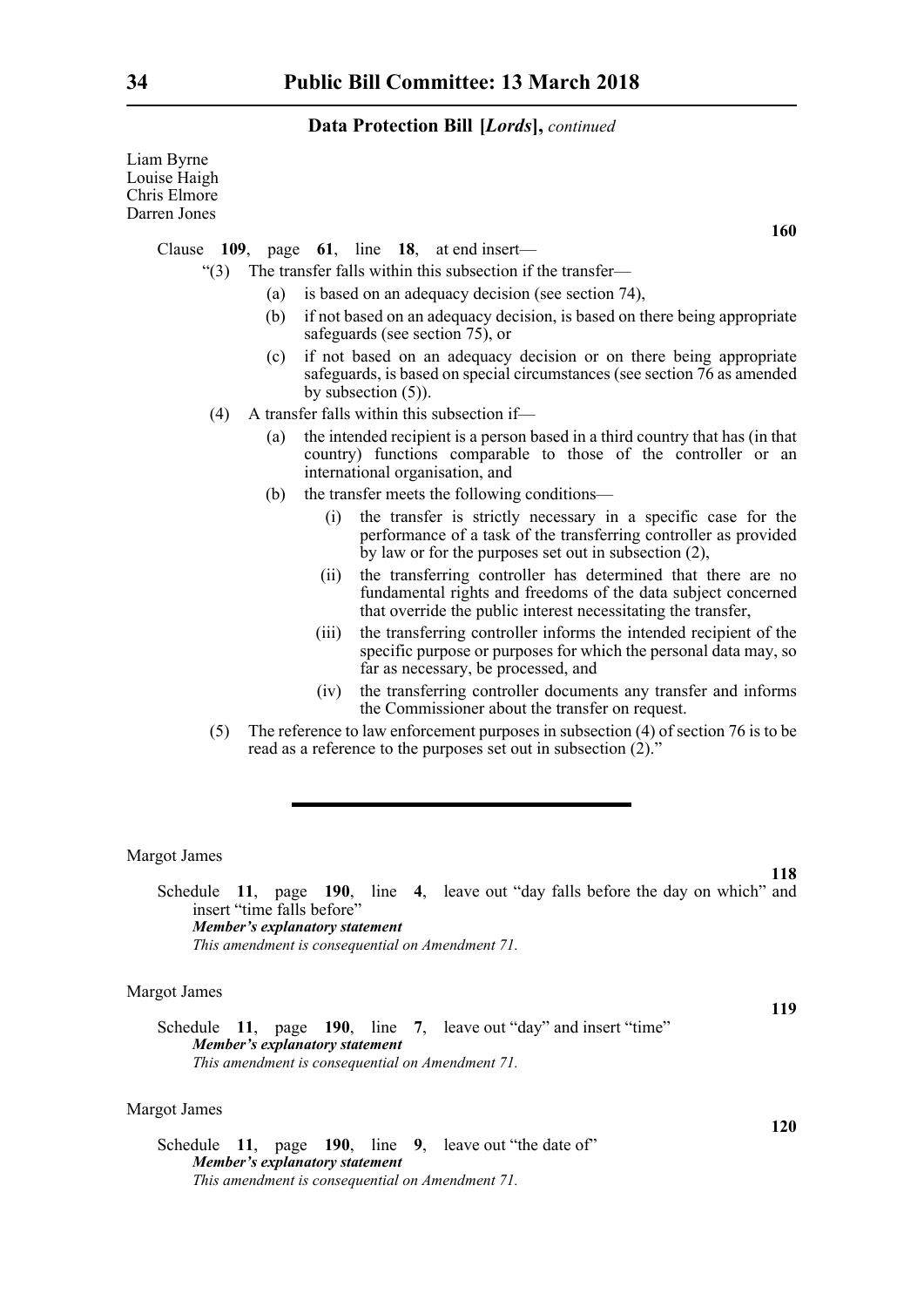Liam Byrne
Louise Haigh
Chris Elmore
Darren Jones

**160**

Clause **109**, page **61**, line **18**, at end insert—

"(3) The transfer falls within this subsection if the transfer—

(a) is based on an adequacy decision (see section 74),

(b) if not based on an adequacy decision, is based on there being appropriate safeguards (see section 75), or

(c) if not based on an adequacy decision or on there being appropriate safeguards, is based on special circumstances (see section 76 as amended by subsection (5)).

(4) A transfer falls within this subsection if—

(a) the intended recipient is a person based in a third country that has (in that country) functions comparable to those of the controller or an international organisation, and

(b) the transfer meets the following conditions—

(i) the transfer is strictly necessary in a specific case for the performance of a task of the transferring controller as provided by law or for the purposes set out in subsection (2),

(ii) the transferring controller has determined that there are no fundamental rights and freedoms of the data subject concerned that override the public interest necessitating the transfer,

(iii) the transferring controller informs the intended recipient of the specific purpose or purposes for which the personal data may, so far as necessary, be processed, and

(iv) the transferring controller documents any transfer and informs the Commissioner about the transfer on request.

(5) The reference to law enforcement purposes in subsection (4) of section 76 is to be read as a reference to the purposes set out in subsection (2)."

---

Margot James

**118**

Schedule **11**, page **190**, line **4**, leave out "day falls before the day on which" and insert "time falls before"

***Member's explanatory statement***

*This amendment is consequential on Amendment 71.*

Margot James

**119**

Schedule **11**, page **190**, line **7**, leave out "day" and insert "time"

***Member's explanatory statement***

*This amendment is consequential on Amendment 71.*

Margot James

**120**

Schedule **11**, page **190**, line **9**, leave out "the date of"

***Member's explanatory statement***

*This amendment is consequential on Amendment 71.*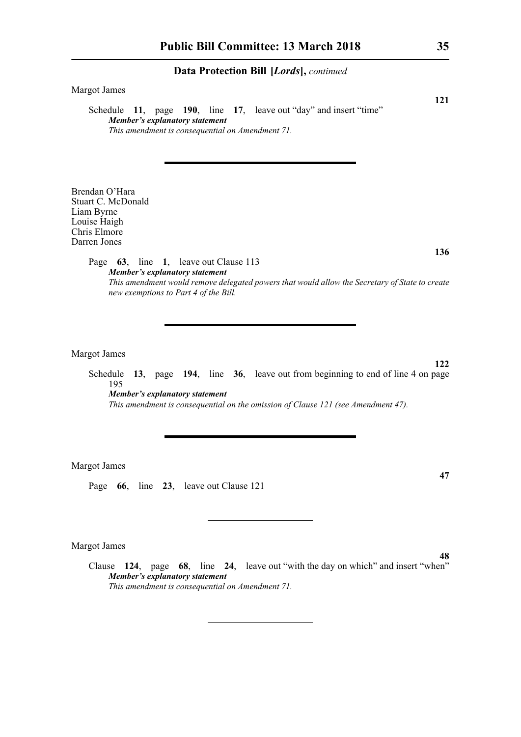Margot James

**121**

Schedule **11**, page **190**, line **17**, leave out "day" and insert "time"

***Member's explanatory statement***

*This amendment is consequential on Amendment 71.*

---

Brendan O'Hara
Stuart C. McDonald
Liam Byrne
Louise Haigh
Chris Elmore
Darren Jones

**136**

Page **63**, line **1**, leave out Clause 113

***Member's explanatory statement***

*This amendment would remove delegated powers that would allow the Secretary of State to create new exemptions to Part 4 of the Bill.*

---

Margot James

**122**

Schedule **13**, page **194**, line **36**, leave out from beginning to end of line 4 on page 195

***Member's explanatory statement***

*This amendment is consequential on the omission of Clause 121 (see Amendment 47).*

---

Margot James

**47**

Page **66**, line **23**, leave out Clause 121

---

Margot James

**48**

Clause **124**, page **68**, line **24**, leave out "with the day on which" and insert "when"

***Member's explanatory statement***

*This amendment is consequential on Amendment 71.*

---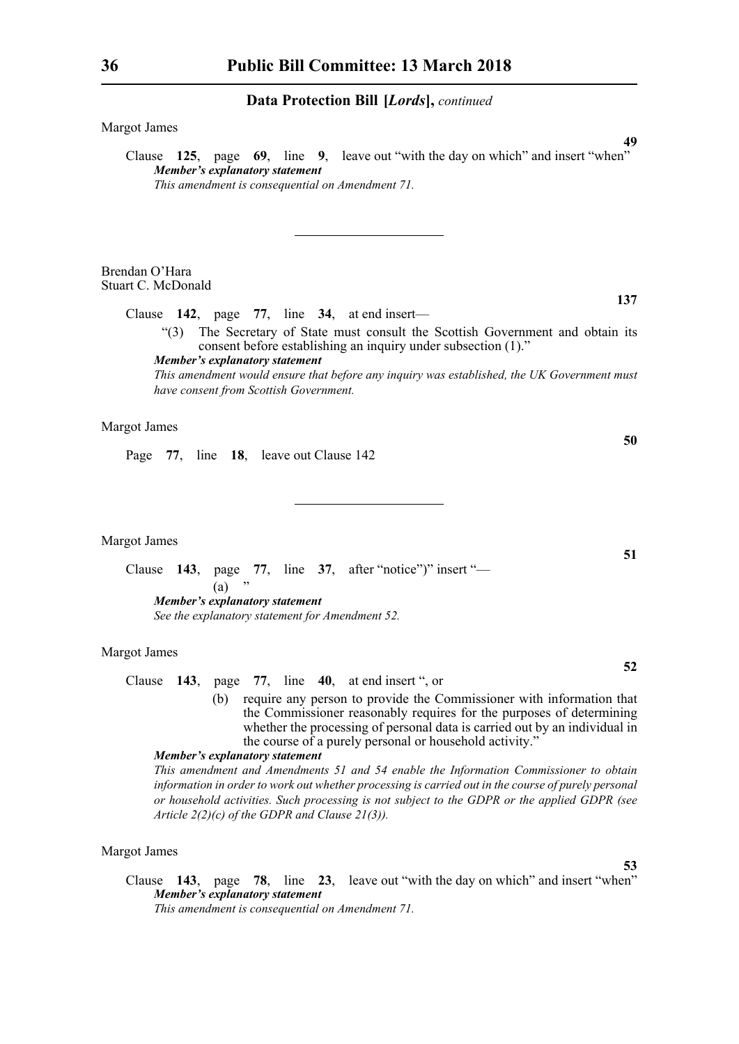**Data Protection Bill [*Lords*],** *continued*

Margot James

**49**

Clause **125**, page **69**, line **9**, leave out "with the day on which" and insert "when"

***Member's explanatory statement***

*This amendment is consequential on Amendment 71.*

---

Brendan O'Hara
Stuart C. McDonald

**137**

Clause **142**, page **77**, line **34**, at end insert—

"(3) The Secretary of State must consult the Scottish Government and obtain its consent before establishing an inquiry under subsection (1)."

***Member's explanatory statement***

*This amendment would ensure that before any inquiry was established, the UK Government must have consent from Scottish Government.*

Margot James

**50**

Page **77**, line **18**, leave out Clause 142

---

Margot James

**51**

Clause **143**, page **77**, line **37**, after "notice")" insert "—

(a) "

***Member's explanatory statement***

*See the explanatory statement for Amendment 52.*

Margot James

**52**

Clause **143**, page **77**, line **40**, at end insert ", or

(b) require any person to provide the Commissioner with information that the Commissioner reasonably requires for the purposes of determining whether the processing of personal data is carried out by an individual in the course of a purely personal or household activity."

***Member's explanatory statement***

*This amendment and Amendments 51 and 54 enable the Information Commissioner to obtain information in order to work out whether processing is carried out in the course of purely personal or household activities. Such processing is not subject to the GDPR or the applied GDPR (see Article 2(2)(c) of the GDPR and Clause 21(3)).*

Margot James

**53**

Clause **143**, page **78**, line **23**, leave out "with the day on which" and insert "when"

***Member's explanatory statement***

*This amendment is consequential on Amendment 71.*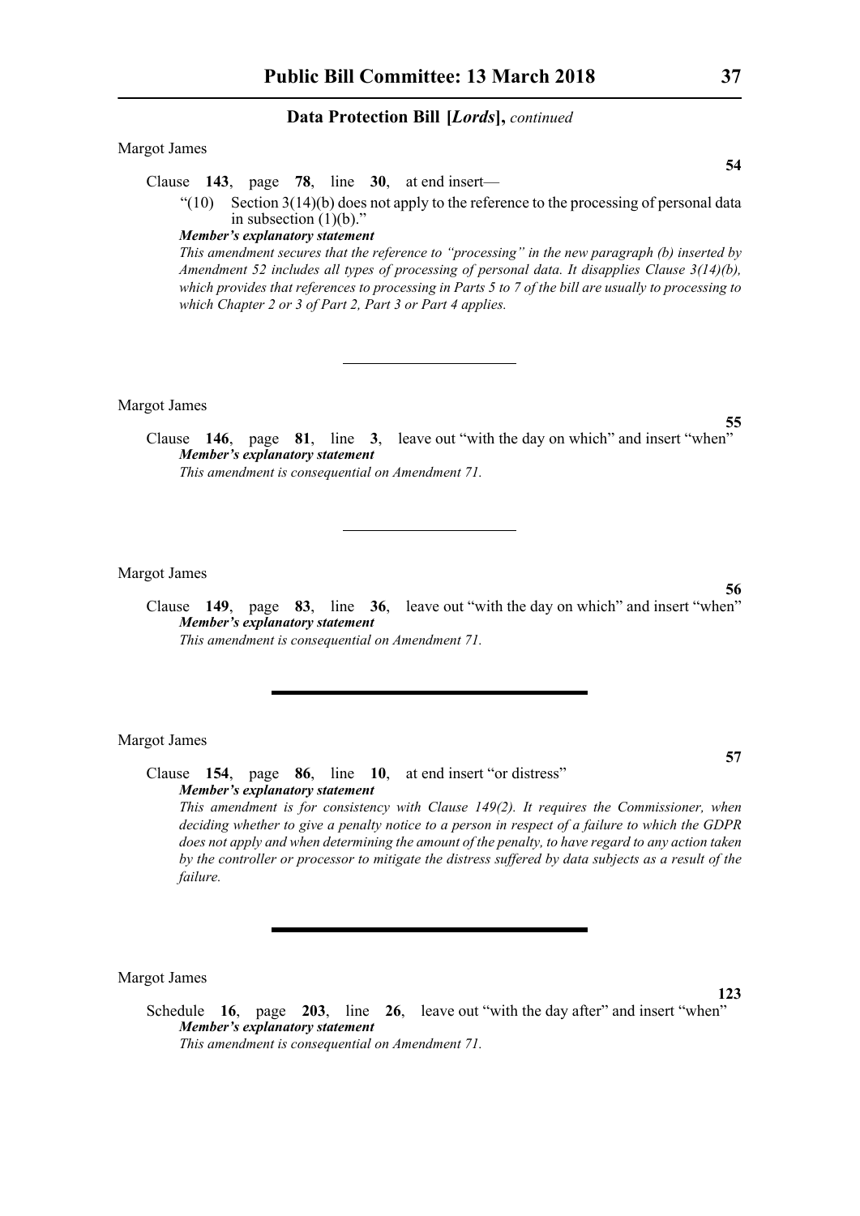Margot James

**54**

Clause **143**, page **78**, line **30**, at end insert—

"(10) Section 3(14)(b) does not apply to the reference to the processing of personal data in subsection (1)(b)."

***Member's explanatory statement***

*This amendment secures that the reference to "processing" in the new paragraph (b) inserted by Amendment 52 includes all types of processing of personal data. It disapplies Clause 3(14)(b), which provides that references to processing in Parts 5 to 7 of the bill are usually to processing to which Chapter 2 or 3 of Part 2, Part 3 or Part 4 applies.*

---

Margot James

**55**

Clause **146**, page **81**, line **3**, leave out "with the day on which" and insert "when"

***Member's explanatory statement***

*This amendment is consequential on Amendment 71.*

---

Margot James

**56**

Clause **149**, page **83**, line **36**, leave out "with the day on which" and insert "when"

***Member's explanatory statement***

*This amendment is consequential on Amendment 71.*

---

Margot James

**57**

Clause **154**, page **86**, line **10**, at end insert "or distress"

***Member's explanatory statement***

*This amendment is for consistency with Clause 149(2). It requires the Commissioner, when deciding whether to give a penalty notice to a person in respect of a failure to which the GDPR does not apply and when determining the amount of the penalty, to have regard to any action taken by the controller or processor to mitigate the distress suffered by data subjects as a result of the failure.*

---

Margot James

**123**

Schedule **16**, page **203**, line **26**, leave out "with the day after" and insert "when"

***Member's explanatory statement***

*This amendment is consequential on Amendment 71.*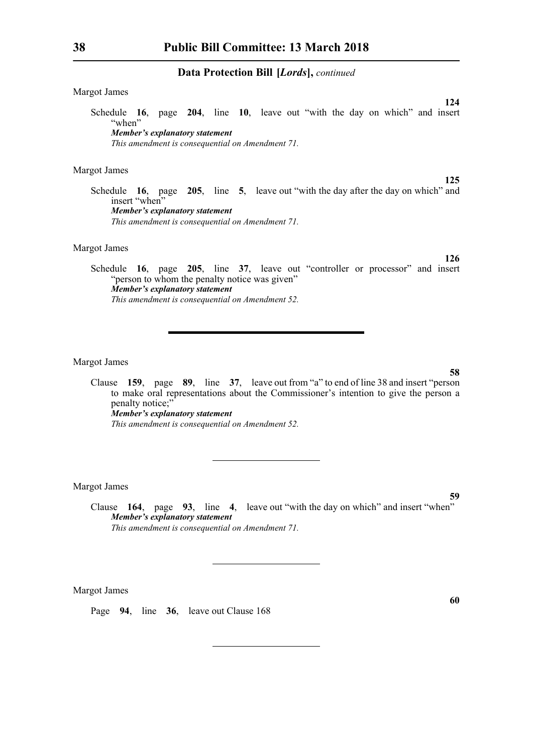Margot James

**124**

Schedule **16**, page **204**, line **10**, leave out "with the day on which" and insert "when"

***Member's explanatory statement***

*This amendment is consequential on Amendment 71.*

Margot James

**125**

Schedule **16**, page **205**, line **5**, leave out "with the day after the day on which" and insert "when"

***Member's explanatory statement***

*This amendment is consequential on Amendment 71.*

Margot James

**126**

Schedule **16**, page **205**, line **37**, leave out "controller or processor" and insert "person to whom the penalty notice was given"

***Member's explanatory statement***

*This amendment is consequential on Amendment 52.*

---

Margot James

**58**

Clause **159**, page **89**, line **37**, leave out from "a" to end of line 38 and insert "person to make oral representations about the Commissioner's intention to give the person a penalty notice;"

***Member's explanatory statement***

*This amendment is consequential on Amendment 52.*

---

Margot James

**59**

Clause **164**, page **93**, line **4**, leave out "with the day on which" and insert "when"

***Member's explanatory statement***

*This amendment is consequential on Amendment 71.*

---

Margot James

**60**

Page **94**, line **36**, leave out Clause 168

---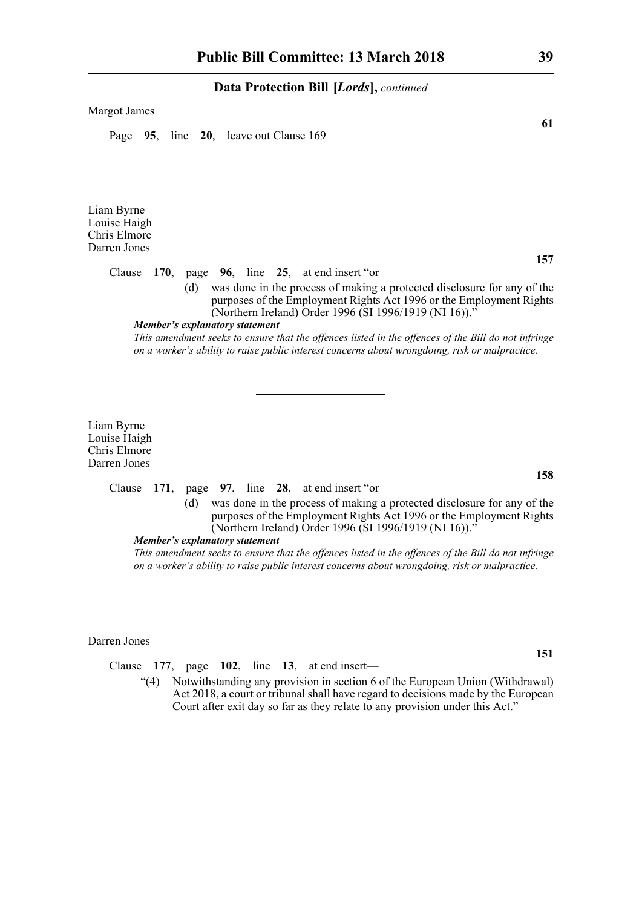**Data Protection Bill [*Lords*],** *continued*

Margot James

**61**

Page **95**, line **20**, leave out Clause 169

---

Liam Byrne
Louise Haigh
Chris Elmore
Darren Jones

**157**

Clause **170**, page **96**, line **25**, at end insert "or

(d) was done in the process of making a protected disclosure for any of the purposes of the Employment Rights Act 1996 or the Employment Rights (Northern Ireland) Order 1996 (SI 1996/1919 (NI 16))."

***Member's explanatory statement***

*This amendment seeks to ensure that the offences listed in the offences of the Bill do not infringe on a worker's ability to raise public interest concerns about wrongdoing, risk or malpractice.*

---

Liam Byrne
Louise Haigh
Chris Elmore
Darren Jones

**158**

Clause **171**, page **97**, line **28**, at end insert "or

(d) was done in the process of making a protected disclosure for any of the purposes of the Employment Rights Act 1996 or the Employment Rights (Northern Ireland) Order 1996 (SI 1996/1919 (NI 16))."

***Member's explanatory statement***

*This amendment seeks to ensure that the offences listed in the offences of the Bill do not infringe on a worker's ability to raise public interest concerns about wrongdoing, risk or malpractice.*

---

Darren Jones

**151**

Clause **177**, page **102**, line **13**, at end insert—

"(4) Notwithstanding any provision in section 6 of the European Union (Withdrawal) Act 2018, a court or tribunal shall have regard to decisions made by the European Court after exit day so far as they relate to any provision under this Act."

---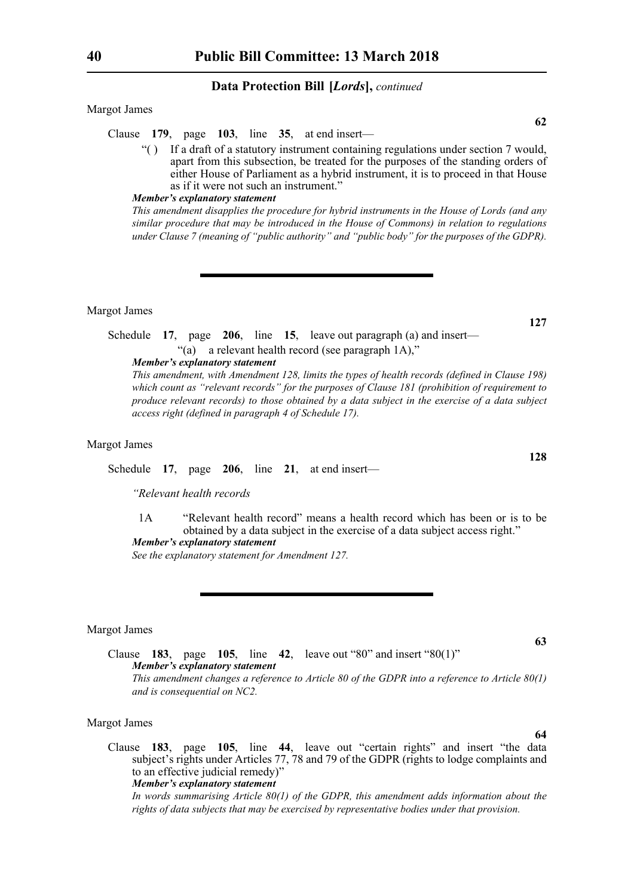**Data Protection Bill [*Lords*],** *continued*

Margot James

**62**

Clause **179**, page **103**, line **35**, at end insert—

"( ) If a draft of a statutory instrument containing regulations under section 7 would, apart from this subsection, be treated for the purposes of the standing orders of either House of Parliament as a hybrid instrument, it is to proceed in that House as if it were not such an instrument."

***Member's explanatory statement***

*This amendment disapplies the procedure for hybrid instruments in the House of Lords (and any similar procedure that may be introduced in the House of Commons) in relation to regulations under Clause 7 (meaning of "public authority" and "public body" for the purposes of the GDPR).*

---

Margot James

**127**

Schedule **17**, page **206**, line **15**, leave out paragraph (a) and insert—

"(a) a relevant health record (see paragraph 1A),"

***Member's explanatory statement***

*This amendment, with Amendment 128, limits the types of health records (defined in Clause 198) which count as "relevant records" for the purposes of Clause 181 (prohibition of requirement to produce relevant records) to those obtained by a data subject in the exercise of a data subject access right (defined in paragraph 4 of Schedule 17).*

Margot James

**128**

Schedule **17**, page **206**, line **21**, at end insert—

*"Relevant health records*

1A "Relevant health record" means a health record which has been or is to be obtained by a data subject in the exercise of a data subject access right."

***Member's explanatory statement***

*See the explanatory statement for Amendment 127.*

---

Margot James

**63**

Clause **183**, page **105**, line **42**, leave out "80" and insert "80(1)"

***Member's explanatory statement***

*This amendment changes a reference to Article 80 of the GDPR into a reference to Article 80(1) and is consequential on NC2.*

Margot James

**64**

Clause **183**, page **105**, line **44**, leave out "certain rights" and insert "the data subject's rights under Articles 77, 78 and 79 of the GDPR (rights to lodge complaints and to an effective judicial remedy)"

***Member's explanatory statement***

*In words summarising Article 80(1) of the GDPR, this amendment adds information about the rights of data subjects that may be exercised by representative bodies under that provision.*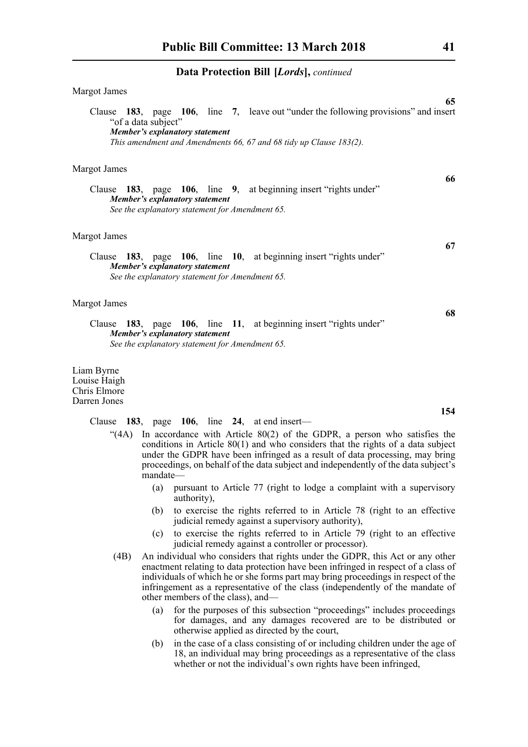**Data Protection Bill [*Lords*],** *continued*

Margot James

**65**

Clause **183**, page **106**, line **7**, leave out "under the following provisions" and insert "of a data subject"

***Member's explanatory statement***

*This amendment and Amendments 66, 67 and 68 tidy up Clause 183(2).*

Margot James

**66**

Clause **183**, page **106**, line **9**, at beginning insert "rights under"

***Member's explanatory statement***

*See the explanatory statement for Amendment 65.*

Margot James

**67**

Clause **183**, page **106**, line **10**, at beginning insert "rights under"

***Member's explanatory statement***

*See the explanatory statement for Amendment 65.*

Margot James

**68**

Clause **183**, page **106**, line **11**, at beginning insert "rights under"

***Member's explanatory statement***

*See the explanatory statement for Amendment 65.*

Liam Byrne
Louise Haigh
Chris Elmore
Darren Jones

**154**

Clause **183**, page **106**, line **24**, at end insert—

"(4A) In accordance with Article 80(2) of the GDPR, a person who satisfies the conditions in Article 80(1) and who considers that the rights of a data subject under the GDPR have been infringed as a result of data processing, may bring proceedings, on behalf of the data subject and independently of the data subject's mandate—

(a) pursuant to Article 77 (right to lodge a complaint with a supervisory authority),

(b) to exercise the rights referred to in Article 78 (right to an effective judicial remedy against a supervisory authority),

(c) to exercise the rights referred to in Article 79 (right to an effective judicial remedy against a controller or processor).

(4B) An individual who considers that rights under the GDPR, this Act or any other enactment relating to data protection have been infringed in respect of a class of individuals of which he or she forms part may bring proceedings in respect of the infringement as a representative of the class (independently of the mandate of other members of the class), and—

(a) for the purposes of this subsection "proceedings" includes proceedings for damages, and any damages recovered are to be distributed or otherwise applied as directed by the court,

(b) in the case of a class consisting of or including children under the age of 18, an individual may bring proceedings as a representative of the class whether or not the individual's own rights have been infringed,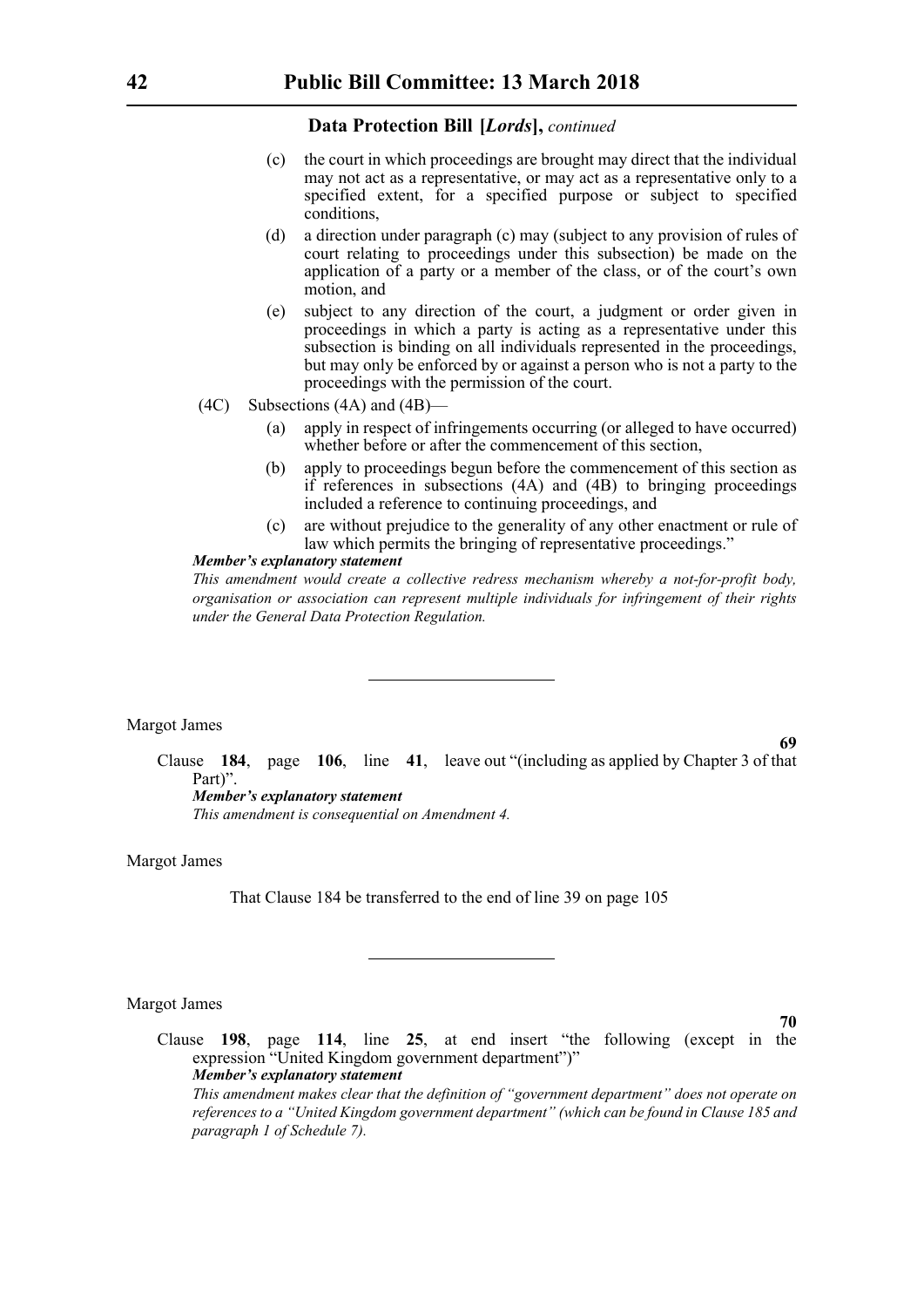**Data Protection Bill [*Lords*],** *continued*

(c) the court in which proceedings are brought may direct that the individual may not act as a representative, or may act as a representative only to a specified extent, for a specified purpose or subject to specified conditions,

(d) a direction under paragraph (c) may (subject to any provision of rules of court relating to proceedings under this subsection) be made on the application of a party or a member of the class, or of the court's own motion, and

(e) subject to any direction of the court, a judgment or order given in proceedings in which a party is acting as a representative under this subsection is binding on all individuals represented in the proceedings, but may only be enforced by or against a person who is not a party to the proceedings with the permission of the court.

(4C) Subsections (4A) and (4B)—

(a) apply in respect of infringements occurring (or alleged to have occurred) whether before or after the commencement of this section,

(b) apply to proceedings begun before the commencement of this section as if references in subsections (4A) and (4B) to bringing proceedings included a reference to continuing proceedings, and

(c) are without prejudice to the generality of any other enactment or rule of law which permits the bringing of representative proceedings."

***Member's explanatory statement***

*This amendment would create a collective redress mechanism whereby a not-for-profit body, organisation or association can represent multiple individuals for infringement of their rights under the General Data Protection Regulation.*

---

Margot James

**69**

Clause **184**, page **106**, line **41**, leave out "(including as applied by Chapter 3 of that Part)".

***Member's explanatory statement***

*This amendment is consequential on Amendment 4.*

Margot James

That Clause 184 be transferred to the end of line 39 on page 105

---

Margot James

**70**

Clause **198**, page **114**, line **25**, at end insert "the following (except in the expression "United Kingdom government department")"

***Member's explanatory statement***

*This amendment makes clear that the definition of "government department" does not operate on references to a "United Kingdom government department" (which can be found in Clause 185 and paragraph 1 of Schedule 7).*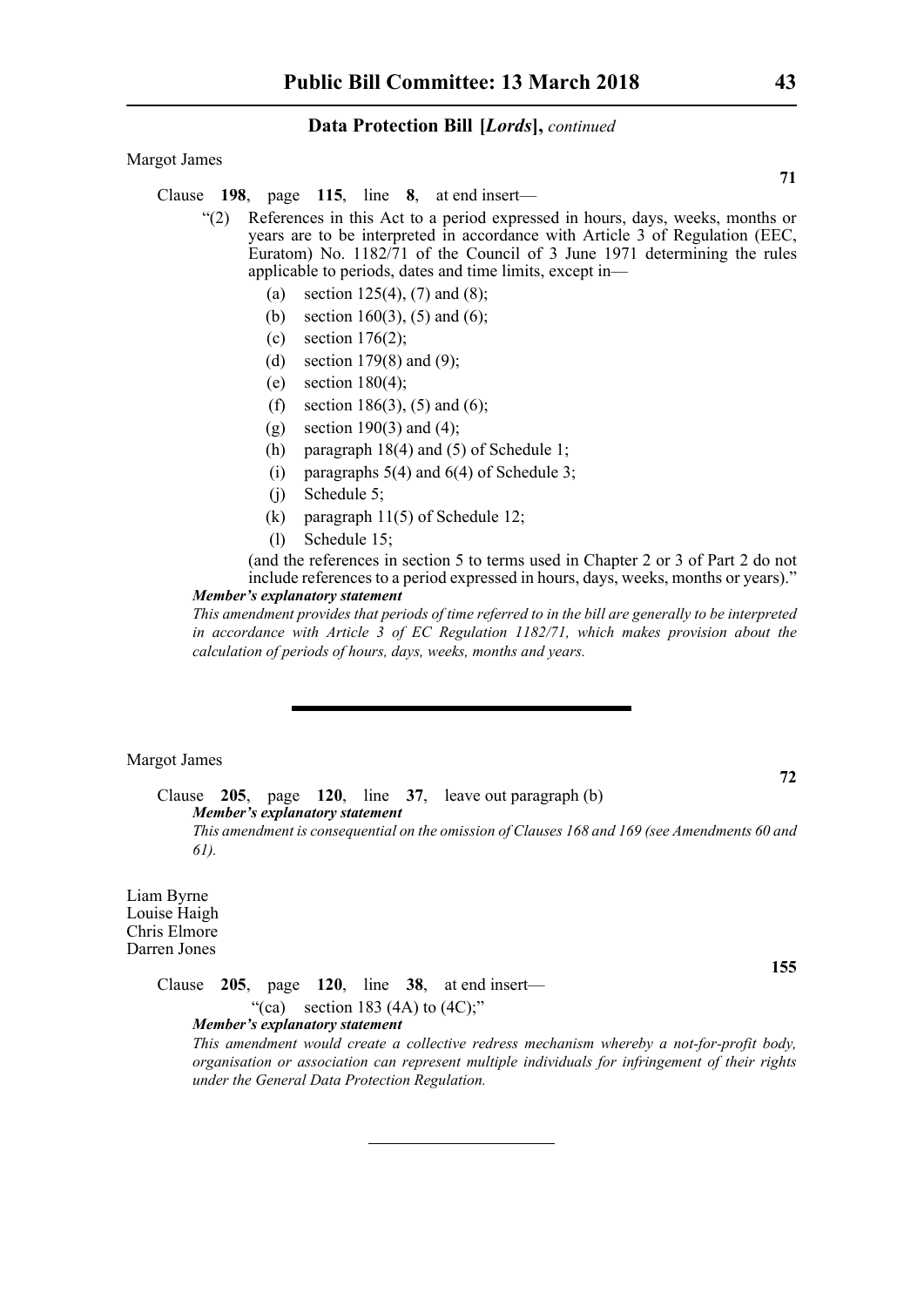**Data Protection Bill [*Lords*],** *continued*

Margot James

**71**

Clause **198**, page **115**, line **8**, at end insert—

"(2) References in this Act to a period expressed in hours, days, weeks, months or years are to be interpreted in accordance with Article 3 of Regulation (EEC, Euratom) No. 1182/71 of the Council of 3 June 1971 determining the rules applicable to periods, dates and time limits, except in—

(a) section 125(4), (7) and (8);

(b) section 160(3), (5) and (6);

(c) section 176(2);

(d) section 179(8) and (9);

(e) section 180(4);

(f) section 186(3), (5) and (6);

(g) section 190(3) and (4);

(h) paragraph 18(4) and (5) of Schedule 1;

(i) paragraphs 5(4) and 6(4) of Schedule 3;

(j) Schedule 5;

(k) paragraph 11(5) of Schedule 12;

(l) Schedule 15;

(and the references in section 5 to terms used in Chapter 2 or 3 of Part 2 do not include references to a period expressed in hours, days, weeks, months or years)."

***Member's explanatory statement***

*This amendment provides that periods of time referred to in the bill are generally to be interpreted in accordance with Article 3 of EC Regulation 1182/71, which makes provision about the calculation of periods of hours, days, weeks, months and years.*

---

Margot James

**72**

Clause **205**, page **120**, line **37**, leave out paragraph (b)

***Member's explanatory statement***

*This amendment is consequential on the omission of Clauses 168 and 169 (see Amendments 60 and 61).*

Liam Byrne
Louise Haigh
Chris Elmore
Darren Jones

**155**

Clause **205**, page **120**, line **38**, at end insert—

"(ca) section 183 (4A) to (4C);"

***Member's explanatory statement***

*This amendment would create a collective redress mechanism whereby a not-for-profit body, organisation or association can represent multiple individuals for infringement of their rights under the General Data Protection Regulation.*

---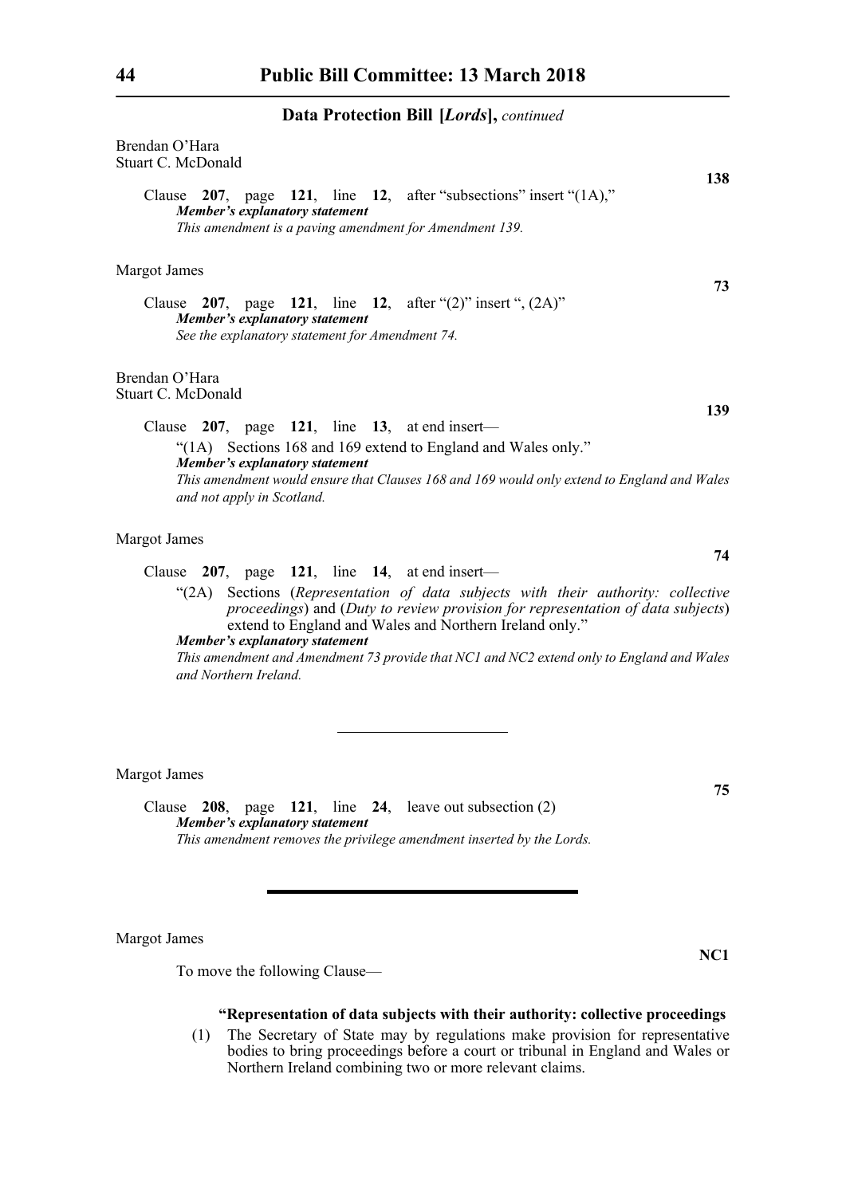Data Protection Bill [*Lords*], *continued*

Brendan O'Hara
Stuart C. McDonald

**138**

Clause **207**, page **121**, line **12**, after "subsections" insert "(1A),"

***Member's explanatory statement***
*This amendment is a paving amendment for Amendment 139.*

Margot James

**73**

Clause **207**, page **121**, line **12**, after "(2)" insert ", (2A)"

***Member's explanatory statement***
*See the explanatory statement for Amendment 74.*

Brendan O'Hara
Stuart C. McDonald

**139**

Clause **207**, page **121**, line **13**, at end insert—

"(1A) Sections 168 and 169 extend to England and Wales only."

***Member's explanatory statement***
*This amendment would ensure that Clauses 168 and 169 would only extend to England and Wales and not apply in Scotland.*

Margot James

**74**

Clause **207**, page **121**, line **14**, at end insert—

"(2A) Sections (*Representation of data subjects with their authority: collective proceedings*) and (*Duty to review provision for representation of data subjects*) extend to England and Wales and Northern Ireland only."

***Member's explanatory statement***
*This amendment and Amendment 73 provide that NC1 and NC2 extend only to England and Wales and Northern Ireland.*

---

Margot James

**75**

Clause **208**, page **121**, line **24**, leave out subsection (2)

***Member's explanatory statement***
*This amendment removes the privilege amendment inserted by the Lords.*

---

Margot James

**NC1**

To move the following Clause—

**"Representation of data subjects with their authority: collective proceedings**

(1) The Secretary of State may by regulations make provision for representative bodies to bring proceedings before a court or tribunal in England and Wales or Northern Ireland combining two or more relevant claims.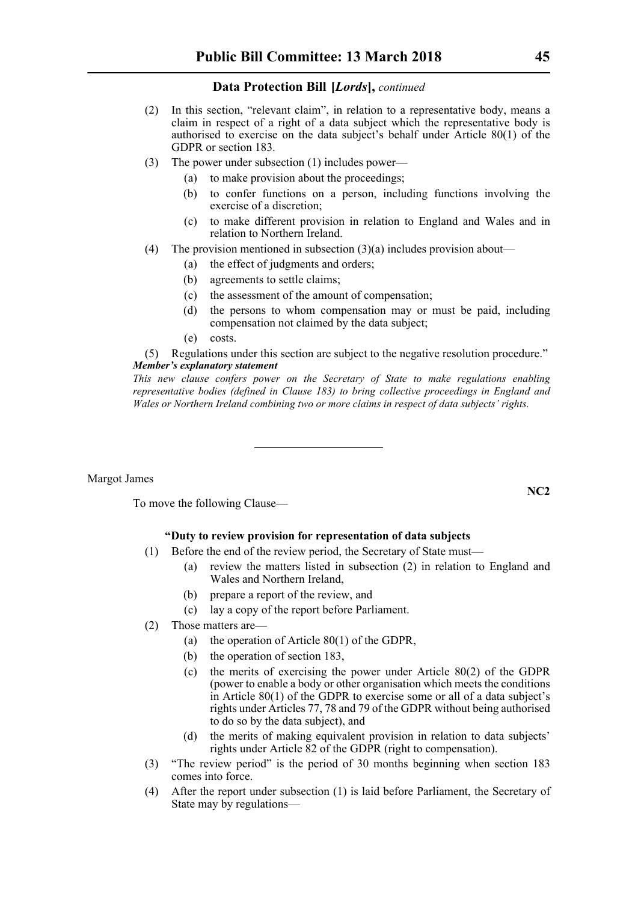## Data Protection Bill [*Lords*], *continued*

(2) In this section, "relevant claim", in relation to a representative body, means a claim in respect of a right of a data subject which the representative body is authorised to exercise on the data subject's behalf under Article 80(1) of the GDPR or section 183.

(3) The power under subsection (1) includes power—

- (a) to make provision about the proceedings;
- (b) to confer functions on a person, including functions involving the exercise of a discretion;
- (c) to make different provision in relation to England and Wales and in relation to Northern Ireland.

(4) The provision mentioned in subsection (3)(a) includes provision about—

- (a) the effect of judgments and orders;
- (b) agreements to settle claims;
- (c) the assessment of the amount of compensation;
- (d) the persons to whom compensation may or must be paid, including compensation not claimed by the data subject;
- (e) costs.

(5) Regulations under this section are subject to the negative resolution procedure."

***Member's explanatory statement***

*This new clause confers power on the Secretary of State to make regulations enabling representative bodies (defined in Clause 183) to bring collective proceedings in England and Wales or Northern Ireland combining two or more claims in respect of data subjects' rights.*

---

Margot James

**NC2**

To move the following Clause—

**"Duty to review provision for representation of data subjects**

(1) Before the end of the review period, the Secretary of State must—

- (a) review the matters listed in subsection (2) in relation to England and Wales and Northern Ireland,
- (b) prepare a report of the review, and
- (c) lay a copy of the report before Parliament.

(2) Those matters are—

- (a) the operation of Article 80(1) of the GDPR,
- (b) the operation of section 183,
- (c) the merits of exercising the power under Article 80(2) of the GDPR (power to enable a body or other organisation which meets the conditions in Article 80(1) of the GDPR to exercise some or all of a data subject's rights under Articles 77, 78 and 79 of the GDPR without being authorised to do so by the data subject), and
- (d) the merits of making equivalent provision in relation to data subjects' rights under Article 82 of the GDPR (right to compensation).

(3) "The review period" is the period of 30 months beginning when section 183 comes into force.

(4) After the report under subsection (1) is laid before Parliament, the Secretary of State may by regulations—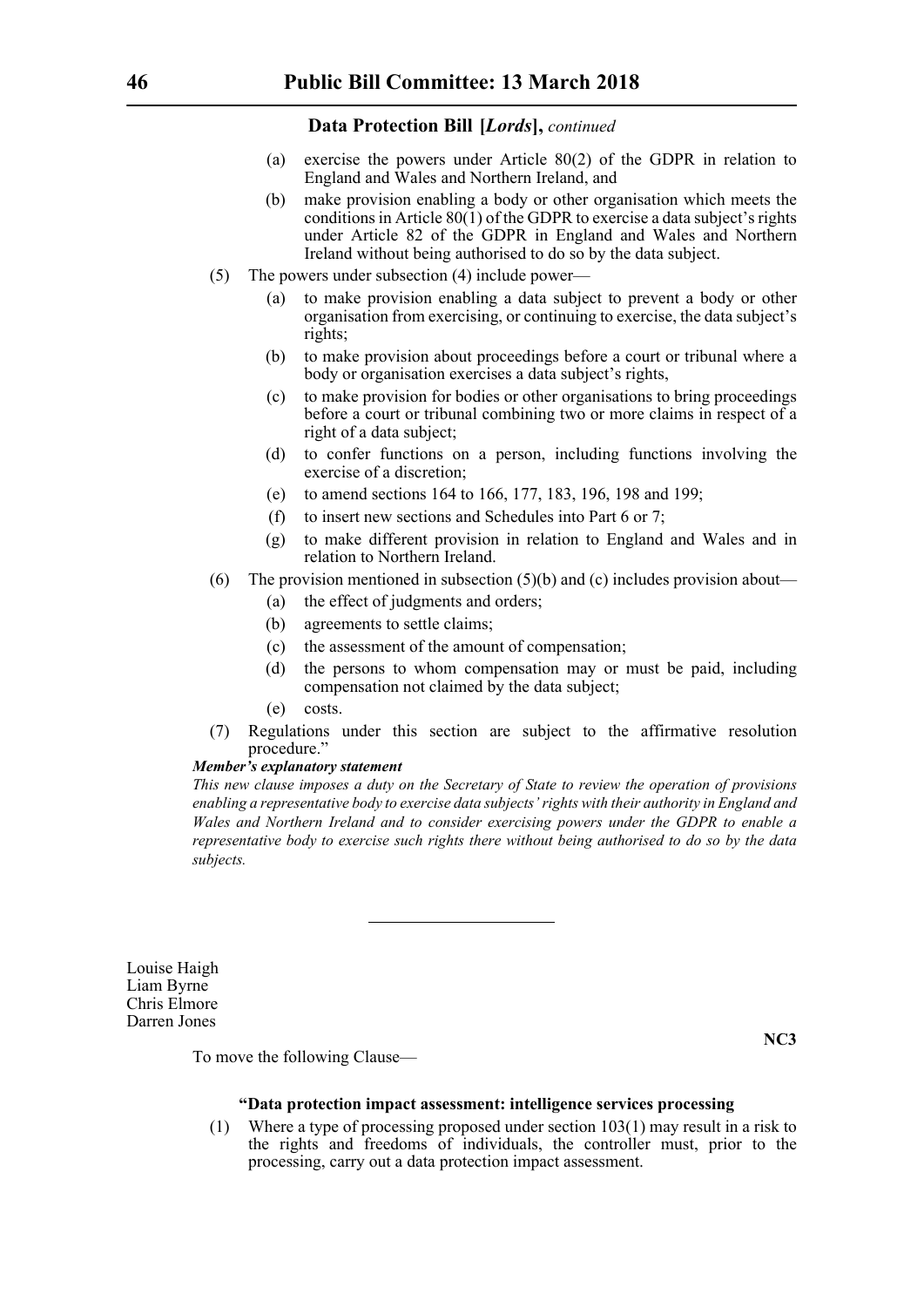**Data Protection Bill [*Lords*],** *continued*

(a) exercise the powers under Article 80(2) of the GDPR in relation to England and Wales and Northern Ireland, and

(b) make provision enabling a body or other organisation which meets the conditions in Article 80(1) of the GDPR to exercise a data subject's rights under Article 82 of the GDPR in England and Wales and Northern Ireland without being authorised to do so by the data subject.

(5) The powers under subsection (4) include power—

(a) to make provision enabling a data subject to prevent a body or other organisation from exercising, or continuing to exercise, the data subject's rights;

(b) to make provision about proceedings before a court or tribunal where a body or organisation exercises a data subject's rights,

(c) to make provision for bodies or other organisations to bring proceedings before a court or tribunal combining two or more claims in respect of a right of a data subject;

(d) to confer functions on a person, including functions involving the exercise of a discretion;

(e) to amend sections 164 to 166, 177, 183, 196, 198 and 199;

(f) to insert new sections and Schedules into Part 6 or 7;

(g) to make different provision in relation to England and Wales and in relation to Northern Ireland.

(6) The provision mentioned in subsection (5)(b) and (c) includes provision about—

(a) the effect of judgments and orders;

(b) agreements to settle claims;

(c) the assessment of the amount of compensation;

(d) the persons to whom compensation may or must be paid, including compensation not claimed by the data subject;

(e) costs.

(7) Regulations under this section are subject to the affirmative resolution procedure."

***Member's explanatory statement***

*This new clause imposes a duty on the Secretary of State to review the operation of provisions enabling a representative body to exercise data subjects' rights with their authority in England and Wales and Northern Ireland and to consider exercising powers under the GDPR to enable a representative body to exercise such rights there without being authorised to do so by the data subjects.*

---

Louise Haigh
Liam Byrne
Chris Elmore
Darren Jones

**NC3**

To move the following Clause—

**"Data protection impact assessment: intelligence services processing**

(1) Where a type of processing proposed under section 103(1) may result in a risk to the rights and freedoms of individuals, the controller must, prior to the processing, carry out a data protection impact assessment.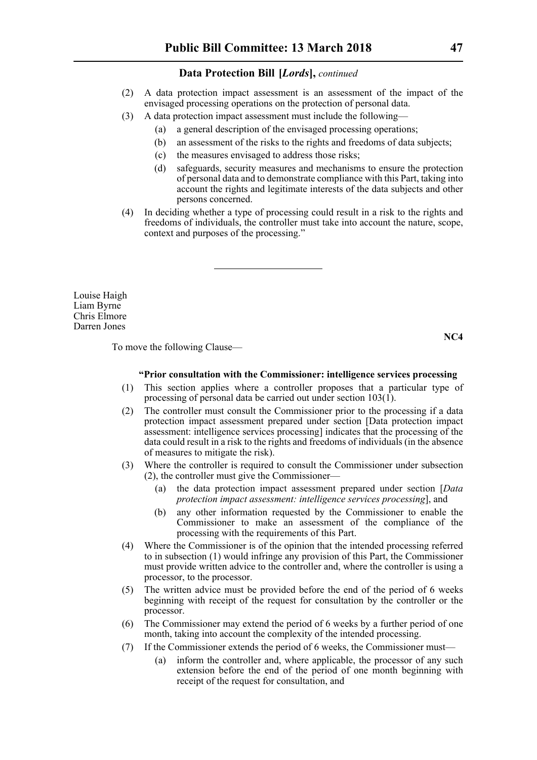(2) A data protection impact assessment is an assessment of the impact of the envisaged processing operations on the protection of personal data.

(3) A data protection impact assessment must include the following—

(a) a general description of the envisaged processing operations;

(b) an assessment of the risks to the rights and freedoms of data subjects;

(c) the measures envisaged to address those risks;

(d) safeguards, security measures and mechanisms to ensure the protection of personal data and to demonstrate compliance with this Part, taking into account the rights and legitimate interests of the data subjects and other persons concerned.

(4) In deciding whether a type of processing could result in a risk to the rights and freedoms of individuals, the controller must take into account the nature, scope, context and purposes of the processing."

---

Louise Haigh
Liam Byrne
Chris Elmore
Darren Jones

**NC4**

To move the following Clause—

**"Prior consultation with the Commissioner: intelligence services processing**

(1) This section applies where a controller proposes that a particular type of processing of personal data be carried out under section 103(1).

(2) The controller must consult the Commissioner prior to the processing if a data protection impact assessment prepared under section [Data protection impact assessment: intelligence services processing] indicates that the processing of the data could result in a risk to the rights and freedoms of individuals (in the absence of measures to mitigate the risk).

(3) Where the controller is required to consult the Commissioner under subsection (2), the controller must give the Commissioner—

(a) the data protection impact assessment prepared under section [*Data protection impact assessment: intelligence services processing*], and

(b) any other information requested by the Commissioner to enable the Commissioner to make an assessment of the compliance of the processing with the requirements of this Part.

(4) Where the Commissioner is of the opinion that the intended processing referred to in subsection (1) would infringe any provision of this Part, the Commissioner must provide written advice to the controller and, where the controller is using a processor, to the processor.

(5) The written advice must be provided before the end of the period of 6 weeks beginning with receipt of the request for consultation by the controller or the processor.

(6) The Commissioner may extend the period of 6 weeks by a further period of one month, taking into account the complexity of the intended processing.

(7) If the Commissioner extends the period of 6 weeks, the Commissioner must—

(a) inform the controller and, where applicable, the processor of any such extension before the end of the period of one month beginning with receipt of the request for consultation, and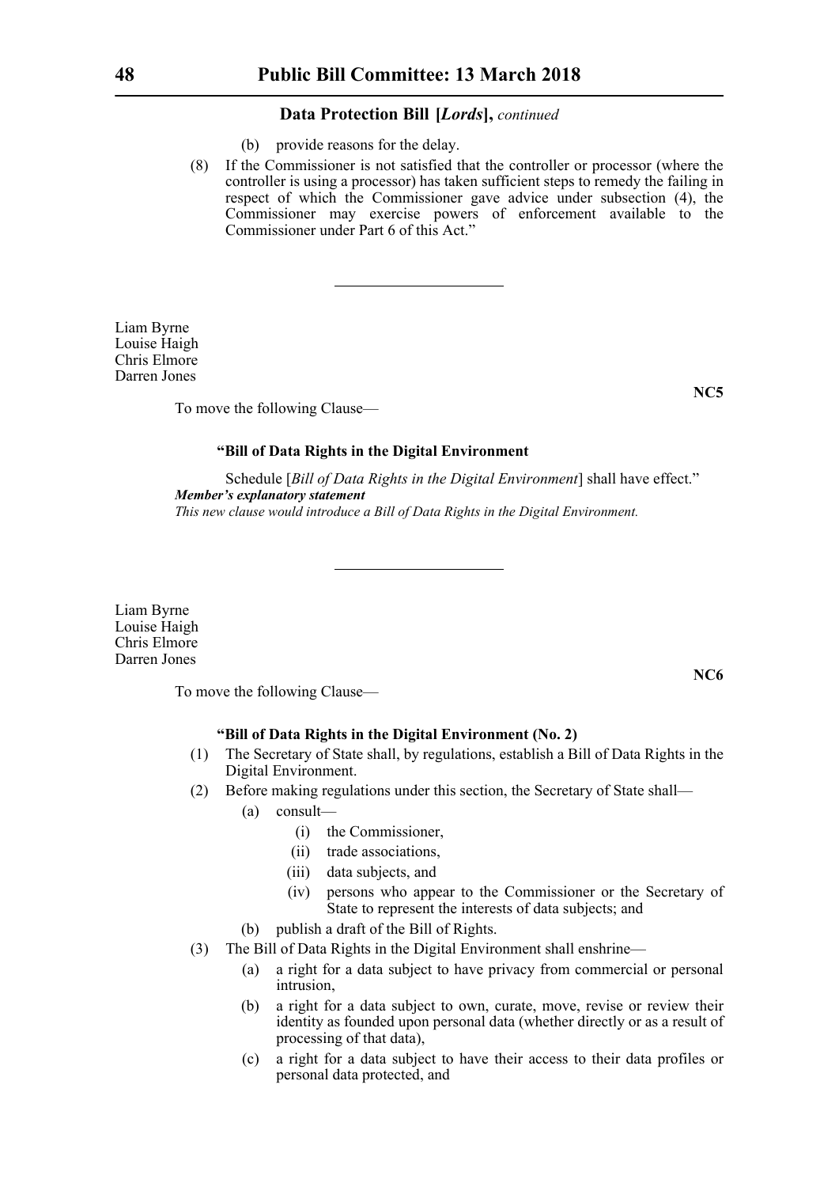(b) provide reasons for the delay.

(8) If the Commissioner is not satisfied that the controller or processor (where the controller is using a processor) has taken sufficient steps to remedy the failing in respect of which the Commissioner gave advice under subsection (4), the Commissioner may exercise powers of enforcement available to the Commissioner under Part 6 of this Act."

---

Liam Byrne
Louise Haigh
Chris Elmore
Darren Jones

**NC5**

To move the following Clause—

**"Bill of Data Rights in the Digital Environment**

Schedule [*Bill of Data Rights in the Digital Environment*] shall have effect."

***Member's explanatory statement***

*This new clause would introduce a Bill of Data Rights in the Digital Environment.*

---

Liam Byrne
Louise Haigh
Chris Elmore
Darren Jones

**NC6**

To move the following Clause—

**"Bill of Data Rights in the Digital Environment (No. 2)**

(1) The Secretary of State shall, by regulations, establish a Bill of Data Rights in the Digital Environment.

(2) Before making regulations under this section, the Secretary of State shall—

- (a) consult—
  - (i) the Commissioner,
  - (ii) trade associations,
  - (iii) data subjects, and
  - (iv) persons who appear to the Commissioner or the Secretary of State to represent the interests of data subjects; and
- (b) publish a draft of the Bill of Rights.

(3) The Bill of Data Rights in the Digital Environment shall enshrine—

- (a) a right for a data subject to have privacy from commercial or personal intrusion,
- (b) a right for a data subject to own, curate, move, revise or review their identity as founded upon personal data (whether directly or as a result of processing of that data),
- (c) a right for a data subject to have their access to their data profiles or personal data protected, and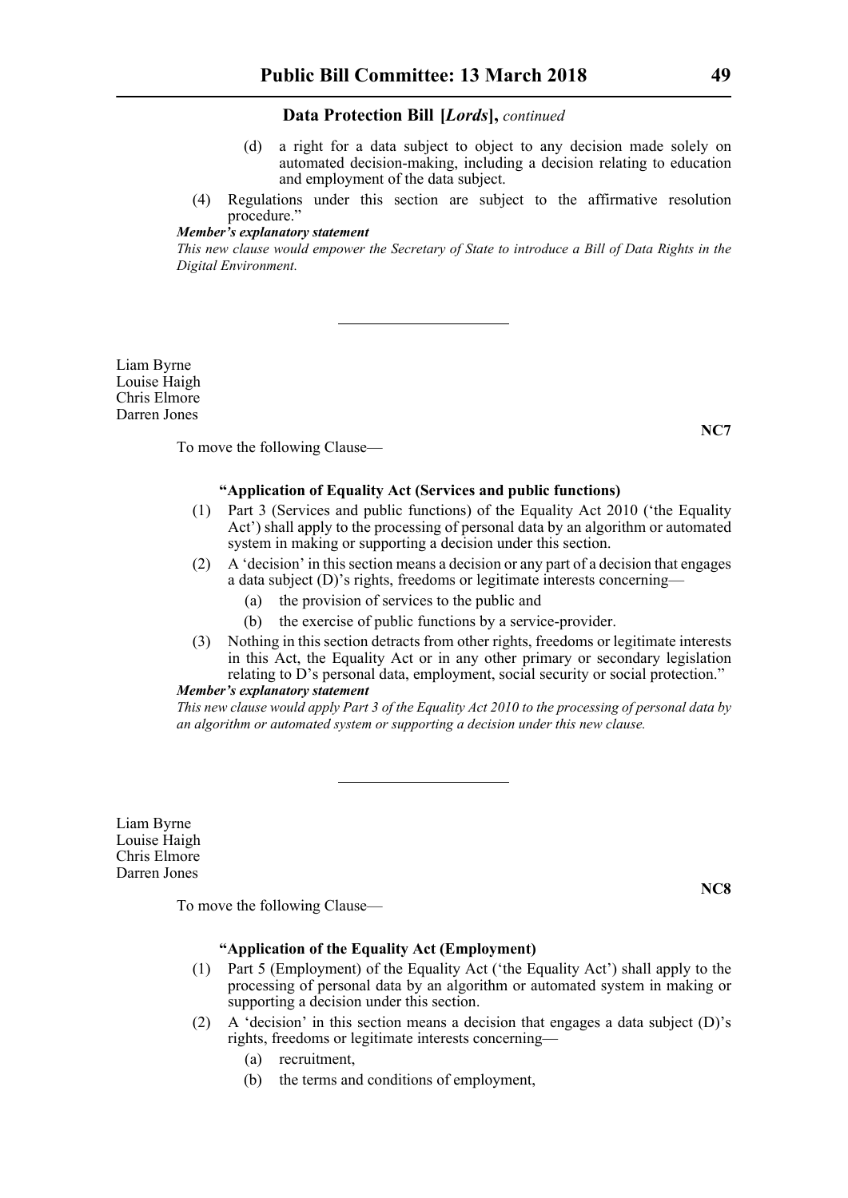(d) a right for a data subject to object to any decision made solely on automated decision-making, including a decision relating to education and employment of the data subject.

(4) Regulations under this section are subject to the affirmative resolution procedure.”

***Member’s explanatory statement***

*This new clause would empower the Secretary of State to introduce a Bill of Data Rights in the Digital Environment.*

---

Liam Byrne
Louise Haigh
Chris Elmore
Darren Jones

**NC7**

To move the following Clause—

**“Application of Equality Act (Services and public functions)**

(1) Part 3 (Services and public functions) of the Equality Act 2010 (‘the Equality Act’) shall apply to the processing of personal data by an algorithm or automated system in making or supporting a decision under this section.

(2) A ‘decision’ in this section means a decision or any part of a decision that engages a data subject (D)’s rights, freedoms or legitimate interests concerning—

(a) the provision of services to the public and

(b) the exercise of public functions by a service-provider.

(3) Nothing in this section detracts from other rights, freedoms or legitimate interests in this Act, the Equality Act or in any other primary or secondary legislation relating to D’s personal data, employment, social security or social protection.”

***Member’s explanatory statement***

*This new clause would apply Part 3 of the Equality Act 2010 to the processing of personal data by an algorithm or automated system or supporting a decision under this new clause.*

---

Liam Byrne
Louise Haigh
Chris Elmore
Darren Jones

**NC8**

To move the following Clause—

**“Application of the Equality Act (Employment)**

(1) Part 5 (Employment) of the Equality Act (‘the Equality Act’) shall apply to the processing of personal data by an algorithm or automated system in making or supporting a decision under this section.

(2) A ‘decision’ in this section means a decision that engages a data subject (D)’s rights, freedoms or legitimate interests concerning—

(a) recruitment,

(b) the terms and conditions of employment,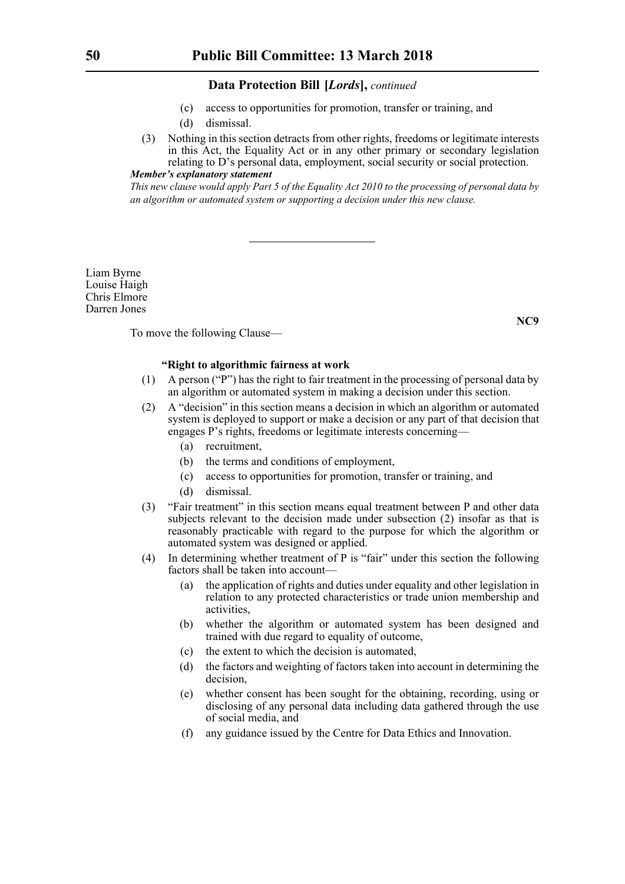(c) access to opportunities for promotion, transfer or training, and

(d) dismissal.

(3) Nothing in this section detracts from other rights, freedoms or legitimate interests in this Act, the Equality Act or in any other primary or secondary legislation relating to D's personal data, employment, social security or social protection.

***Member's explanatory statement***

*This new clause would apply Part 5 of the Equality Act 2010 to the processing of personal data by an algorithm or automated system or supporting a decision under this new clause.*

---

Liam Byrne
Louise Haigh
Chris Elmore
Darren Jones

**NC9**

To move the following Clause—

**"Right to algorithmic fairness at work**

(1) A person ("P") has the right to fair treatment in the processing of personal data by an algorithm or automated system in making a decision under this section.

(2) A "decision" in this section means a decision in which an algorithm or automated system is deployed to support or make a decision or any part of that decision that engages P's rights, freedoms or legitimate interests concerning—

(a) recruitment,

(b) the terms and conditions of employment,

(c) access to opportunities for promotion, transfer or training, and

(d) dismissal.

(3) "Fair treatment" in this section means equal treatment between P and other data subjects relevant to the decision made under subsection (2) insofar as that is reasonably practicable with regard to the purpose for which the algorithm or automated system was designed or applied.

(4) In determining whether treatment of P is "fair" under this section the following factors shall be taken into account—

(a) the application of rights and duties under equality and other legislation in relation to any protected characteristics or trade union membership and activities,

(b) whether the algorithm or automated system has been designed and trained with due regard to equality of outcome,

(c) the extent to which the decision is automated,

(d) the factors and weighting of factors taken into account in determining the decision,

(e) whether consent has been sought for the obtaining, recording, using or disclosing of any personal data including data gathered through the use of social media, and

(f) any guidance issued by the Centre for Data Ethics and Innovation.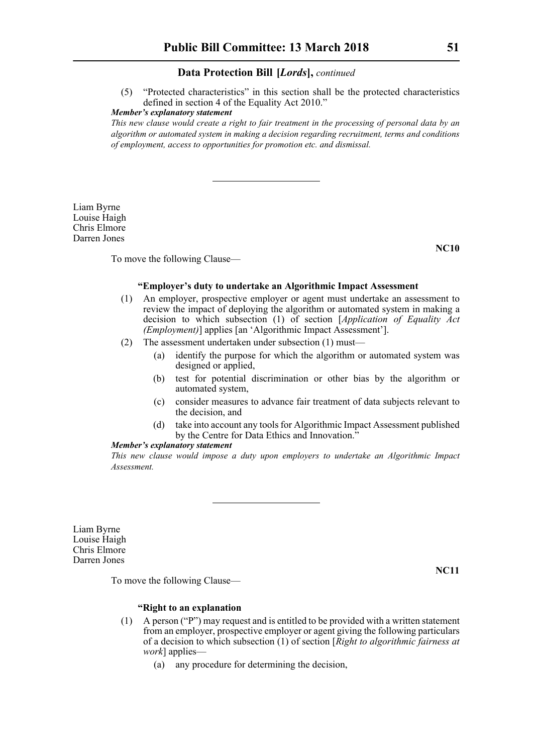(5) "Protected characteristics" in this section shall be the protected characteristics defined in section 4 of the Equality Act 2010."

***Member's explanatory statement***

*This new clause would create a right to fair treatment in the processing of personal data by an algorithm or automated system in making a decision regarding recruitment, terms and conditions of employment, access to opportunities for promotion etc. and dismissal.*

---

Liam Byrne
Louise Haigh
Chris Elmore
Darren Jones

**NC10**

To move the following Clause—

**"Employer's duty to undertake an Algorithmic Impact Assessment**

(1) An employer, prospective employer or agent must undertake an assessment to review the impact of deploying the algorithm or automated system in making a decision to which subsection (1) of section [*Application of Equality Act (Employment)*] applies [an 'Algorithmic Impact Assessment'].

(2) The assessment undertaken under subsection (1) must—

(a) identify the purpose for which the algorithm or automated system was designed or applied,

(b) test for potential discrimination or other bias by the algorithm or automated system,

(c) consider measures to advance fair treatment of data subjects relevant to the decision, and

(d) take into account any tools for Algorithmic Impact Assessment published by the Centre for Data Ethics and Innovation."

***Member's explanatory statement***

*This new clause would impose a duty upon employers to undertake an Algorithmic Impact Assessment.*

---

Liam Byrne
Louise Haigh
Chris Elmore
Darren Jones

**NC11**

To move the following Clause—

**"Right to an explanation**

(1) A person ("P") may request and is entitled to be provided with a written statement from an employer, prospective employer or agent giving the following particulars of a decision to which subsection (1) of section [*Right to algorithmic fairness at work*] applies—

(a) any procedure for determining the decision,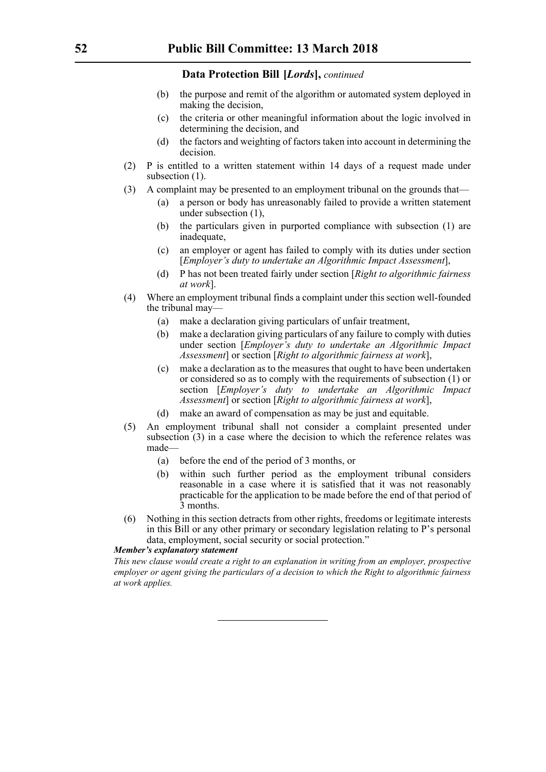**Data Protection Bill [*Lords*],** *continued*

- (b) the purpose and remit of the algorithm or automated system deployed in making the decision,
- (c) the criteria or other meaningful information about the logic involved in determining the decision, and
- (d) the factors and weighting of factors taken into account in determining the decision.

(2) P is entitled to a written statement within 14 days of a request made under subsection (1).

(3) A complaint may be presented to an employment tribunal on the grounds that—

- (a) a person or body has unreasonably failed to provide a written statement under subsection (1),
- (b) the particulars given in purported compliance with subsection (1) are inadequate,
- (c) an employer or agent has failed to comply with its duties under section [*Employer's duty to undertake an Algorithmic Impact Assessment*],
- (d) P has not been treated fairly under section [*Right to algorithmic fairness at work*].

(4) Where an employment tribunal finds a complaint under this section well-founded the tribunal may—

- (a) make a declaration giving particulars of unfair treatment,
- (b) make a declaration giving particulars of any failure to comply with duties under section [*Employer's duty to undertake an Algorithmic Impact Assessment*] or section [*Right to algorithmic fairness at work*],
- (c) make a declaration as to the measures that ought to have been undertaken or considered so as to comply with the requirements of subsection (1) or section [*Employer's duty to undertake an Algorithmic Impact Assessment*] or section [*Right to algorithmic fairness at work*],
- (d) make an award of compensation as may be just and equitable.

(5) An employment tribunal shall not consider a complaint presented under subsection (3) in a case where the decision to which the reference relates was made—

- (a) before the end of the period of 3 months, or
- (b) within such further period as the employment tribunal considers reasonable in a case where it is satisfied that it was not reasonably practicable for the application to be made before the end of that period of 3 months.

(6) Nothing in this section detracts from other rights, freedoms or legitimate interests in this Bill or any other primary or secondary legislation relating to P's personal data, employment, social security or social protection."

***Member's explanatory statement***

*This new clause would create a right to an explanation in writing from an employer, prospective employer or agent giving the particulars of a decision to which the Right to algorithmic fairness at work applies.*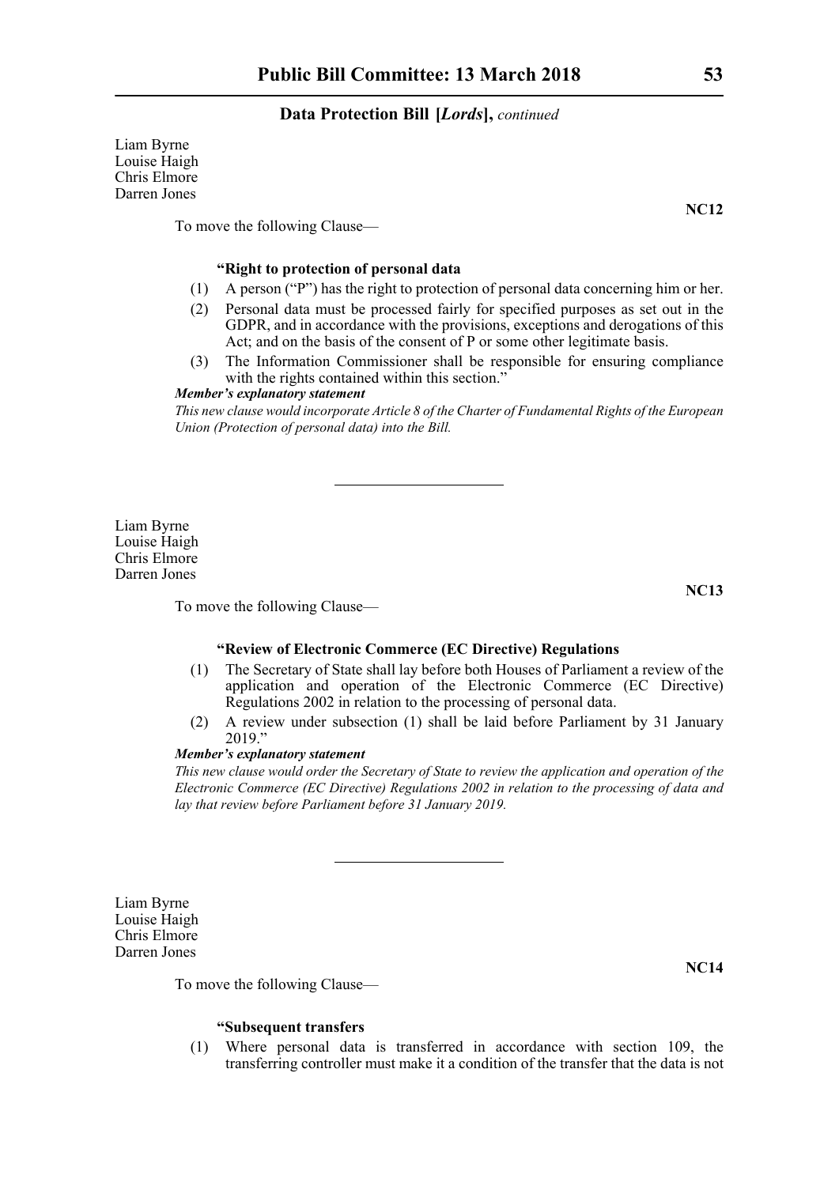Liam Byrne
Louise Haigh
Chris Elmore
Darren Jones

**NC12**

To move the following Clause—

**"Right to protection of personal data**

(1) A person ("P") has the right to protection of personal data concerning him or her.

(2) Personal data must be processed fairly for specified purposes as set out in the GDPR, and in accordance with the provisions, exceptions and derogations of this Act; and on the basis of the consent of P or some other legitimate basis.

(3) The Information Commissioner shall be responsible for ensuring compliance with the rights contained within this section."

***Member's explanatory statement***

*This new clause would incorporate Article 8 of the Charter of Fundamental Rights of the European Union (Protection of personal data) into the Bill.*

---

Liam Byrne
Louise Haigh
Chris Elmore
Darren Jones

**NC13**

To move the following Clause—

**"Review of Electronic Commerce (EC Directive) Regulations**

(1) The Secretary of State shall lay before both Houses of Parliament a review of the application and operation of the Electronic Commerce (EC Directive) Regulations 2002 in relation to the processing of personal data.

(2) A review under subsection (1) shall be laid before Parliament by 31 January 2019."

***Member's explanatory statement***

*This new clause would order the Secretary of State to review the application and operation of the Electronic Commerce (EC Directive) Regulations 2002 in relation to the processing of data and lay that review before Parliament before 31 January 2019.*

---

Liam Byrne
Louise Haigh
Chris Elmore
Darren Jones

**NC14**

To move the following Clause—

**"Subsequent transfers**

(1) Where personal data is transferred in accordance with section 109, the transferring controller must make it a condition of the transfer that the data is not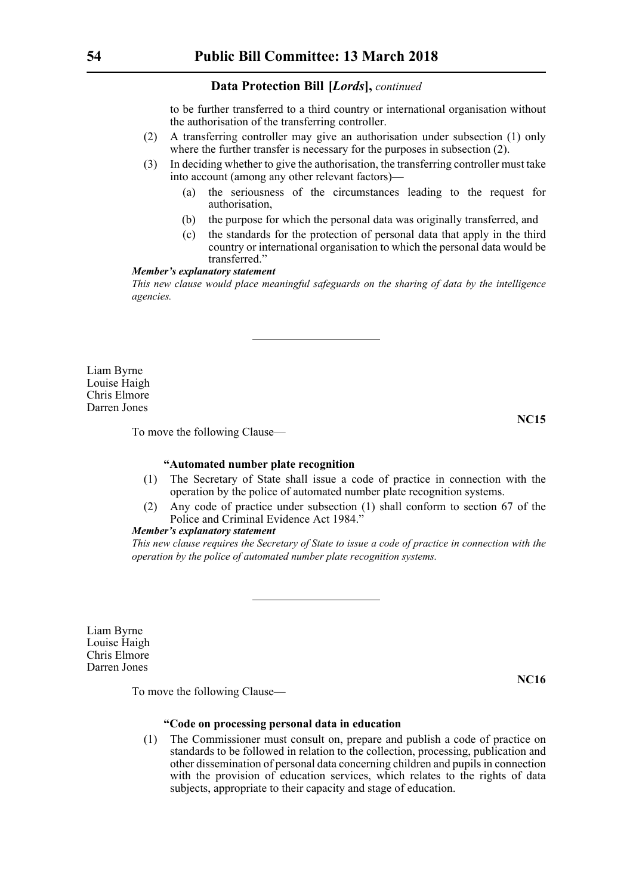to be further transferred to a third country or international organisation without the authorisation of the transferring controller.

(2) A transferring controller may give an authorisation under subsection (1) only where the further transfer is necessary for the purposes in subsection (2).

(3) In deciding whether to give the authorisation, the transferring controller must take into account (among any other relevant factors)—

(a) the seriousness of the circumstances leading to the request for authorisation,

(b) the purpose for which the personal data was originally transferred, and

(c) the standards for the protection of personal data that apply in the third country or international organisation to which the personal data would be transferred."

***Member's explanatory statement***

*This new clause would place meaningful safeguards on the sharing of data by the intelligence agencies.*

---

Liam Byrne
Louise Haigh
Chris Elmore
Darren Jones

**NC15**

To move the following Clause—

**"Automated number plate recognition**

(1) The Secretary of State shall issue a code of practice in connection with the operation by the police of automated number plate recognition systems.

(2) Any code of practice under subsection (1) shall conform to section 67 of the Police and Criminal Evidence Act 1984."

***Member's explanatory statement***

*This new clause requires the Secretary of State to issue a code of practice in connection with the operation by the police of automated number plate recognition systems.*

---

Liam Byrne
Louise Haigh
Chris Elmore
Darren Jones

**NC16**

To move the following Clause—

**"Code on processing personal data in education**

(1) The Commissioner must consult on, prepare and publish a code of practice on standards to be followed in relation to the collection, processing, publication and other dissemination of personal data concerning children and pupils in connection with the provision of education services, which relates to the rights of data subjects, appropriate to their capacity and stage of education.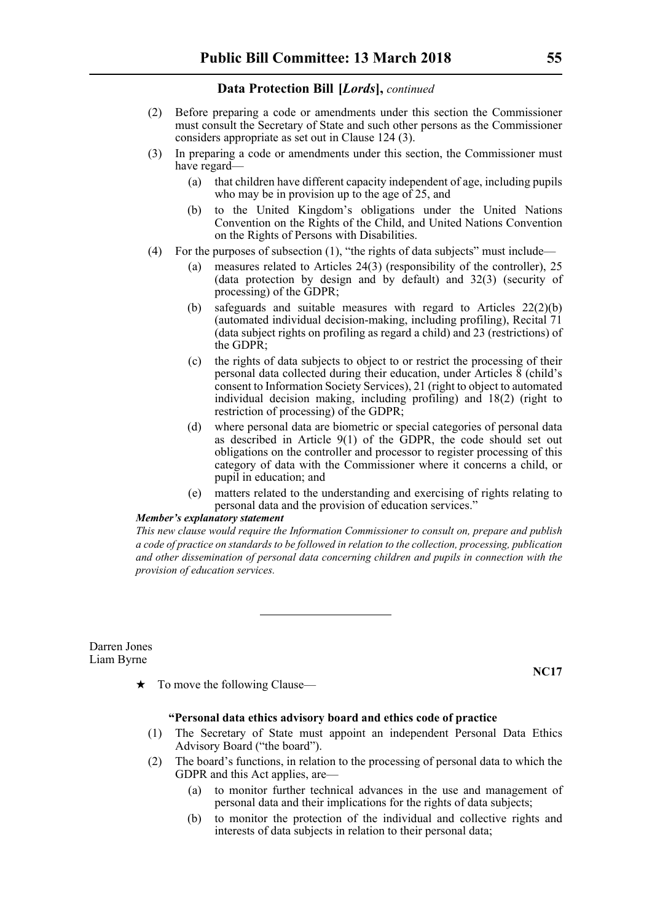(2) Before preparing a code or amendments under this section the Commissioner must consult the Secretary of State and such other persons as the Commissioner considers appropriate as set out in Clause 124 (3).

(3) In preparing a code or amendments under this section, the Commissioner must have regard—

  (a) that children have different capacity independent of age, including pupils who may be in provision up to the age of 25, and

  (b) to the United Kingdom's obligations under the United Nations Convention on the Rights of the Child, and United Nations Convention on the Rights of Persons with Disabilities.

(4) For the purposes of subsection (1), "the rights of data subjects" must include—

  (a) measures related to Articles 24(3) (responsibility of the controller), 25 (data protection by design and by default) and 32(3) (security of processing) of the GDPR;

  (b) safeguards and suitable measures with regard to Articles 22(2)(b) (automated individual decision-making, including profiling), Recital 71 (data subject rights on profiling as regard a child) and 23 (restrictions) of the GDPR;

  (c) the rights of data subjects to object to or restrict the processing of their personal data collected during their education, under Articles 8 (child's consent to Information Society Services), 21 (right to object to automated individual decision making, including profiling) and 18(2) (right to restriction of processing) of the GDPR;

  (d) where personal data are biometric or special categories of personal data as described in Article 9(1) of the GDPR, the code should set out obligations on the controller and processor to register processing of this category of data with the Commissioner where it concerns a child, or pupil in education; and

  (e) matters related to the understanding and exercising of rights relating to personal data and the provision of education services."

***Member's explanatory statement***

*This new clause would require the Information Commissioner to consult on, prepare and publish a code of practice on standards to be followed in relation to the collection, processing, publication and other dissemination of personal data concerning children and pupils in connection with the provision of education services.*

---

Darren Jones
Liam Byrne

**NC17**

★ To move the following Clause—

**"Personal data ethics advisory board and ethics code of practice**

(1) The Secretary of State must appoint an independent Personal Data Ethics Advisory Board ("the board").

(2) The board's functions, in relation to the processing of personal data to which the GDPR and this Act applies, are—

  (a) to monitor further technical advances in the use and management of personal data and their implications for the rights of data subjects;

  (b) to monitor the protection of the individual and collective rights and interests of data subjects in relation to their personal data;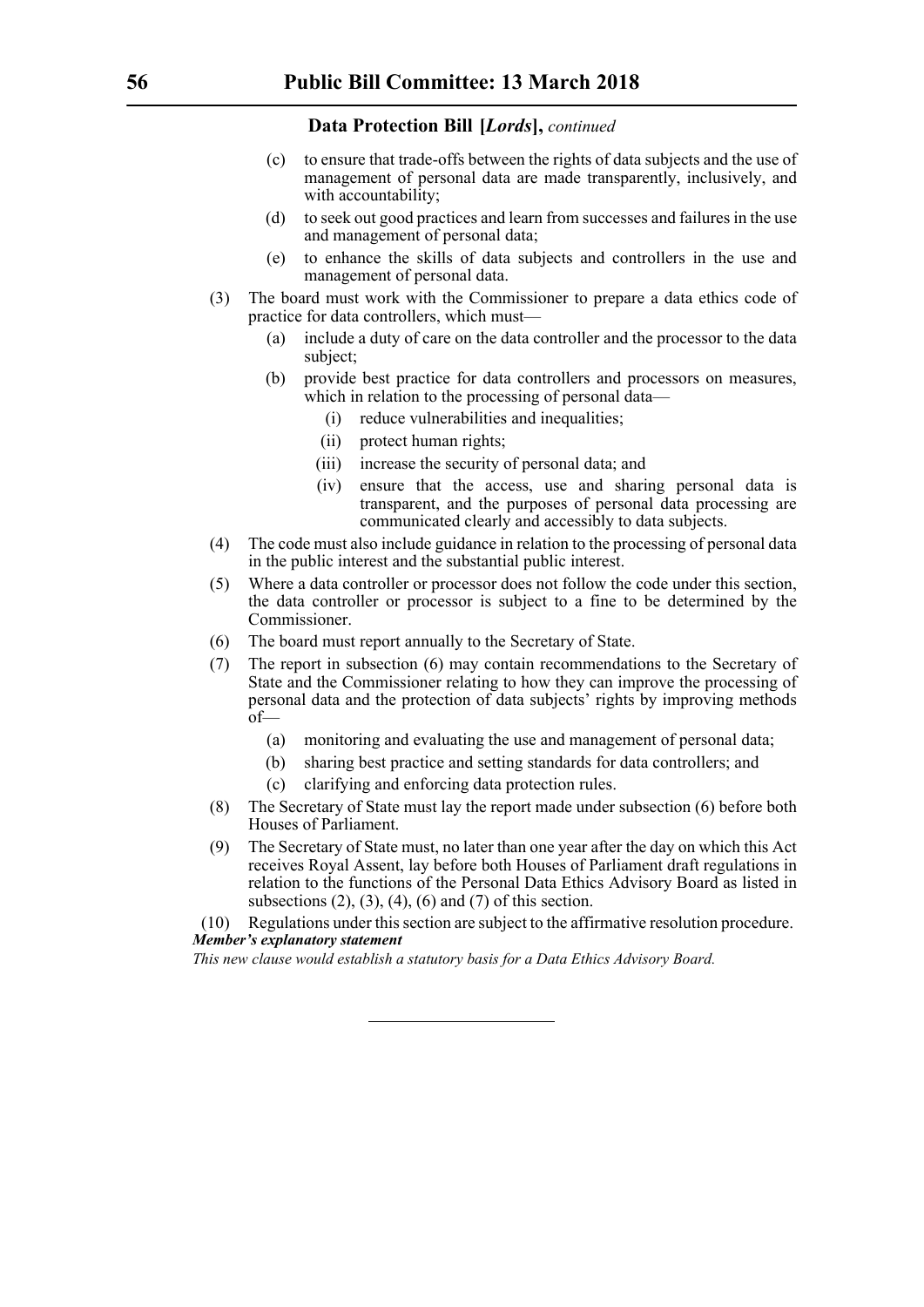**Data Protection Bill [*Lords*],** *continued*

- (c) to ensure that trade-offs between the rights of data subjects and the use of management of personal data are made transparently, inclusively, and with accountability;
- (d) to seek out good practices and learn from successes and failures in the use and management of personal data;
- (e) to enhance the skills of data subjects and controllers in the use and management of personal data.

(3) The board must work with the Commissioner to prepare a data ethics code of practice for data controllers, which must—

- (a) include a duty of care on the data controller and the processor to the data subject;
- (b) provide best practice for data controllers and processors on measures, which in relation to the processing of personal data—
  - (i) reduce vulnerabilities and inequalities;
  - (ii) protect human rights;
  - (iii) increase the security of personal data; and
  - (iv) ensure that the access, use and sharing personal data is transparent, and the purposes of personal data processing are communicated clearly and accessibly to data subjects.

(4) The code must also include guidance in relation to the processing of personal data in the public interest and the substantial public interest.

(5) Where a data controller or processor does not follow the code under this section, the data controller or processor is subject to a fine to be determined by the Commissioner.

(6) The board must report annually to the Secretary of State.

(7) The report in subsection (6) may contain recommendations to the Secretary of State and the Commissioner relating to how they can improve the processing of personal data and the protection of data subjects' rights by improving methods of—

- (a) monitoring and evaluating the use and management of personal data;
- (b) sharing best practice and setting standards for data controllers; and
- (c) clarifying and enforcing data protection rules.

(8) The Secretary of State must lay the report made under subsection (6) before both Houses of Parliament.

(9) The Secretary of State must, no later than one year after the day on which this Act receives Royal Assent, lay before both Houses of Parliament draft regulations in relation to the functions of the Personal Data Ethics Advisory Board as listed in subsections (2), (3), (4), (6) and (7) of this section.

(10) Regulations under this section are subject to the affirmative resolution procedure.

***Member's explanatory statement***

*This new clause would establish a statutory basis for a Data Ethics Advisory Board.*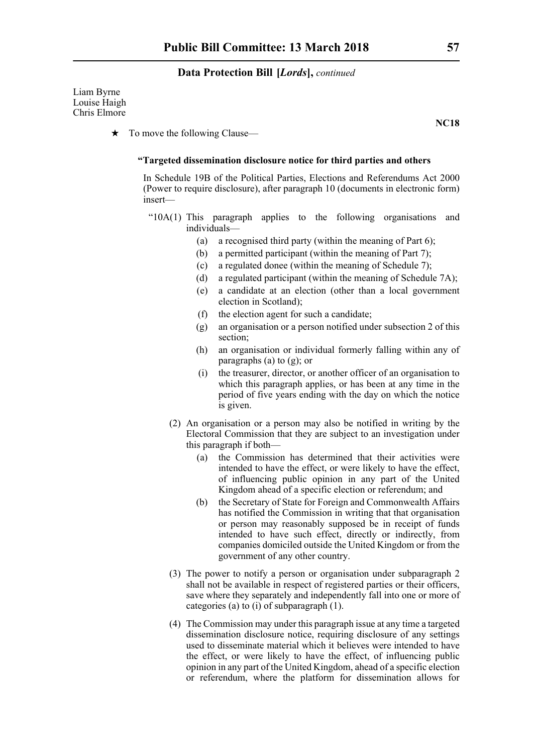Liam Byrne
Louise Haigh
Chris Elmore

**NC18**

★ To move the following Clause—

**"Targeted dissemination disclosure notice for third parties and others**

In Schedule 19B of the Political Parties, Elections and Referendums Act 2000 (Power to require disclosure), after paragraph 10 (documents in electronic form) insert—

"10A(1) This paragraph applies to the following organisations and individuals—

(a) a recognised third party (within the meaning of Part 6);

(b) a permitted participant (within the meaning of Part 7);

(c) a regulated donee (within the meaning of Schedule 7);

(d) a regulated participant (within the meaning of Schedule 7A);

(e) a candidate at an election (other than a local government election in Scotland);

(f) the election agent for such a candidate;

(g) an organisation or a person notified under subsection 2 of this section;

(h) an organisation or individual formerly falling within any of paragraphs (a) to (g); or

(i) the treasurer, director, or another officer of an organisation to which this paragraph applies, or has been at any time in the period of five years ending with the day on which the notice is given.

(2) An organisation or a person may also be notified in writing by the Electoral Commission that they are subject to an investigation under this paragraph if both—

(a) the Commission has determined that their activities were intended to have the effect, or were likely to have the effect, of influencing public opinion in any part of the United Kingdom ahead of a specific election or referendum; and

(b) the Secretary of State for Foreign and Commonwealth Affairs has notified the Commission in writing that that organisation or person may reasonably supposed be in receipt of funds intended to have such effect, directly or indirectly, from companies domiciled outside the United Kingdom or from the government of any other country.

(3) The power to notify a person or organisation under subparagraph 2 shall not be available in respect of registered parties or their officers, save where they separately and independently fall into one or more of categories (a) to (i) of subparagraph (1).

(4) The Commission may under this paragraph issue at any time a targeted dissemination disclosure notice, requiring disclosure of any settings used to disseminate material which it believes were intended to have the effect, or were likely to have the effect, of influencing public opinion in any part of the United Kingdom, ahead of a specific election or referendum, where the platform for dissemination allows for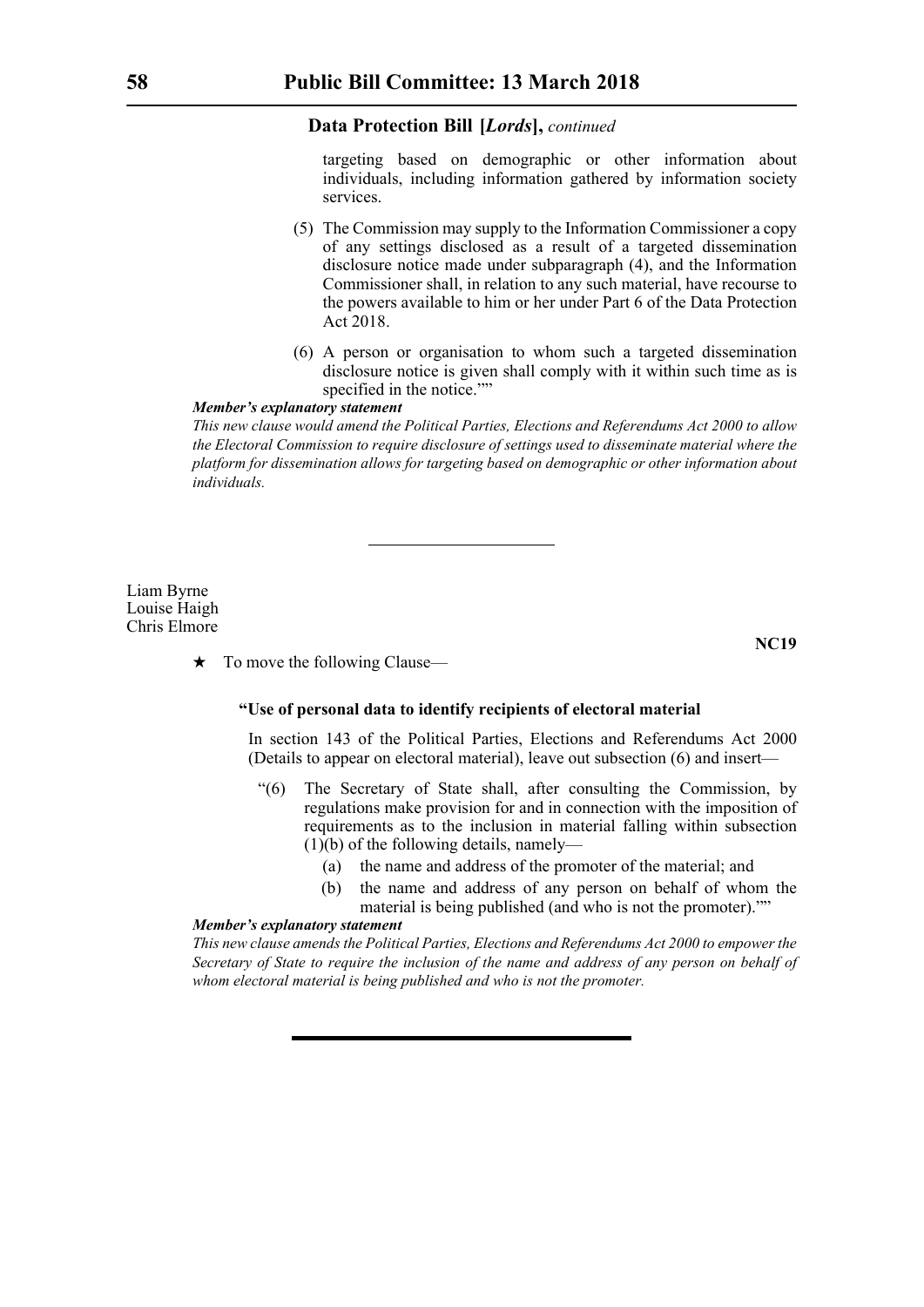targeting based on demographic or other information about individuals, including information gathered by information society services.

(5) The Commission may supply to the Information Commissioner a copy of any settings disclosed as a result of a targeted dissemination disclosure notice made under subparagraph (4), and the Information Commissioner shall, in relation to any such material, have recourse to the powers available to him or her under Part 6 of the Data Protection Act 2018.

(6) A person or organisation to whom such a targeted dissemination disclosure notice is given shall comply with it within such time as is specified in the notice.""

***Member's explanatory statement***

*This new clause would amend the Political Parties, Elections and Referendums Act 2000 to allow the Electoral Commission to require disclosure of settings used to disseminate material where the platform for dissemination allows for targeting based on demographic or other information about individuals.*

---

Liam Byrne
Louise Haigh
Chris Elmore

**NC19**

★ To move the following Clause—

**"Use of personal data to identify recipients of electoral material**

In section 143 of the Political Parties, Elections and Referendums Act 2000 (Details to appear on electoral material), leave out subsection (6) and insert—

"(6) The Secretary of State shall, after consulting the Commission, by regulations make provision for and in connection with the imposition of requirements as to the inclusion in material falling within subsection (1)(b) of the following details, namely—

(a) the name and address of the promoter of the material; and

(b) the name and address of any person on behalf of whom the material is being published (and who is not the promoter).""

***Member's explanatory statement***

*This new clause amends the Political Parties, Elections and Referendums Act 2000 to empower the Secretary of State to require the inclusion of the name and address of any person on behalf of whom electoral material is being published and who is not the promoter.*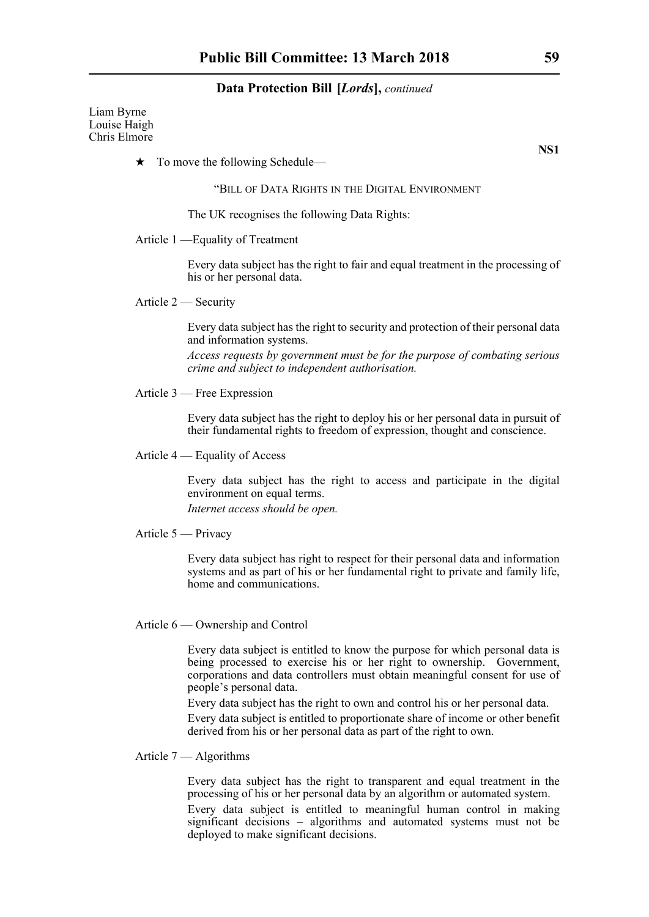Liam Byrne
Louise Haigh
Chris Elmore

**NS1**

★ To move the following Schedule—

"BILL OF DATA RIGHTS IN THE DIGITAL ENVIRONMENT

The UK recognises the following Data Rights:

Article 1 —Equality of Treatment

Every data subject has the right to fair and equal treatment in the processing of his or her personal data.

Article 2 — Security

Every data subject has the right to security and protection of their personal data and information systems.

*Access requests by government must be for the purpose of combating serious crime and subject to independent authorisation.*

Article 3 — Free Expression

Every data subject has the right to deploy his or her personal data in pursuit of their fundamental rights to freedom of expression, thought and conscience.

Article 4 — Equality of Access

Every data subject has the right to access and participate in the digital environment on equal terms.

*Internet access should be open.*

Article 5 — Privacy

Every data subject has right to respect for their personal data and information systems and as part of his or her fundamental right to private and family life, home and communications.

Article 6 — Ownership and Control

Every data subject is entitled to know the purpose for which personal data is being processed to exercise his or her right to ownership. Government, corporations and data controllers must obtain meaningful consent for use of people's personal data.

Every data subject has the right to own and control his or her personal data.

Every data subject is entitled to proportionate share of income or other benefit derived from his or her personal data as part of the right to own.

Article 7 — Algorithms

Every data subject has the right to transparent and equal treatment in the processing of his or her personal data by an algorithm or automated system.

Every data subject is entitled to meaningful human control in making significant decisions – algorithms and automated systems must not be deployed to make significant decisions.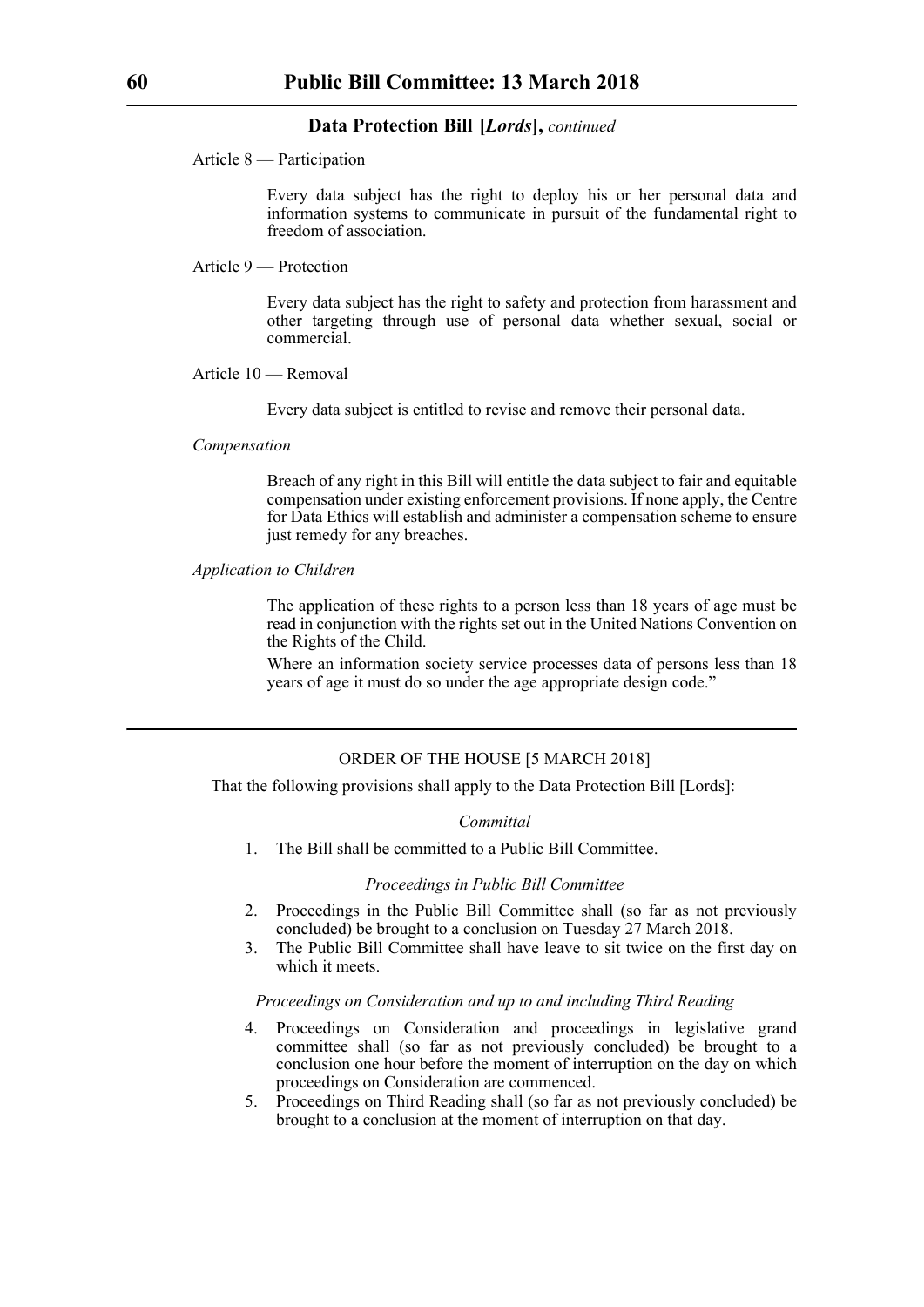Article 8 — Participation

> Every data subject has the right to deploy his or her personal data and information systems to communicate in pursuit of the fundamental right to freedom of association.

Article 9 — Protection

> Every data subject has the right to safety and protection from harassment and other targeting through use of personal data whether sexual, social or commercial.

Article 10 — Removal

> Every data subject is entitled to revise and remove their personal data.

*Compensation*

> Breach of any right in this Bill will entitle the data subject to fair and equitable compensation under existing enforcement provisions. If none apply, the Centre for Data Ethics will establish and administer a compensation scheme to ensure just remedy for any breaches.

*Application to Children*

> The application of these rights to a person less than 18 years of age must be read in conjunction with the rights set out in the United Nations Convention on the Rights of the Child.
>
> Where an information society service processes data of persons less than 18 years of age it must do so under the age appropriate design code."

---

## ORDER OF THE HOUSE [5 MARCH 2018]

That the following provisions shall apply to the Data Protection Bill [Lords]:

*Committal*

1. The Bill shall be committed to a Public Bill Committee.

*Proceedings in Public Bill Committee*

2. Proceedings in the Public Bill Committee shall (so far as not previously concluded) be brought to a conclusion on Tuesday 27 March 2018.
3. The Public Bill Committee shall have leave to sit twice on the first day on which it meets.

*Proceedings on Consideration and up to and including Third Reading*

4. Proceedings on Consideration and proceedings in legislative grand committee shall (so far as not previously concluded) be brought to a conclusion one hour before the moment of interruption on the day on which proceedings on Consideration are commenced.
5. Proceedings on Third Reading shall (so far as not previously concluded) be brought to a conclusion at the moment of interruption on that day.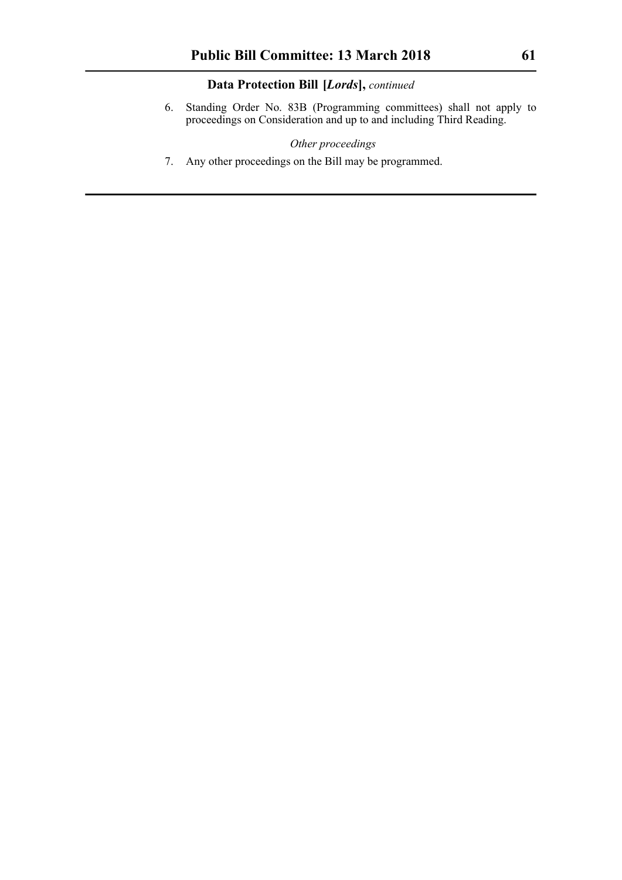**Data Protection Bill [*Lords*],** *continued*

6. Standing Order No. 83B (Programming committees) shall not apply to proceedings on Consideration and up to and including Third Reading.

*Other proceedings*

7. Any other proceedings on the Bill may be programmed.